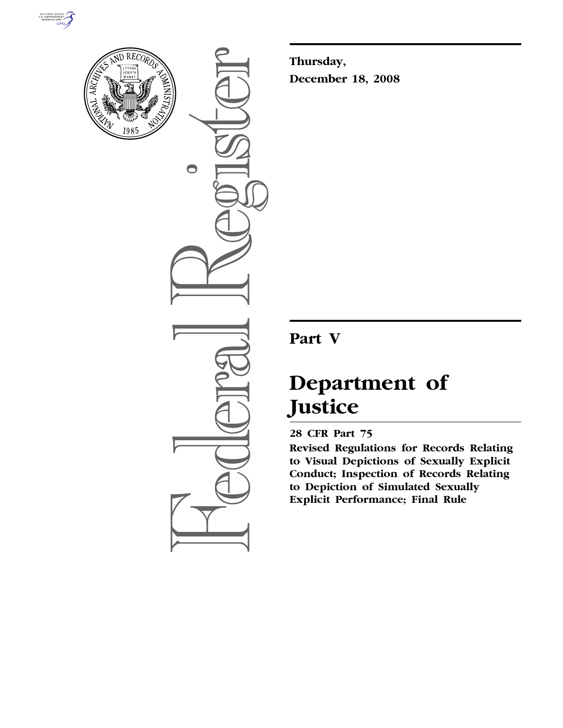Thursday,

December 18, 2008

# Part V

# Department of Justice

## 28 CFR Part 75

**Revised Regulations for Records Relating to Visual Depictions of Sexually Explicit Conduct; Inspection of Records Relating to Depiction of Simulated Sexually Explicit Performance; Final Rule**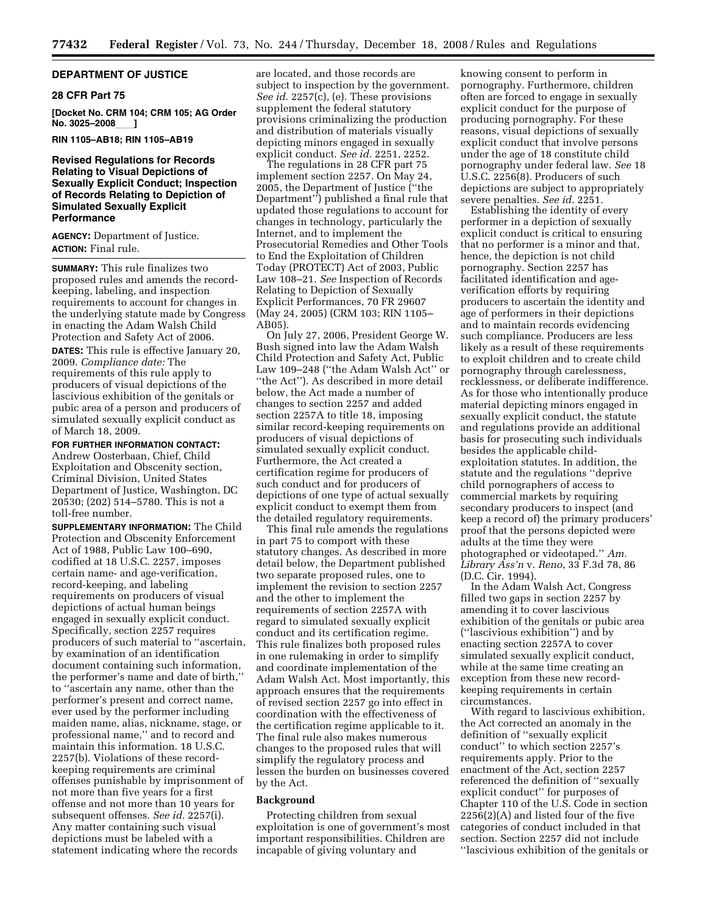**DEPARTMENT OF JUSTICE**

**28 CFR Part 75**

**[Docket No. CRM 104; CRM 105; AG Order No. 3025–2008___]**

**RIN 1105–AB18; RIN 1105–AB19**

## Revised Regulations for Records Relating to Visual Depictions of Sexually Explicit Conduct; Inspection of Records Relating to Depiction of Simulated Sexually Explicit Performance

**AGENCY:** Department of Justice.

**ACTION:** Final rule.

**SUMMARY:** This rule finalizes two proposed rules and amends the record-keeping, labeling, and inspection requirements to account for changes in the underlying statute made by Congress in enacting the Adam Walsh Child Protection and Safety Act of 2006.

**DATES:** This rule is effective January 20, 2009. *Compliance date:* The requirements of this rule apply to producers of visual depictions of the lascivious exhibition of the genitals or pubic area of a person and producers of simulated sexually explicit conduct as of March 18, 2009.

**FOR FURTHER INFORMATION CONTACT:** Andrew Oosterbaan, Chief, Child Exploitation and Obscenity section, Criminal Division, United States Department of Justice, Washington, DC 20530; (202) 514–5780. This is not a toll-free number.

**SUPPLEMENTARY INFORMATION:** The Child Protection and Obscenity Enforcement Act of 1988, Public Law 100–690, codified at 18 U.S.C. 2257, imposes certain name- and age-verification, record-keeping, and labeling requirements on producers of visual depictions of actual human beings engaged in sexually explicit conduct. Specifically, section 2257 requires producers of such material to "ascertain, by examination of an identification document containing such information, the performer's name and date of birth," to "ascertain any name, other than the performer's present and correct name, ever used by the performer including maiden name, alias, nickname, stage, or professional name," and to record and maintain this information. 18 U.S.C. 2257(b). Violations of these record-keeping requirements are criminal offenses punishable by imprisonment of not more than five years for a first offense and not more than 10 years for subsequent offenses. *See id.* 2257(i). Any matter containing such visual depictions must be labeled with a statement indicating where the records are located, and those records are subject to inspection by the government. *See id.* 2257(c), (e). These provisions supplement the federal statutory provisions criminalizing the production and distribution of materials visually depicting minors engaged in sexually explicit conduct. *See id.* 2251, 2252.

The regulations in 28 CFR part 75 implement section 2257. On May 24, 2005, the Department of Justice ("the Department") published a final rule that updated those regulations to account for changes in technology, particularly the Internet, and to implement the Prosecutorial Remedies and Other Tools to End the Exploitation of Children Today (PROTECT) Act of 2003, Public Law 108–21. *See* Inspection of Records Relating to Depiction of Sexually Explicit Performances, 70 FR 29607 (May 24, 2005) (CRM 103; RIN 1105–AB05).

On July 27, 2006, President George W. Bush signed into law the Adam Walsh Child Protection and Safety Act, Public Law 109–248 ("the Adam Walsh Act" or "the Act"). As described in more detail below, the Act made a number of changes to section 2257 and added section 2257A to title 18, imposing similar record-keeping requirements on producers of visual depictions of simulated sexually explicit conduct. Furthermore, the Act created a certification regime for producers of such conduct and for producers of depictions of one type of actual sexually explicit conduct to exempt them from the detailed regulatory requirements.

This final rule amends the regulations in part 75 to comport with these statutory changes. As described in more detail below, the Department published two separate proposed rules, one to implement the revision to section 2257 and the other to implement the requirements of section 2257A with regard to simulated sexually explicit conduct and its certification regime. This rule finalizes both proposed rules in one rulemaking in order to simplify and coordinate implementation of the Adam Walsh Act. Most importantly, this approach ensures that the requirements of revised section 2257 go into effect in coordination with the effectiveness of the certification regime applicable to it. The final rule also makes numerous changes to the proposed rules that will simplify the regulatory process and lessen the burden on businesses covered by the Act.

### Background

Protecting children from sexual exploitation is one of government's most important responsibilities. Children are incapable of giving voluntary and knowing consent to perform in pornography. Furthermore, children often are forced to engage in sexually explicit conduct for the purpose of producing pornography. For these reasons, visual depictions of sexually explicit conduct that involve persons under the age of 18 constitute child pornography under federal law. *See* 18 U.S.C. 2256(8). Producers of such depictions are subject to appropriately severe penalties. *See id.* 2251.

Establishing the identity of every performer in a depiction of sexually explicit conduct is critical to ensuring that no performer is a minor and that, hence, the depiction is not child pornography. Section 2257 has facilitated identification and age-verification efforts by requiring producers to ascertain the identity and age of performers in their depictions and to maintain records evidencing such compliance. Producers are less likely as a result of these requirements to exploit children and to create child pornography through carelessness, recklessness, or deliberate indifference. As for those who intentionally produce material depicting minors engaged in sexually explicit conduct, the statute and regulations provide an additional basis for prosecuting such individuals besides the applicable child-exploitation statutes. In addition, the statute and the regulations "deprive child pornographers of access to commercial markets by requiring secondary producers to inspect (and keep a record of) the primary producers' proof that the persons depicted were adults at the time they were photographed or videotaped." *Am. Library Ass'n* v. *Reno*, 33 F.3d 78, 86 (D.C. Cir. 1994).

In the Adam Walsh Act, Congress filled two gaps in section 2257 by amending it to cover lascivious exhibition of the genitals or pubic area ("lascivious exhibition") and by enacting section 2257A to cover simulated sexually explicit conduct, while at the same time creating an exception from these new record-keeping requirements in certain circumstances.

With regard to lascivious exhibition, the Act corrected an anomaly in the definition of "sexually explicit conduct" to which section 2257's requirements apply. Prior to the enactment of the Act, section 2257 referenced the definition of "sexually explicit conduct" for purposes of Chapter 110 of the U.S. Code in section 2256(2)(A) and listed four of the five categories of conduct included in that section. Section 2257 did not include "lascivious exhibition of the genitals or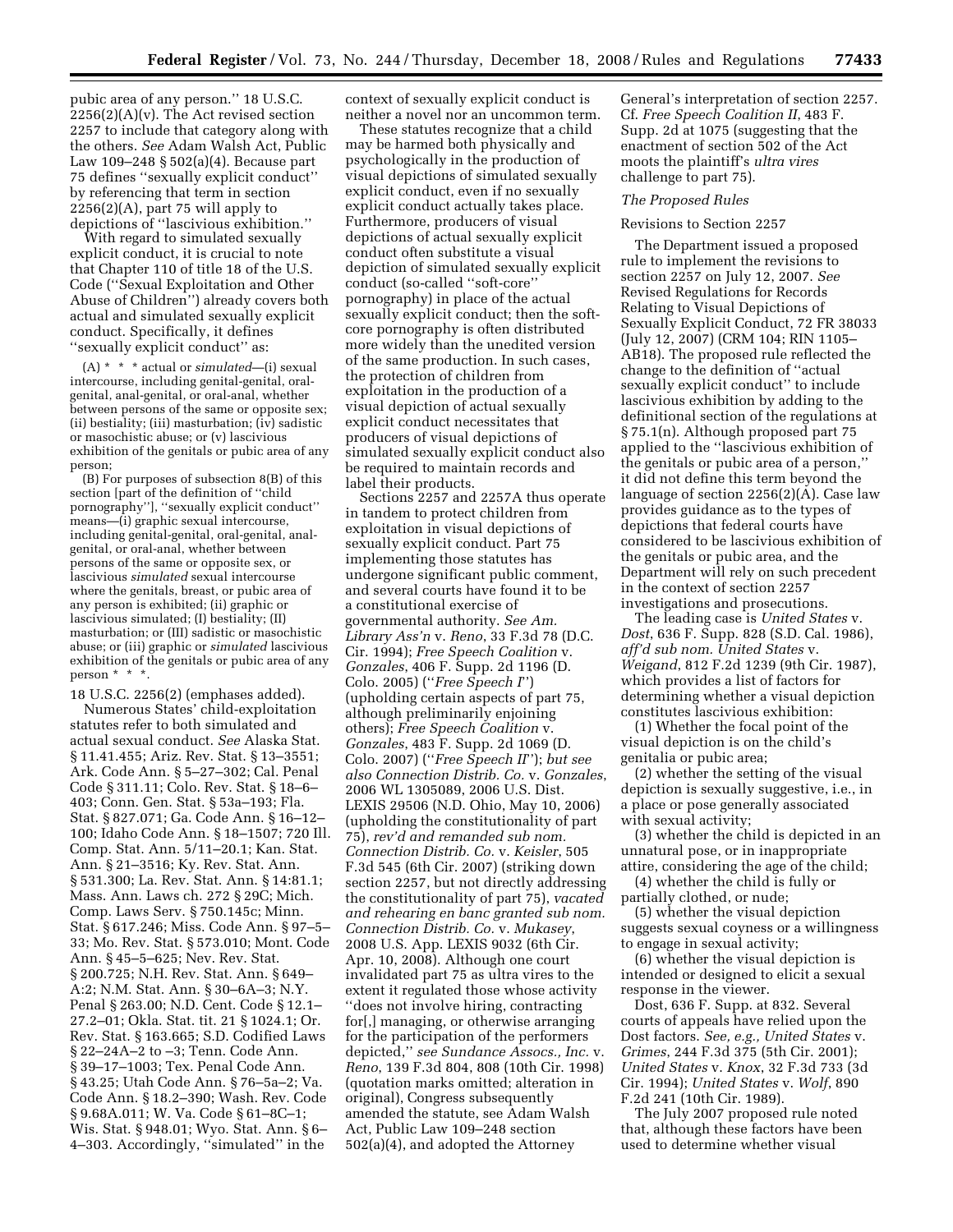pubic area of any person.'' 18 U.S.C. 2256(2)(A)(v). The Act revised section 2257 to include that category along with the others. *See* Adam Walsh Act, Public Law 109–248 § 502(a)(4). Because part 75 defines ''sexually explicit conduct'' by referencing that term in section 2256(2)(A), part 75 will apply to depictions of ''lascivious exhibition.''

With regard to simulated sexually explicit conduct, it is crucial to note that Chapter 110 of title 18 of the U.S. Code (''Sexual Exploitation and Other Abuse of Children'') already covers both actual and simulated sexually explicit conduct. Specifically, it defines ''sexually explicit conduct'' as:

> (A) * * * actual or *simulated*—(i) sexual intercourse, including genital-genital, oral-genital, anal-genital, or oral-anal, whether between persons of the same or opposite sex; (ii) bestiality; (iii) masturbation; (iv) sadistic or masochistic abuse; or (v) lascivious exhibition of the genitals or pubic area of any person;
>
> (B) For purposes of subsection 8(B) of this section [part of the definition of ''child pornography''], ''sexually explicit conduct'' means—(i) graphic sexual intercourse, including genital-genital, oral-genital, anal-genital, or oral-anal, whether between persons of the same or opposite sex, or lascivious *simulated* sexual intercourse where the genitals, breast, or pubic area of any person is exhibited; (ii) graphic or lascivious simulated; (I) bestiality; (II) masturbation; or (III) sadistic or masochistic abuse; or (iii) graphic or *simulated* lascivious exhibition of the genitals or pubic area of any person * * *.

18 U.S.C. 2256(2) (emphases added).

Numerous States' child-exploitation statutes refer to both simulated and actual sexual conduct. *See* Alaska Stat. § 11.41.455; Ariz. Rev. Stat. § 13–3551; Ark. Code Ann. § 5–27–302; Cal. Penal Code § 311.11; Colo. Rev. Stat. § 18–6–403; Conn. Gen. Stat. § 53a–193; Fla. Stat. § 827.071; Ga. Code Ann. § 16–12–100; Idaho Code Ann. § 18–1507; 720 Ill. Comp. Stat. Ann. 5/11–20.1; Kan. Stat. Ann. § 21–3516; Ky. Rev. Stat. Ann. § 531.300; La. Rev. Stat. Ann. § 14:81.1; Mass. Ann. Laws ch. 272 § 29C; Mich. Comp. Laws Serv. § 750.145c; Minn. Stat. § 617.246; Miss. Code Ann. § 97–5–33; Mo. Rev. Stat. § 573.010; Mont. Code Ann. § 45–5–625; Nev. Rev. Stat. § 200.725; N.H. Rev. Stat. Ann. § 649–A:2; N.M. Stat. Ann. § 30–6A–3; N.Y. Penal § 263.00; N.D. Cent. Code § 12.1–27.2–01; Okla. Stat. tit. 21 § 1024.1; Or. Rev. Stat. § 163.665; S.D. Codified Laws § 22–24A–2 to –3; Tenn. Code Ann. § 39–17–1003; Tex. Penal Code Ann. § 43.25; Utah Code Ann. § 76–5a–2; Va. Code Ann. § 18.2–390; Wash. Rev. Code § 9.68A.011; W. Va. Code § 61–8C–1; Wis. Stat. § 948.01; Wyo. Stat. Ann. § 6–4–303. Accordingly, ''simulated'' in the context of sexually explicit conduct is neither a novel nor an uncommon term.

These statutes recognize that a child may be harmed both physically and psychologically in the production of visual depictions of simulated sexually explicit conduct, even if no sexually explicit conduct actually takes place. Furthermore, producers of visual depictions of actual sexually explicit conduct often substitute a visual depiction of simulated sexually explicit conduct (so-called ''soft-core'' pornography) in place of the actual sexually explicit conduct; then the soft-core pornography is often distributed more widely than the unedited version of the same production. In such cases, the protection of children from exploitation in the production of a visual depiction of actual sexually explicit conduct necessitates that producers of visual depictions of simulated sexually explicit conduct also be required to maintain records and label their products.

Sections 2257 and 2257A thus operate in tandem to protect children from exploitation in visual depictions of sexually explicit conduct. Part 75 implementing those statutes has undergone significant public comment, and several courts have found it to be a constitutional exercise of governmental authority. *See Am. Library Ass'n* v. *Reno*, 33 F.3d 78 (D.C. Cir. 1994); *Free Speech Coalition* v. *Gonzales*, 406 F. Supp. 2d 1196 (D. Colo. 2005) (''*Free Speech I*'') (upholding certain aspects of part 75, although preliminarily enjoining others); *Free Speech Coalition* v. *Gonzales*, 483 F. Supp. 2d 1069 (D. Colo. 2007) (''*Free Speech II*''); *but see also Connection Distrib. Co.* v. *Gonzales*, 2006 WL 1305089, 2006 U.S. Dist. LEXIS 29506 (N.D. Ohio, May 10, 2006) (upholding the constitutionality of part 75), *rev'd and remanded sub nom. Connection Distrib. Co.* v. *Keisler*, 505 F.3d 545 (6th Cir. 2007) (striking down section 2257, but not directly addressing the constitutionality of part 75), *vacated and rehearing en banc granted sub nom. Connection Distrib. Co.* v. *Mukasey*, 2008 U.S. App. LEXIS 9032 (6th Cir. Apr. 10, 2008). Although one court invalidated part 75 as ultra vires to the extent it regulated those whose activity ''does not involve hiring, contracting for[,] managing, or otherwise arranging for the participation of the performers depicted,'' *see Sundance Assocs., Inc.* v. *Reno*, 139 F.3d 804, 808 (10th Cir. 1998) (quotation marks omitted; alteration in original), Congress subsequently amended the statute, see Adam Walsh Act, Public Law 109–248 section 502(a)(4), and adopted the Attorney General's interpretation of section 2257. Cf. *Free Speech Coalition II*, 483 F. Supp. 2d at 1075 (suggesting that the enactment of section 502 of the Act moots the plaintiff's *ultra vires* challenge to part 75).

*The Proposed Rules*

Revisions to Section 2257

The Department issued a proposed rule to implement the revisions to section 2257 on July 12, 2007. *See* Revised Regulations for Records Relating to Visual Depictions of Sexually Explicit Conduct, 72 FR 38033 (July 12, 2007) (CRM 104; RIN 1105–AB18). The proposed rule reflected the change to the definition of ''actual sexually explicit conduct'' to include lascivious exhibition by adding to the definitional section of the regulations at § 75.1(n). Although proposed part 75 applied to the ''lascivious exhibition of the genitals or pubic area of a person,'' it did not define this term beyond the language of section 2256(2)(A). Case law provides guidance as to the types of depictions that federal courts have considered to be lascivious exhibition of the genitals or pubic area, and the Department will rely on such precedent in the context of section 2257 investigations and prosecutions.

The leading case is *United States* v. *Dost*, 636 F. Supp. 828 (S.D. Cal. 1986), *aff'd sub nom. United States* v. *Weigand*, 812 F.2d 1239 (9th Cir. 1987), which provides a list of factors for determining whether a visual depiction constitutes lascivious exhibition:

(1) Whether the focal point of the visual depiction is on the child's genitalia or pubic area;

(2) whether the setting of the visual depiction is sexually suggestive, i.e., in a place or pose generally associated with sexual activity;

(3) whether the child is depicted in an unnatural pose, or in inappropriate attire, considering the age of the child;

(4) whether the child is fully or partially clothed, or nude;

(5) whether the visual depiction suggests sexual coyness or a willingness to engage in sexual activity;

(6) whether the visual depiction is intended or designed to elicit a sexual response in the viewer.

Dost, 636 F. Supp. at 832. Several courts of appeals have relied upon the Dost factors. *See, e.g., United States* v. *Grimes*, 244 F.3d 375 (5th Cir. 2001); *United States* v. *Knox*, 32 F.3d 733 (3d Cir. 1994); *United States* v. *Wolf*, 890 F.2d 241 (10th Cir. 1989).

The July 2007 proposed rule noted that, although these factors have been used to determine whether visual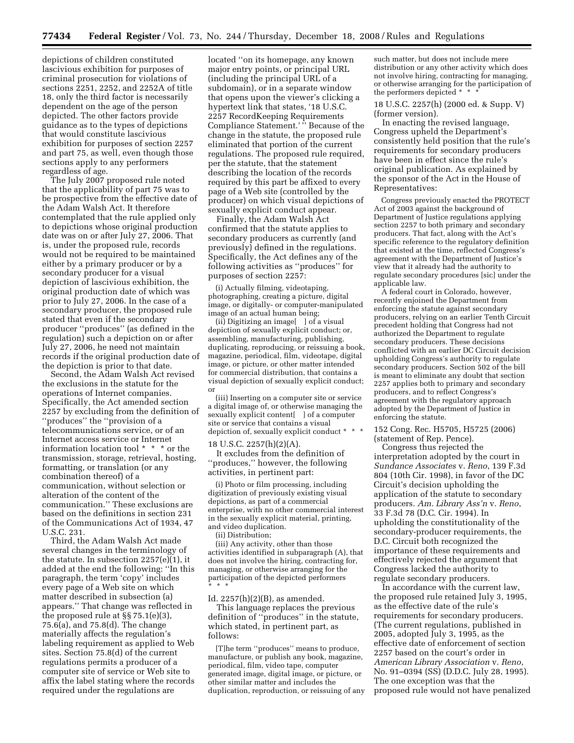depictions of children constituted lascivious exhibition for purposes of criminal prosecution for violations of sections 2251, 2252, and 2252A of title 18, only the third factor is necessarily dependent on the age of the person depicted. The other factors provide guidance as to the types of depictions that would constitute lascivious exhibition for purposes of section 2257 and part 75, as well, even though those sections apply to any performers regardless of age.

The July 2007 proposed rule noted that the applicability of part 75 was to be prospective from the effective date of the Adam Walsh Act. It therefore contemplated that the rule applied only to depictions whose original production date was on or after July 27, 2006. That is, under the proposed rule, records would not be required to be maintained either by a primary producer or by a secondary producer for a visual depiction of lascivious exhibition, the original production date of which was prior to July 27, 2006. In the case of a secondary producer, the proposed rule stated that even if the secondary producer ''produces'' (as defined in the regulation) such a depiction on or after July 27, 2006, he need not maintain records if the original production date of the depiction is prior to that date.

Second, the Adam Walsh Act revised the exclusions in the statute for the operations of Internet companies. Specifically, the Act amended section 2257 by excluding from the definition of ''produces'' the ''provision of a telecommunications service, or of an Internet access service or Internet information location tool * * * or the transmission, storage, retrieval, hosting, formatting, or translation (or any combination thereof) of a communication, without selection or alteration of the content of the communication.'' These exclusions are based on the definitions in section 231 of the Communications Act of 1934, 47 U.S.C. 231.

Third, the Adam Walsh Act made several changes in the terminology of the statute. In subsection 2257(e)(1), it added at the end the following: ''In this paragraph, the term 'copy' includes every page of a Web site on which matter described in subsection (a) appears.'' That change was reflected in the proposed rule at §§ 75.1(e)(3), 75.6(a), and 75.8(d). The change materially affects the regulation's labeling requirement as applied to Web sites. Section 75.8(d) of the current regulations permits a producer of a computer site of service or Web site to affix the label stating where the records required under the regulations are located ''on its homepage, any known major entry points, or principal URL (including the principal URL of a subdomain), or in a separate window that opens upon the viewer's clicking a hypertext link that states, '18 U.S.C. 2257 RecordKeeping Requirements Compliance Statement.' '' Because of the change in the statute, the proposed rule eliminated that portion of the current regulations. The proposed rule required, per the statute, that the statement describing the location of the records required by this part be affixed to every page of a Web site (controlled by the producer) on which visual depictions of sexually explicit conduct appear.

Finally, the Adam Walsh Act confirmed that the statute applies to secondary producers as currently (and previously) defined in the regulations. Specifically, the Act defines any of the following activities as ''produces'' for purposes of section 2257:

> (i) Actually filming, videotaping, photographing, creating a picture, digital image, or digitally- or computer-manipulated image of an actual human being;
>
> (ii) Digitizing an image[ ] of a visual depiction of sexually explicit conduct; or, assembling, manufacturing, publishing, duplicating, reproducing, or reissuing a book, magazine, periodical, film, videotape, digital image, or picture, or other matter intended for commercial distribution, that contains a visual depiction of sexually explicit conduct; or
>
> (iii) Inserting on a computer site or service a digital image of, or otherwise managing the sexually explicit content[ ] of a computer site or service that contains a visual depiction of, sexually explicit conduct * * *

18 U.S.C. 2257(h)(2)(A).

It excludes from the definition of ''produces,'' however, the following activities, in pertinent part:

> (i) Photo or film processing, including digitization of previously existing visual depictions, as part of a commercial enterprise, with no other commercial interest in the sexually explicit material, printing, and video duplication.
>
> (ii) Distribution;
>
> (iii) Any activity, other than those activities identified in subparagraph (A), that does not involve the hiring, contracting for, managing, or otherwise arranging for the participation of the depicted performers * * *

Id. 2257(h)(2)(B), as amended.

This language replaces the previous definition of ''produces'' in the statute, which stated, in pertinent part, as follows:

> [T]he term ''produces'' means to produce, manufacture, or publish any book, magazine, periodical, film, video tape, computer generated image, digital image, or picture, or other similar matter and includes the duplication, reproduction, or reissuing of any such matter, but does not include mere distribution or any other activity which does not involve hiring, contracting for managing, or otherwise arranging for the participation of the performers depicted * * *

18 U.S.C. 2257(h) (2000 ed. & Supp. V) (former version).

In enacting the revised language, Congress upheld the Department's consistently held position that the rule's requirements for secondary producers have been in effect since the rule's original publication. As explained by the sponsor of the Act in the House of Representatives:

> Congress previously enacted the PROTECT Act of 2003 against the background of Department of Justice regulations applying section 2257 to both primary and secondary producers. That fact, along with the Act's specific reference to the regulatory definition that existed at the time, reflected Congress's agreement with the Department of Justice's view that it already had the authority to regulate secondary procedures [sic] under the applicable law.
>
> A federal court in Colorado, however, recently enjoined the Department from enforcing the statute against secondary producers, relying on an earlier Tenth Circuit precedent holding that Congress had not authorized the Department to regulate secondary producers. These decisions conflicted with an earlier DC Circuit decision upholding Congress's authority to regulate secondary producers. Section 502 of the bill is meant to eliminate any doubt that section 2257 applies both to primary and secondary producers, and to reflect Congress's agreement with the regulatory approach adopted by the Department of Justice in enforcing the statute.

152 Cong. Rec. H5705, H5725 (2006) (statement of Rep. Pence).

Congress thus rejected the interpretation adopted by the court in *Sundance Associates* v. *Reno*, 139 F.3d 804 (10th Cir. 1998), in favor of the DC Circuit's decision upholding the application of the statute to secondary producers. *Am. Library Ass'n* v. *Reno*, 33 F.3d 78 (D.C. Cir. 1994). In upholding the constitutionality of the secondary-producer requirements, the D.C. Circuit both recognized the importance of these requirements and effectively rejected the argument that Congress lacked the authority to regulate secondary producers.

In accordance with the current law, the proposed rule retained July 3, 1995, as the effective date of the rule's requirements for secondary producers. (The current regulations, published in 2005, adopted July 3, 1995, as the effective date of enforcement of section 2257 based on the court's order in *American Library Association* v. *Reno*, No. 91–0394 (SS) (D.D.C. July 28, 1995). The one exception was that the proposed rule would not have penalized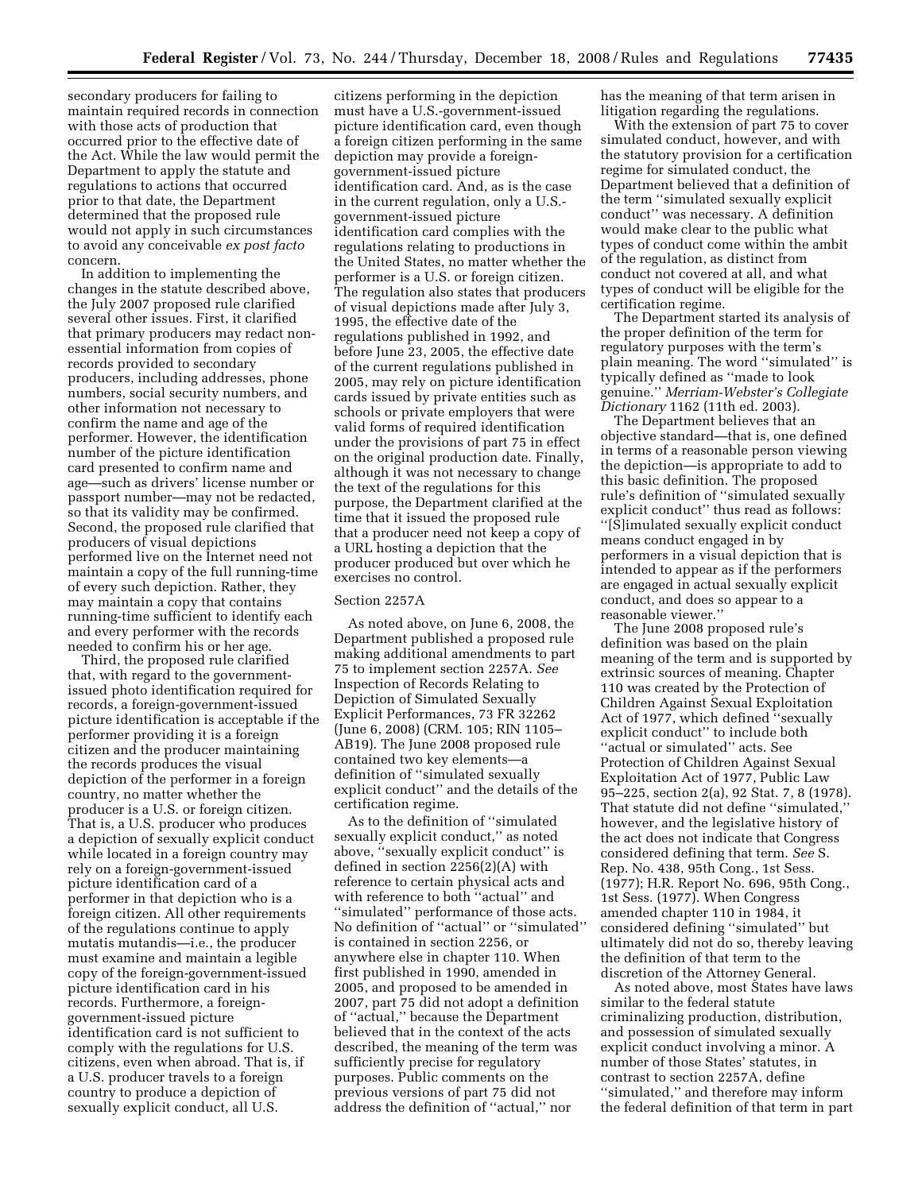secondary producers for failing to maintain required records in connection with those acts of production that occurred prior to the effective date of the Act. While the law would permit the Department to apply the statute and regulations to actions that occurred prior to that date, the Department determined that the proposed rule would not apply in such circumstances to avoid any conceivable *ex post facto* concern.

In addition to implementing the changes in the statute described above, the July 2007 proposed rule clarified several other issues. First, it clarified that primary producers may redact non-essential information from copies of records provided to secondary producers, including addresses, phone numbers, social security numbers, and other information not necessary to confirm the name and age of the performer. However, the identification number of the picture identification card presented to confirm name and age—such as drivers' license number or passport number—may not be redacted, so that its validity may be confirmed. Second, the proposed rule clarified that producers of visual depictions performed live on the Internet need not maintain a copy of the full running-time of every such depiction. Rather, they may maintain a copy that contains running-time sufficient to identify each and every performer with the records needed to confirm his or her age.

Third, the proposed rule clarified that, with regard to the government-issued photo identification required for records, a foreign-government-issued picture identification is acceptable if the performer providing it is a foreign citizen and the producer maintaining the records produces the visual depiction of the performer in a foreign country, no matter whether the producer is a U.S. or foreign citizen. That is, a U.S. producer who produces a depiction of sexually explicit conduct while located in a foreign country may rely on a foreign-government-issued picture identification card of a performer in that depiction who is a foreign citizen. All other requirements of the regulations continue to apply mutatis mutandis—i.e., the producer must examine and maintain a legible copy of the foreign-government-issued picture identification card in his records. Furthermore, a foreign-government-issued picture identification card is not sufficient to comply with the regulations for U.S. citizens, even when abroad. That is, if a U.S. producer travels to a foreign country to produce a depiction of sexually explicit conduct, all U.S. citizens performing in the depiction must have a U.S.-government-issued picture identification card, even though a foreign citizen performing in the same depiction may provide a foreign-government-issued picture identification card. And, as is the case in the current regulation, only a U.S.-government-issued picture identification card complies with the regulations relating to productions in the United States, no matter whether the performer is a U.S. or foreign citizen. The regulation also states that producers of visual depictions made after July 3, 1995, the effective date of the regulations published in 1992, and before June 23, 2005, the effective date of the current regulations published in 2005, may rely on picture identification cards issued by private entities such as schools or private employers that were valid forms of required identification under the provisions of part 75 in effect on the original production date. Finally, although it was not necessary to change the text of the regulations for this purpose, the Department clarified at the time that it issued the proposed rule that a producer need not keep a copy of a URL hosting a depiction that the producer produced but over which he exercises no control.

### Section 2257A

As noted above, on June 6, 2008, the Department published a proposed rule making additional amendments to part 75 to implement section 2257A. *See* Inspection of Records Relating to Depiction of Simulated Sexually Explicit Performances, 73 FR 32262 (June 6, 2008) (CRM. 105; RIN 1105–AB19). The June 2008 proposed rule contained two key elements—a definition of ''simulated sexually explicit conduct'' and the details of the certification regime.

As to the definition of ''simulated sexually explicit conduct,'' as noted above, ''sexually explicit conduct'' is defined in section 2256(2)(A) with reference to certain physical acts and with reference to both ''actual'' and ''simulated'' performance of those acts. No definition of ''actual'' or ''simulated'' is contained in section 2256, or anywhere else in chapter 110. When first published in 1990, amended in 2005, and proposed to be amended in 2007, part 75 did not adopt a definition of ''actual,'' because the Department believed that in the context of the acts described, the meaning of the term was sufficiently precise for regulatory purposes. Public comments on the previous versions of part 75 did not address the definition of ''actual,'' nor has the meaning of that term arisen in litigation regarding the regulations.

With the extension of part 75 to cover simulated conduct, however, and with the statutory provision for a certification regime for simulated conduct, the Department believed that a definition of the term ''simulated sexually explicit conduct'' was necessary. A definition would make clear to the public what types of conduct come within the ambit of the regulation, as distinct from conduct not covered at all, and what types of conduct will be eligible for the certification regime.

The Department started its analysis of the proper definition of the term for regulatory purposes with the term's plain meaning. The word ''simulated'' is typically defined as ''made to look genuine.'' *Merriam-Webster's Collegiate Dictionary* 1162 (11th ed. 2003).

The Department believes that an objective standard—that is, one defined in terms of a reasonable person viewing the depiction—is appropriate to add to this basic definition. The proposed rule's definition of ''simulated sexually explicit conduct'' thus read as follows: ''[S]imulated sexually explicit conduct means conduct engaged in by performers in a visual depiction that is intended to appear as if the performers are engaged in actual sexually explicit conduct, and does so appear to a reasonable viewer.''

The June 2008 proposed rule's definition was based on the plain meaning of the term and is supported by extrinsic sources of meaning. Chapter 110 was created by the Protection of Children Against Sexual Exploitation Act of 1977, which defined ''sexually explicit conduct'' to include both ''actual or simulated'' acts. See Protection of Children Against Sexual Exploitation Act of 1977, Public Law 95–225, section 2(a), 92 Stat. 7, 8 (1978). That statute did not define ''simulated,'' however, and the legislative history of the act does not indicate that Congress considered defining that term. *See* S. Rep. No. 438, 95th Cong., 1st Sess. (1977); H.R. Report No. 696, 95th Cong., 1st Sess. (1977). When Congress amended chapter 110 in 1984, it considered defining ''simulated'' but ultimately did not do so, thereby leaving the definition of that term to the discretion of the Attorney General.

As noted above, most States have laws similar to the federal statute criminalizing production, distribution, and possession of simulated sexually explicit conduct involving a minor. A number of those States' statutes, in contrast to section 2257A, define ''simulated,'' and therefore may inform the federal definition of that term in part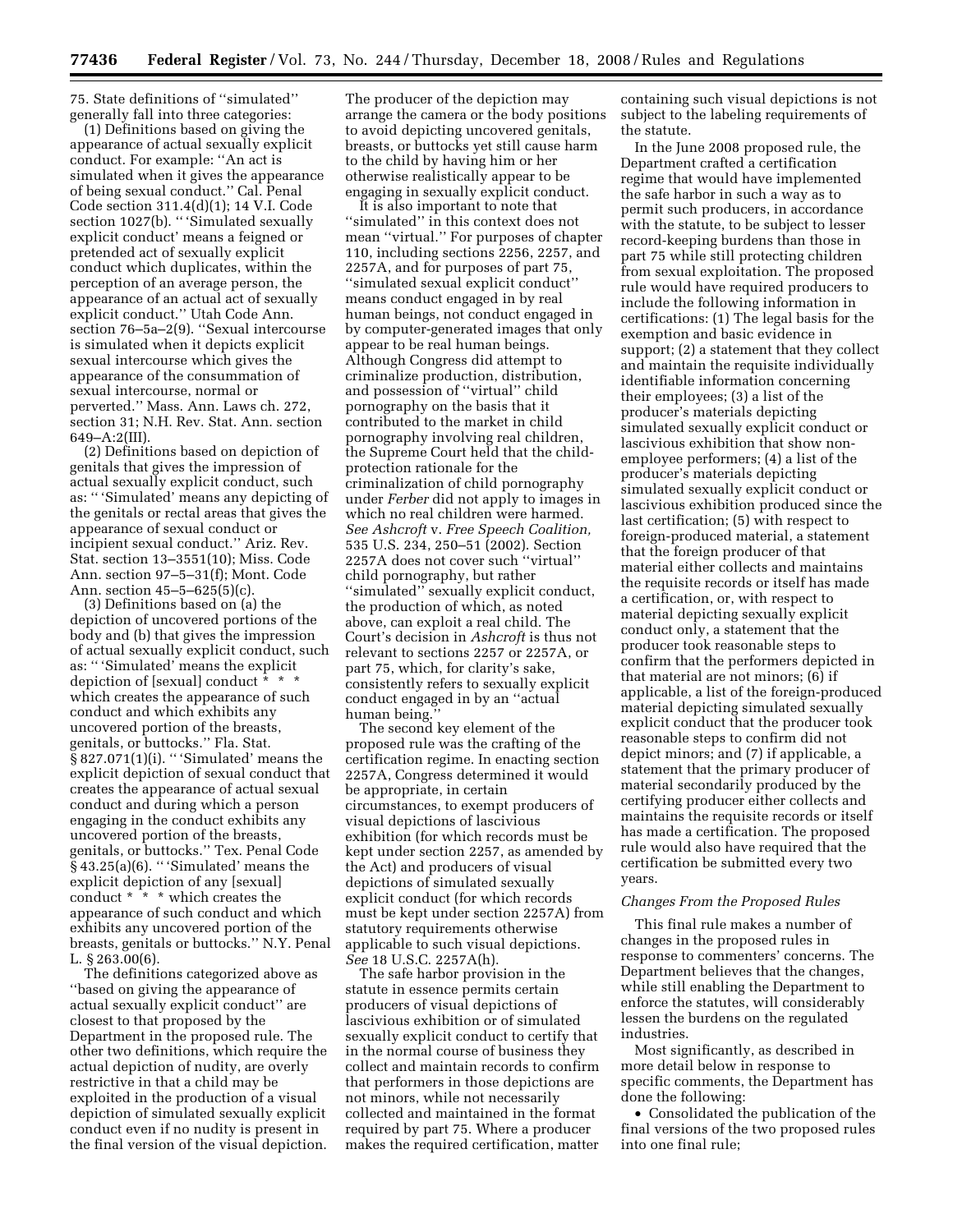75. State definitions of "simulated" generally fall into three categories:

(1) Definitions based on giving the appearance of actual sexually explicit conduct. For example: "An act is simulated when it gives the appearance of being sexual conduct." Cal. Penal Code section 311.4(d)(1); 14 V.I. Code section 1027(b). "'Simulated sexually explicit conduct' means a feigned or pretended act of sexually explicit conduct which duplicates, within the perception of an average person, the appearance of an actual act of sexually explicit conduct." Utah Code Ann. section 76–5a–2(9). "Sexual intercourse is simulated when it depicts explicit sexual intercourse which gives the appearance of the consummation of sexual intercourse, normal or perverted." Mass. Ann. Laws ch. 272, section 31; N.H. Rev. Stat. Ann. section 649–A:2(III).

(2) Definitions based on depiction of genitals that gives the impression of actual sexually explicit conduct, such as: "'Simulated' means any depicting of the genitals or rectal areas that gives the appearance of sexual conduct or incipient sexual conduct." Ariz. Rev. Stat. section 13–3551(10); Miss. Code Ann. section 97–5–31(f); Mont. Code Ann. section 45–5–625(5)(c).

(3) Definitions based on (a) the depiction of uncovered portions of the body and (b) that gives the impression of actual sexually explicit conduct, such as: "'Simulated' means the explicit depiction of [sexual] conduct * * * which creates the appearance of such conduct and which exhibits any uncovered portion of the breasts, genitals, or buttocks." Fla. Stat. § 827.071(1)(i). "'Simulated' means the explicit depiction of sexual conduct that creates the appearance of actual sexual conduct and during which a person engaging in the conduct exhibits any uncovered portion of the breasts, genitals, or buttocks." Tex. Penal Code § 43.25(a)(6). "'Simulated' means the explicit depiction of any [sexual] conduct * * * which creates the appearance of such conduct and which exhibits any uncovered portion of the breasts, genitals or buttocks." N.Y. Penal L. § 263.00(6).

The definitions categorized above as "based on giving the appearance of actual sexually explicit conduct" are closest to that proposed by the Department in the proposed rule. The other two definitions, which require the actual depiction of nudity, are overly restrictive in that a child may be exploited in the production of a visual depiction of simulated sexually explicit conduct even if no nudity is present in the final version of the visual depiction. The producer of the depiction may arrange the camera or the body positions to avoid depicting uncovered genitals, breasts, or buttocks yet still cause harm to the child by having him or her otherwise realistically appear to be engaging in sexually explicit conduct.

It is also important to note that "simulated" in this context does not mean "virtual." For purposes of chapter 110, including sections 2256, 2257, and 2257A, and for purposes of part 75, "simulated sexual explicit conduct" means conduct engaged in by real human beings, not conduct engaged in by computer-generated images that only appear to be real human beings. Although Congress did attempt to criminalize production, distribution, and possession of "virtual" child pornography on the basis that it contributed to the market in child pornography involving real children, the Supreme Court held that the child-protection rationale for the criminalization of child pornography under *Ferber* did not apply to images in which no real children were harmed. *See Ashcroft* v. *Free Speech Coalition,* 535 U.S. 234, 250–51 (2002). Section 2257A does not cover such "virtual" child pornography, but rather "simulated" sexually explicit conduct, the production of which, as noted above, can exploit a real child. The Court's decision in *Ashcroft* is thus not relevant to sections 2257 or 2257A, or part 75, which, for clarity's sake, consistently refers to sexually explicit conduct engaged in by an "actual human being."

The second key element of the proposed rule was the crafting of the certification regime. In enacting section 2257A, Congress determined it would be appropriate, in certain circumstances, to exempt producers of visual depictions of lascivious exhibition (for which records must be kept under section 2257, as amended by the Act) and producers of visual depictions of simulated sexually explicit conduct (for which records must be kept under section 2257A) from statutory requirements otherwise applicable to such visual depictions. *See* 18 U.S.C. 2257A(h).

The safe harbor provision in the statute in essence permits certain producers of visual depictions of lascivious exhibition or of simulated sexually explicit conduct to certify that in the normal course of business they collect and maintain records to confirm that performers in those depictions are not minors, while not necessarily collected and maintained in the format required by part 75. Where a producer makes the required certification, matter containing such visual depictions is not subject to the labeling requirements of the statute.

In the June 2008 proposed rule, the Department crafted a certification regime that would have implemented the safe harbor in such a way as to permit such producers, in accordance with the statute, to be subject to lesser record-keeping burdens than those in part 75 while still protecting children from sexual exploitation. The proposed rule would have required producers to include the following information in certifications: (1) The legal basis for the exemption and basic evidence in support; (2) a statement that they collect and maintain the requisite individually identifiable information concerning their employees; (3) a list of the producer's materials depicting simulated sexually explicit conduct or lascivious exhibition that show non-employee performers; (4) a list of the producer's materials depicting simulated sexually explicit conduct or lascivious exhibition produced since the last certification; (5) with respect to foreign-produced material, a statement that the foreign producer of that material either collects and maintains the requisite records or itself has made a certification, or, with respect to material depicting sexually explicit conduct only, a statement that the producer took reasonable steps to confirm that the performers depicted in that material are not minors; (6) if applicable, a list of the foreign-produced material depicting simulated sexually explicit conduct that the producer took reasonable steps to confirm did not depict minors; and (7) if applicable, a statement that the primary producer of material secondarily produced by the certifying producer either collects and maintains the requisite records or itself has made a certification. The proposed rule would also have required that the certification be submitted every two years.

### *Changes From the Proposed Rules*

This final rule makes a number of changes in the proposed rules in response to commenters' concerns. The Department believes that the changes, while still enabling the Department to enforce the statutes, will considerably lessen the burdens on the regulated industries.

Most significantly, as described in more detail below in response to specific comments, the Department has done the following:

- Consolidated the publication of the final versions of the two proposed rules into one final rule;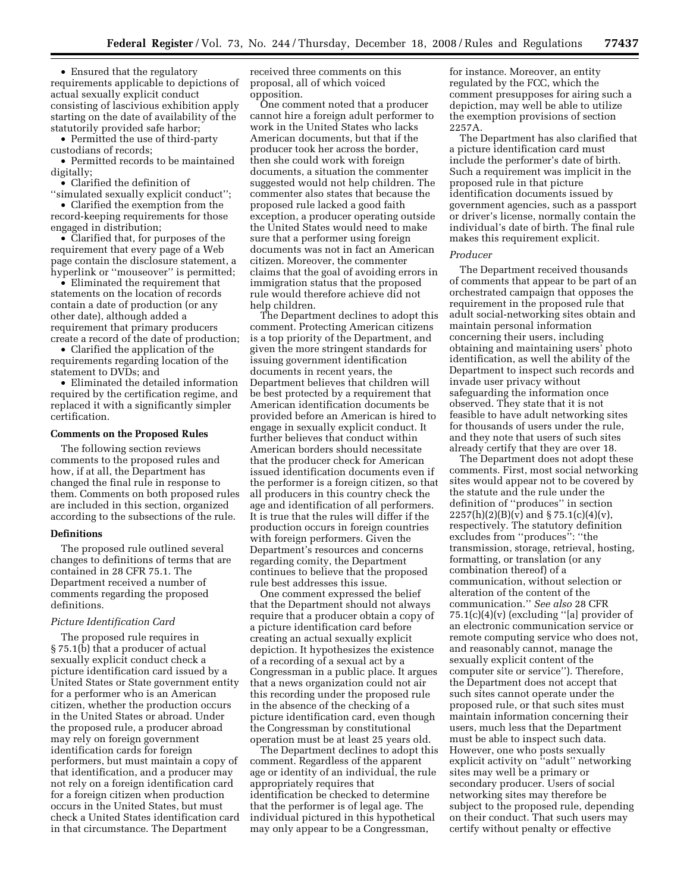- Ensured that the regulatory requirements applicable to depictions of actual sexually explicit conduct consisting of lascivious exhibition apply starting on the date of availability of the statutorily provided safe harbor;
- Permitted the use of third-party custodians of records;
- Permitted records to be maintained digitally;
- Clarified the definition of ''simulated sexually explicit conduct'';
- Clarified the exemption from the record-keeping requirements for those engaged in distribution;
- Clarified that, for purposes of the requirement that every page of a Web page contain the disclosure statement, a hyperlink or ''mouseover'' is permitted;
- Eliminated the requirement that statements on the location of records contain a date of production (or any other date), although added a requirement that primary producers create a record of the date of production;
- Clarified the application of the requirements regarding location of the statement to DVDs; and
- Eliminated the detailed information required by the certification regime, and replaced it with a significantly simpler certification.

## Comments on the Proposed Rules

The following section reviews comments to the proposed rules and how, if at all, the Department has changed the final rule in response to them. Comments on both proposed rules are included in this section, organized according to the subsections of the rule.

### Definitions

The proposed rule outlined several changes to definitions of terms that are contained in 28 CFR 75.1. The Department received a number of comments regarding the proposed definitions.

*Picture Identification Card*

The proposed rule requires in § 75.1(b) that a producer of actual sexually explicit conduct check a picture identification card issued by a United States or State government entity for a performer who is an American citizen, whether the production occurs in the United States or abroad. Under the proposed rule, a producer abroad may rely on foreign government identification cards for foreign performers, but must maintain a copy of that identification, and a producer may not rely on a foreign identification card for a foreign citizen when production occurs in the United States, but must check a United States identification card in that circumstance. The Department received three comments on this proposal, all of which voiced opposition.

One comment noted that a producer cannot hire a foreign adult performer to work in the United States who lacks American documents, but that if the producer took her across the border, then she could work with foreign documents, a situation the commenter suggested would not help children. The commenter also states that because the proposed rule lacked a good faith exception, a producer operating outside the United States would need to make sure that a performer using foreign documents was not in fact an American citizen. Moreover, the commenter claims that the goal of avoiding errors in immigration status that the proposed rule would therefore achieve did not help children.

The Department declines to adopt this comment. Protecting American citizens is a top priority of the Department, and given the more stringent standards for issuing government identification documents in recent years, the Department believes that children will be best protected by a requirement that American identification documents be provided before an American is hired to engage in sexually explicit conduct. It further believes that conduct within American borders should necessitate that the producer check for American issued identification documents even if the performer is a foreign citizen, so that all producers in this country check the age and identification of all performers. It is true that the rules will differ if the production occurs in foreign countries with foreign performers. Given the Department's resources and concerns regarding comity, the Department continues to believe that the proposed rule best addresses this issue.

One comment expressed the belief that the Department should not always require that a producer obtain a copy of a picture identification card before creating an actual sexually explicit depiction. It hypothesizes the existence of a recording of a sexual act by a Congressman in a public place. It argues that a news organization could not air this recording under the proposed rule in the absence of the checking of a picture identification card, even though the Congressman by constitutional operation must be at least 25 years old.

The Department declines to adopt this comment. Regardless of the apparent age or identity of an individual, the rule appropriately requires that identification be checked to determine that the performer is of legal age. The individual pictured in this hypothetical may only appear to be a Congressman, for instance. Moreover, an entity regulated by the FCC, which the comment presupposes for airing such a depiction, may well be able to utilize the exemption provisions of section 2257A.

The Department has also clarified that a picture identification card must include the performer's date of birth. Such a requirement was implicit in the proposed rule in that picture identification documents issued by government agencies, such as a passport or driver's license, normally contain the individual's date of birth. The final rule makes this requirement explicit.

*Producer*

The Department received thousands of comments that appear to be part of an orchestrated campaign that opposes the requirement in the proposed rule that adult social-networking sites obtain and maintain personal information concerning their users, including obtaining and maintaining users' photo identification, as well the ability of the Department to inspect such records and invade user privacy without safeguarding the information once observed. They state that it is not feasible to have adult networking sites for thousands of users under the rule, and they note that users of such sites already certify that they are over 18.

The Department does not adopt these comments. First, most social networking sites would appear not to be covered by the statute and the rule under the definition of ''produces'' in section 2257(h)(2)(B)(v) and § 75.1(c)(4)(v), respectively. The statutory definition excludes from ''produces'': ''the transmission, storage, retrieval, hosting, formatting, or translation (or any combination thereof) of a communication, without selection or alteration of the content of the communication.'' *See also* 28 CFR 75.1(c)(4)(v) (excluding ''[a] provider of an electronic communication service or remote computing service who does not, and reasonably cannot, manage the sexually explicit content of the computer site or service''). Therefore, the Department does not accept that such sites cannot operate under the proposed rule, or that such sites must maintain information concerning their users, much less that the Department must be able to inspect such data. However, one who posts sexually explicit activity on ''adult'' networking sites may well be a primary or secondary producer. Users of social networking sites may therefore be subject to the proposed rule, depending on their conduct. That such users may certify without penalty or effective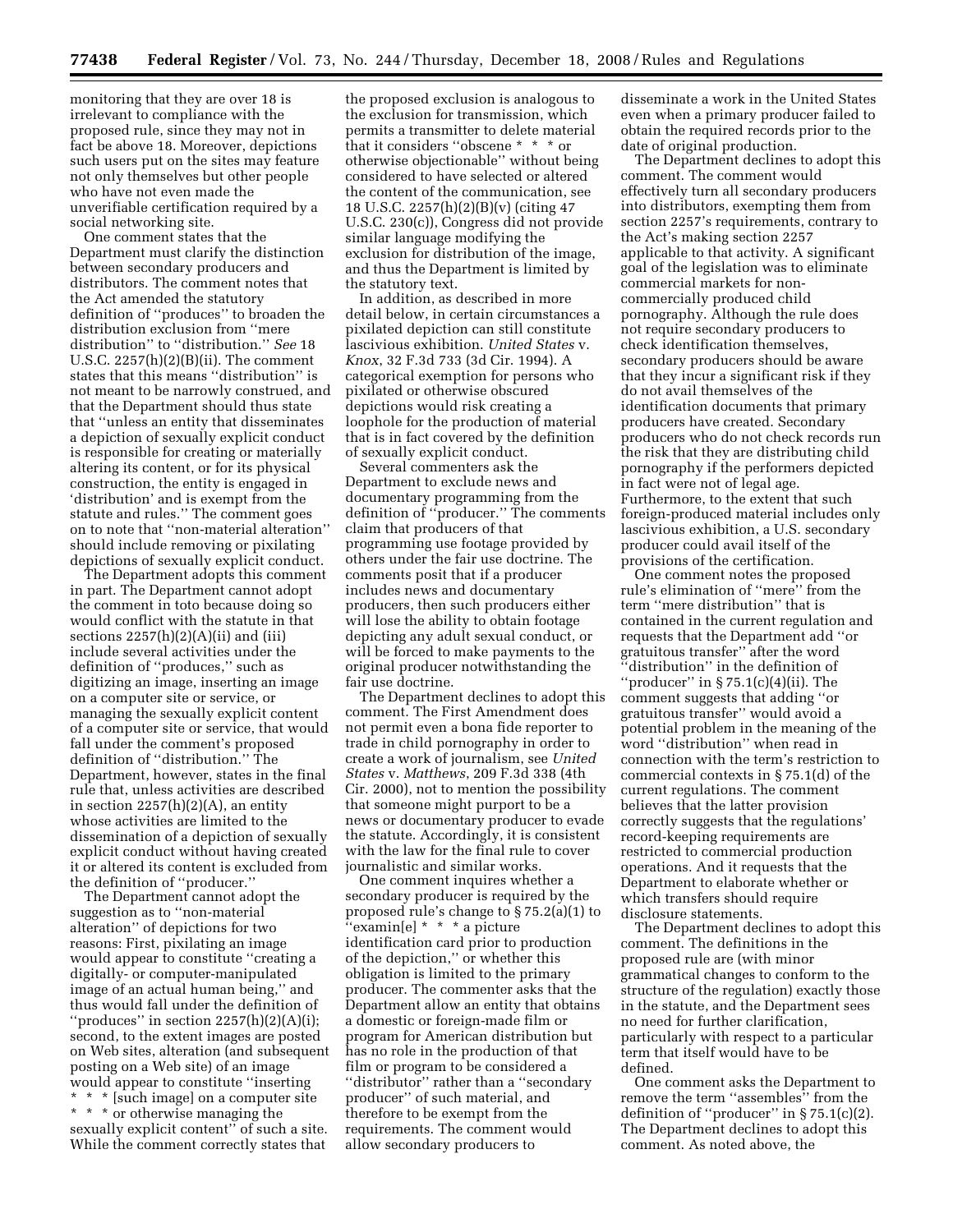monitoring that they are over 18 is irrelevant to compliance with the proposed rule, since they may not in fact be above 18. Moreover, depictions such users put on the sites may feature not only themselves but other people who have not even made the unverifiable certification required by a social networking site.

One comment states that the Department must clarify the distinction between secondary producers and distributors. The comment notes that the Act amended the statutory definition of ''produces'' to broaden the distribution exclusion from ''mere distribution'' to ''distribution.'' *See* 18 U.S.C. 2257(h)(2)(B)(ii). The comment states that this means ''distribution'' is not meant to be narrowly construed, and that the Department should thus state that ''unless an entity that disseminates a depiction of sexually explicit conduct is responsible for creating or materially altering its content, or for its physical construction, the entity is engaged in 'distribution' and is exempt from the statute and rules.'' The comment goes on to note that ''non-material alteration'' should include removing or pixilating depictions of sexually explicit conduct.

The Department adopts this comment in part. The Department cannot adopt the comment in toto because doing so would conflict with the statute in that sections 2257(h)(2)(A)(ii) and (iii) include several activities under the definition of ''produces,'' such as digitizing an image, inserting an image on a computer site or service, or managing the sexually explicit content of a computer site or service, that would fall under the comment's proposed definition of ''distribution.'' The Department, however, states in the final rule that, unless activities are described in section 2257(h)(2)(A), an entity whose activities are limited to the dissemination of a depiction of sexually explicit conduct without having created it or altered its content is excluded from the definition of ''producer.''

The Department cannot adopt the suggestion as to ''non-material alteration'' of depictions for two reasons: First, pixilating an image would appear to constitute ''creating a digitally- or computer-manipulated image of an actual human being,'' and thus would fall under the definition of ''produces'' in section 2257(h)(2)(A)(i); second, to the extent images are posted on Web sites, alteration (and subsequent posting on a Web site) of an image would appear to constitute ''inserting * * * [such image] on a computer site * * * or otherwise managing the sexually explicit content'' of such a site. While the comment correctly states that the proposed exclusion is analogous to the exclusion for transmission, which permits a transmitter to delete material that it considers ''obscene * * * or otherwise objectionable'' without being considered to have selected or altered the content of the communication, see 18 U.S.C. 2257(h)(2)(B)(v) (citing 47 U.S.C. 230(c)), Congress did not provide similar language modifying the exclusion for distribution of the image, and thus the Department is limited by the statutory text.

In addition, as described in more detail below, in certain circumstances a pixilated depiction can still constitute lascivious exhibition. *United States* v. *Knox*, 32 F.3d 733 (3d Cir. 1994). A categorical exemption for persons who pixilated or otherwise obscured depictions would risk creating a loophole for the production of material that is in fact covered by the definition of sexually explicit conduct.

Several commenters ask the Department to exclude news and documentary programming from the definition of ''producer.'' The comments claim that producers of that programming use footage provided by others under the fair use doctrine. The comments posit that if a producer includes news and documentary producers, then such producers either will lose the ability to obtain footage depicting any adult sexual conduct, or will be forced to make payments to the original producer notwithstanding the fair use doctrine.

The Department declines to adopt this comment. The First Amendment does not permit even a bona fide reporter to trade in child pornography in order to create a work of journalism, see *United States* v. *Matthews*, 209 F.3d 338 (4th Cir. 2000), not to mention the possibility that someone might purport to be a news or documentary producer to evade the statute. Accordingly, it is consistent with the law for the final rule to cover journalistic and similar works.

One comment inquires whether a secondary producer is required by the proposed rule's change to § 75.2(a)(1) to ''examin[e] * * * a picture identification card prior to production of the depiction,'' or whether this obligation is limited to the primary producer. The commenter asks that the Department allow an entity that obtains a domestic or foreign-made film or program for American distribution but has no role in the production of that film or program to be considered a ''distributor'' rather than a ''secondary producer'' of such material, and therefore to be exempt from the requirements. The comment would allow secondary producers to disseminate a work in the United States even when a primary producer failed to obtain the required records prior to the date of original production.

The Department declines to adopt this comment. The comment would effectively turn all secondary producers into distributors, exempting them from section 2257's requirements, contrary to the Act's making section 2257 applicable to that activity. A significant goal of the legislation was to eliminate commercial markets for non-commercially produced child pornography. Although the rule does not require secondary producers to check identification themselves, secondary producers should be aware that they incur a significant risk if they do not avail themselves of the identification documents that primary producers have created. Secondary producers who do not check records run the risk that they are distributing child pornography if the performers depicted in fact were not of legal age. Furthermore, to the extent that such foreign-produced material includes only lascivious exhibition, a U.S. secondary producer could avail itself of the provisions of the certification.

One comment notes the proposed rule's elimination of ''mere'' from the term ''mere distribution'' that is contained in the current regulation and requests that the Department add ''or gratuitous transfer'' after the word ''distribution'' in the definition of ''producer'' in § 75.1(c)(4)(ii). The comment suggests that adding ''or gratuitous transfer'' would avoid a potential problem in the meaning of the word ''distribution'' when read in connection with the term's restriction to commercial contexts in § 75.1(d) of the current regulations. The comment believes that the latter provision correctly suggests that the regulations' record-keeping requirements are restricted to commercial production operations. And it requests that the Department to elaborate whether or which transfers should require disclosure statements.

The Department declines to adopt this comment. The definitions in the proposed rule are (with minor grammatical changes to conform to the structure of the regulation) exactly those in the statute, and the Department sees no need for further clarification, particularly with respect to a particular term that itself would have to be defined.

One comment asks the Department to remove the term ''assembles'' from the definition of ''producer'' in § 75.1(c)(2). The Department declines to adopt this comment. As noted above, the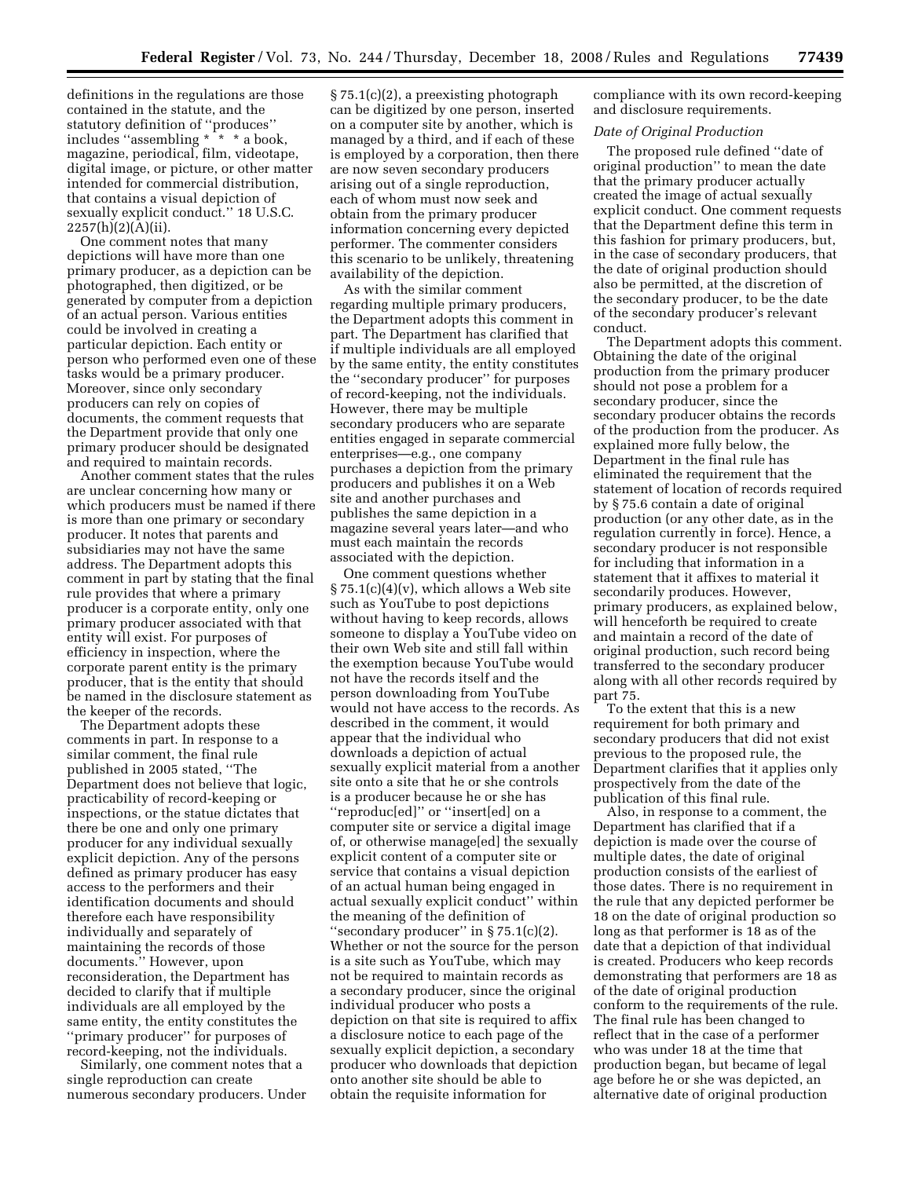definitions in the regulations are those contained in the statute, and the statutory definition of ''produces'' includes ''assembling * * * a book, magazine, periodical, film, videotape, digital image, or picture, or other matter intended for commercial distribution, that contains a visual depiction of sexually explicit conduct.'' 18 U.S.C. 2257(h)(2)(A)(ii).

One comment notes that many depictions will have more than one primary producer, as a depiction can be photographed, then digitized, or be generated by computer from a depiction of an actual person. Various entities could be involved in creating a particular depiction. Each entity or person who performed even one of these tasks would be a primary producer. Moreover, since only secondary producers can rely on copies of documents, the comment requests that the Department provide that only one primary producer should be designated and required to maintain records.

Another comment states that the rules are unclear concerning how many or which producers must be named if there is more than one primary or secondary producer. It notes that parents and subsidiaries may not have the same address. The Department adopts this comment in part by stating that the final rule provides that where a primary producer is a corporate entity, only one primary producer associated with that entity will exist. For purposes of efficiency in inspection, where the corporate parent entity is the primary producer, that is the entity that should be named in the disclosure statement as the keeper of the records.

The Department adopts these comments in part. In response to a similar comment, the final rule published in 2005 stated, ''The Department does not believe that logic, practicability of record-keeping or inspections, or the statue dictates that there be one and only one primary producer for any individual sexually explicit depiction. Any of the persons defined as primary producer has easy access to the performers and their identification documents and should therefore each have responsibility individually and separately of maintaining the records of those documents.'' However, upon reconsideration, the Department has decided to clarify that if multiple individuals are all employed by the same entity, the entity constitutes the ''primary producer'' for purposes of record-keeping, not the individuals.

Similarly, one comment notes that a single reproduction can create numerous secondary producers. Under § 75.1(c)(2), a preexisting photograph can be digitized by one person, inserted on a computer site by another, which is managed by a third, and if each of these is employed by a corporation, then there are now seven secondary producers arising out of a single reproduction, each of whom must now seek and obtain from the primary producer information concerning every depicted performer. The commenter considers this scenario to be unlikely, threatening availability of the depiction.

As with the similar comment regarding multiple primary producers, the Department adopts this comment in part. The Department has clarified that if multiple individuals are all employed by the same entity, the entity constitutes the ''secondary producer'' for purposes of record-keeping, not the individuals. However, there may be multiple secondary producers who are separate entities engaged in separate commercial enterprises—e.g., one company purchases a depiction from the primary producers and publishes it on a Web site and another purchases and publishes the same depiction in a magazine several years later—and who must each maintain the records associated with the depiction.

One comment questions whether § 75.1(c)(4)(v), which allows a Web site such as YouTube to post depictions without having to keep records, allows someone to display a YouTube video on their own Web site and still fall within the exemption because YouTube would not have the records itself and the person downloading from YouTube would not have access to the records. As described in the comment, it would appear that the individual who downloads a depiction of actual sexually explicit material from a another site onto a site that he or she controls is a producer because he or she has ''reproduc[ed]'' or ''insert[ed] on a computer site or service a digital image of, or otherwise manage[ed] the sexually explicit content of a computer site or service that contains a visual depiction of an actual human being engaged in actual sexually explicit conduct'' within the meaning of the definition of ''secondary producer'' in § 75.1(c)(2). Whether or not the source for the person is a site such as YouTube, which may not be required to maintain records as a secondary producer, since the original individual producer who posts a depiction on that site is required to affix a disclosure notice to each page of the sexually explicit depiction, a secondary producer who downloads that depiction onto another site should be able to obtain the requisite information for compliance with its own record-keeping and disclosure requirements.

*Date of Original Production*

The proposed rule defined ''date of original production'' to mean the date that the primary producer actually created the image of actual sexually explicit conduct. One comment requests that the Department define this term in this fashion for primary producers, but, in the case of secondary producers, that the date of original production should also be permitted, at the discretion of the secondary producer, to be the date of the secondary producer's relevant conduct.

The Department adopts this comment. Obtaining the date of the original production from the primary producer should not pose a problem for a secondary producer, since the secondary producer obtains the records of the production from the producer. As explained more fully below, the Department in the final rule has eliminated the requirement that the statement of location of records required by § 75.6 contain a date of original production (or any other date, as in the regulation currently in force). Hence, a secondary producer is not responsible for including that information in a statement that it affixes to material it secondarily produces. However, primary producers, as explained below, will henceforth be required to create and maintain a record of the date of original production, such record being transferred to the secondary producer along with all other records required by part 75.

To the extent that this is a new requirement for both primary and secondary producers that did not exist previous to the proposed rule, the Department clarifies that it applies only prospectively from the date of the publication of this final rule.

Also, in response to a comment, the Department has clarified that if a depiction is made over the course of multiple dates, the date of original production consists of the earliest of those dates. There is no requirement in the rule that any depicted performer be 18 on the date of original production so long as that performer is 18 as of the date that a depiction of that individual is created. Producers who keep records demonstrating that performers are 18 as of the date of original production conform to the requirements of the rule. The final rule has been changed to reflect that in the case of a performer who was under 18 at the time that production began, but became of legal age before he or she was depicted, an alternative date of original production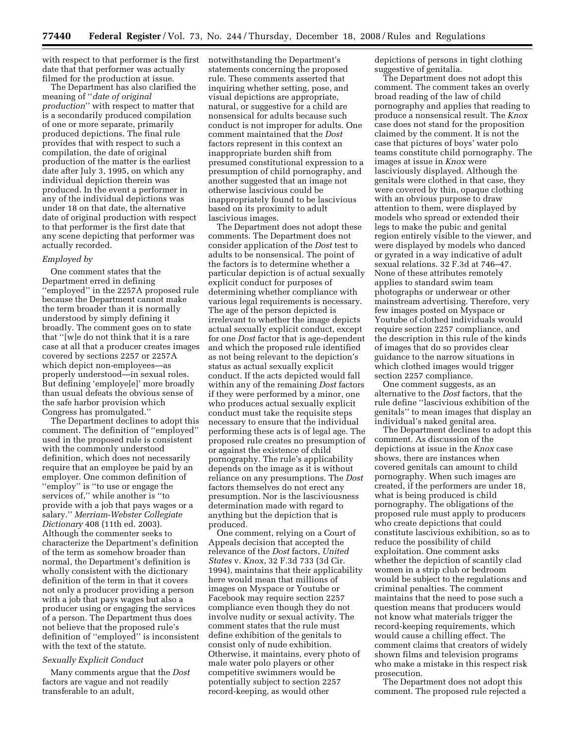with respect to that performer is the first date that that performer was actually filmed for the production at issue.

The Department has also clarified the meaning of ''*date of original production*'' with respect to matter that is a secondarily produced compilation of one or more separate, primarily produced depictions. The final rule provides that with respect to such a compilation, the date of original production of the matter is the earliest date after July 3, 1995, on which any individual depiction therein was produced. In the event a performer in any of the individual depictions was under 18 on that date, the alternative date of original production with respect to that performer is the first date that any scene depicting that performer was actually recorded.

### *Employed by*

One comment states that the Department erred in defining ''employed'' in the 2257A proposed rule because the Department cannot make the term broader than it is normally understood by simply defining it broadly. The comment goes on to state that ''[w]e do not think that it is a rare case at all that a producer creates images covered by sections 2257 or 2257A which depict non-employees—as properly understood—in sexual roles. But defining 'employe[e]' more broadly than usual defeats the obvious sense of the safe harbor provision which Congress has promulgated.''

The Department declines to adopt this comment. The definition of ''employed'' used in the proposed rule is consistent with the commonly understood definition, which does not necessarily require that an employee be paid by an employer. One common definition of ''employ'' is ''to use or engage the services of,'' while another is ''to provide with a job that pays wages or a salary.'' *Merriam-Webster Collegiate Dictionary* 408 (11th ed. 2003). Although the commenter seeks to characterize the Department's definition of the term as somehow broader than normal, the Department's definition is wholly consistent with the dictionary definition of the term in that it covers not only a producer providing a person with a job that pays wages but also a producer using or engaging the services of a person. The Department thus does not believe that the proposed rule's definition of ''employed'' is inconsistent with the text of the statute.

### *Sexually Explicit Conduct*

Many comments argue that the *Dost* factors are vague and not readily transferable to an adult, notwithstanding the Department's statements concerning the proposed rule. These comments asserted that inquiring whether setting, pose, and visual depictions are appropriate, natural, or suggestive for a child are nonsensical for adults because such conduct is not improper for adults. One comment maintained that the *Dost* factors represent in this context an inappropriate burden shift from presumed constitutional expression to a presumption of child pornography, and another suggested that an image not otherwise lascivious could be inappropriately found to be lascivious based on its proximity to adult lascivious images.

The Department does not adopt these comments. The Department does not consider application of the *Dost* test to adults to be nonsensical. The point of the factors is to determine whether a particular depiction is of actual sexually explicit conduct for purposes of determining whether compliance with various legal requirements is necessary. The age of the person depicted is irrelevant to whether the image depicts actual sexually explicit conduct, except for one *Dost* factor that is age-dependent and which the proposed rule identified as not being relevant to the depiction's status as actual sexually explicit conduct. If the acts depicted would fall within any of the remaining *Dost* factors if they were performed by a minor, one who produces actual sexually explicit conduct must take the requisite steps necessary to ensure that the individual performing these acts is of legal age. The proposed rule creates no presumption of or against the existence of child pornography. The rule's applicability depends on the image as it is without reliance on any presumptions. The *Dost* factors themselves do not erect any presumption. Nor is the lasciviousness determination made with regard to anything but the depiction that is produced.

One comment, relying on a Court of Appeals decision that accepted the relevance of the *Dost* factors, *United States* v. *Knox*, 32 F.3d 733 (3d Cir. 1994), maintains that their applicability here would mean that millions of images on Myspace or Youtube or Facebook may require section 2257 compliance even though they do not involve nudity or sexual activity. The comment states that the rule must define exhibition of the genitals to consist only of nude exhibition. Otherwise, it maintains, every photo of male water polo players or other competitive swimmers would be potentially subject to section 2257 record-keeping, as would other depictions of persons in tight clothing suggestive of genitalia.

The Department does not adopt this comment. The comment takes an overly broad reading of the law of child pornography and applies that reading to produce a nonsensical result. The *Knox* case does not stand for the proposition claimed by the comment. It is not the case that pictures of boys' water polo teams constitute child pornography. The images at issue in *Knox* were lasciviously displayed. Although the genitals were clothed in that case, they were covered by thin, opaque clothing with an obvious purpose to draw attention to them, were displayed by models who spread or extended their legs to make the pubic and genital region entirely visible to the viewer, and were displayed by models who danced or gyrated in a way indicative of adult sexual relations. 32 F.3d at 746–47. None of these attributes remotely applies to standard swim team photographs or underwear or other mainstream advertising. Therefore, very few images posted on Myspace or Youtube of clothed individuals would require section 2257 compliance, and the description in this rule of the kinds of images that do so provides clear guidance to the narrow situations in which clothed images would trigger section 2257 compliance.

One comment suggests, as an alternative to the *Dost* factors, that the rule define ''lascivious exhibition of the genitals'' to mean images that display an individual's naked genital area.

The Department declines to adopt this comment. As discussion of the depictions at issue in the *Knox* case shows, there are instances when covered genitals can amount to child pornography. When such images are created, if the performers are under 18, what is being produced is child pornography. The obligations of the proposed rule must apply to producers who create depictions that could constitute lascivious exhibition, so as to reduce the possibility of child exploitation. One comment asks whether the depiction of scantily clad women in a strip club or bedroom would be subject to the regulations and criminal penalties. The comment maintains that the need to pose such a question means that producers would not know what materials trigger the record-keeping requirements, which would cause a chilling effect. The comment claims that creators of widely shown films and television programs who make a mistake in this respect risk prosecution.

The Department does not adopt this comment. The proposed rule rejected a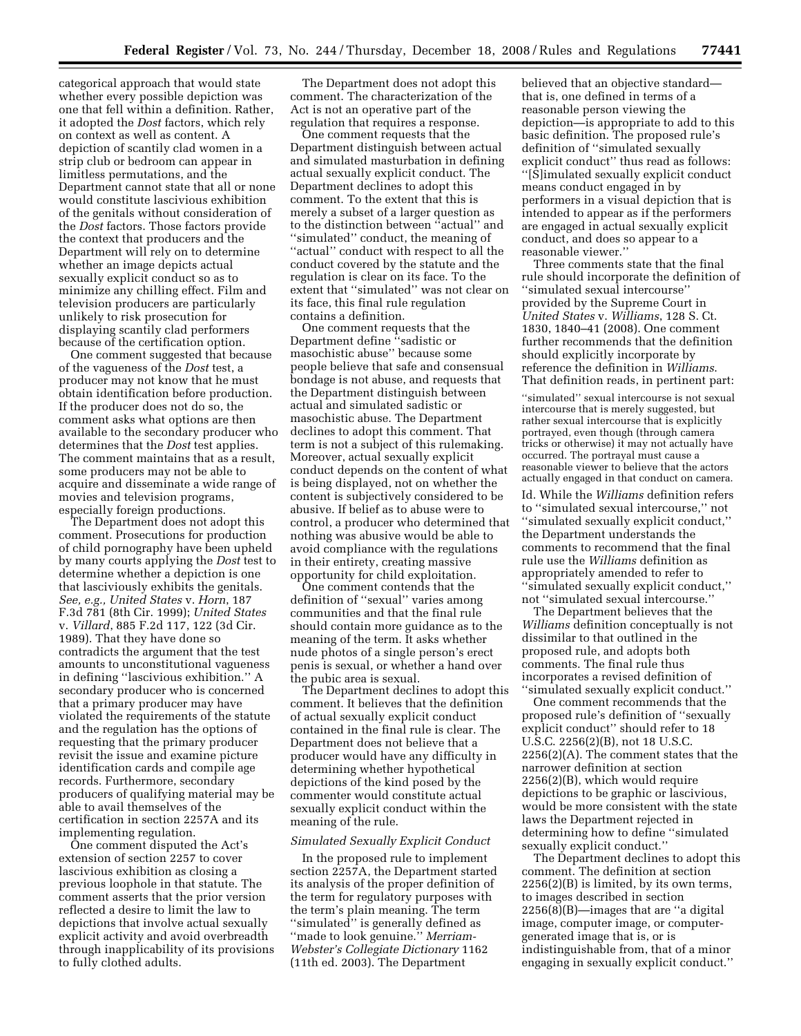categorical approach that would state whether every possible depiction was one that fell within a definition. Rather, it adopted the *Dost* factors, which rely on context as well as content. A depiction of scantily clad women in a strip club or bedroom can appear in limitless permutations, and the Department cannot state that all or none would constitute lascivious exhibition of the genitals without consideration of the *Dost* factors. Those factors provide the context that producers and the Department will rely on to determine whether an image depicts actual sexually explicit conduct so as to minimize any chilling effect. Film and television producers are particularly unlikely to risk prosecution for displaying scantily clad performers because of the certification option.

One comment suggested that because of the vagueness of the *Dost* test, a producer may not know that he must obtain identification before production. If the producer does not do so, the comment asks what options are then available to the secondary producer who determines that the *Dost* test applies. The comment maintains that as a result, some producers may not be able to acquire and disseminate a wide range of movies and television programs, especially foreign productions.

The Department does not adopt this comment. Prosecutions for production of child pornography have been upheld by many courts applying the *Dost* test to determine whether a depiction is one that lasciviously exhibits the genitals. *See, e.g., United States* v. *Horn*, 187 F.3d 781 (8th Cir. 1999); *United States* v. *Villard*, 885 F.2d 117, 122 (3d Cir. 1989). That they have done so contradicts the argument that the test amounts to unconstitutional vagueness in defining ''lascivious exhibition.'' A secondary producer who is concerned that a primary producer may have violated the requirements of the statute and the regulation has the options of requesting that the primary producer revisit the issue and examine picture identification cards and compile age records. Furthermore, secondary producers of qualifying material may be able to avail themselves of the certification in section 2257A and its implementing regulation.

One comment disputed the Act's extension of section 2257 to cover lascivious exhibition as closing a previous loophole in that statute. The comment asserts that the prior version reflected a desire to limit the law to depictions that involve actual sexually explicit activity and avoid overbreadth through inapplicability of its provisions to fully clothed adults.

The Department does not adopt this comment. The characterization of the Act is not an operative part of the regulation that requires a response.

One comment requests that the Department distinguish between actual and simulated masturbation in defining actual sexually explicit conduct. The Department declines to adopt this comment. To the extent that this is merely a subset of a larger question as to the distinction between ''actual'' and ''simulated'' conduct, the meaning of ''actual'' conduct with respect to all the conduct covered by the statute and the regulation is clear on its face. To the extent that ''simulated'' was not clear on its face, this final rule regulation contains a definition.

One comment requests that the Department define ''sadistic or masochistic abuse'' because some people believe that safe and consensual bondage is not abuse, and requests that the Department distinguish between actual and simulated sadistic or masochistic abuse. The Department declines to adopt this comment. That term is not a subject of this rulemaking. Moreover, actual sexually explicit conduct depends on the content of what is being displayed, not on whether the content is subjectively considered to be abusive. If belief as to abuse were to control, a producer who determined that nothing was abusive would be able to avoid compliance with the regulations in their entirety, creating massive opportunity for child exploitation.

One comment contends that the definition of ''sexual'' varies among communities and that the final rule should contain more guidance as to the meaning of the term. It asks whether nude photos of a single person's erect penis is sexual, or whether a hand over the pubic area is sexual.

The Department declines to adopt this comment. It believes that the definition of actual sexually explicit conduct contained in the final rule is clear. The Department does not believe that a producer would have any difficulty in determining whether hypothetical depictions of the kind posed by the commenter would constitute actual sexually explicit conduct within the meaning of the rule.

### *Simulated Sexually Explicit Conduct*

In the proposed rule to implement section 2257A, the Department started its analysis of the proper definition of the term for regulatory purposes with the term's plain meaning. The term ''simulated'' is generally defined as ''made to look genuine.'' *Merriam-Webster's Collegiate Dictionary* 1162 (11th ed. 2003). The Department believed that an objective standard—that is, one defined in terms of a reasonable person viewing the depiction—is appropriate to add to this basic definition. The proposed rule's definition of ''simulated sexually explicit conduct'' thus read as follows: ''[S]imulated sexually explicit conduct means conduct engaged in by performers in a visual depiction that is intended to appear as if the performers are engaged in actual sexually explicit conduct, and does so appear to a reasonable viewer.''

Three comments state that the final rule should incorporate the definition of ''simulated sexual intercourse'' provided by the Supreme Court in *United States* v. *Williams*, 128 S. Ct. 1830, 1840–41 (2008). One comment further recommends that the definition should explicitly incorporate by reference the definition in *Williams*. That definition reads, in pertinent part:

> ''simulated'' sexual intercourse is not sexual intercourse that is merely suggested, but rather sexual intercourse that is explicitly portrayed, even though (through camera tricks or otherwise) it may not actually have occurred. The portrayal must cause a reasonable viewer to believe that the actors actually engaged in that conduct on camera.

Id. While the *Williams* definition refers to ''simulated sexual intercourse,'' not ''simulated sexually explicit conduct,'' the Department understands the comments to recommend that the final rule use the *Williams* definition as appropriately amended to refer to ''simulated sexually explicit conduct,'' not ''simulated sexual intercourse.''

The Department believes that the *Williams* definition conceptually is not dissimilar to that outlined in the proposed rule, and adopts both comments. The final rule thus incorporates a revised definition of ''simulated sexually explicit conduct.''

One comment recommends that the proposed rule's definition of ''sexually explicit conduct'' should refer to 18 U.S.C. 2256(2)(B), not 18 U.S.C. 2256(2)(A). The comment states that the narrower definition at section 2256(2)(B), which would require depictions to be graphic or lascivious, would be more consistent with the state laws the Department rejected in determining how to define ''simulated sexually explicit conduct.''

The Department declines to adopt this comment. The definition at section 2256(2)(B) is limited, by its own terms, to images described in section 2256(8)(B)—images that are ''a digital image, computer image, or computer-generated image that is, or is indistinguishable from, that of a minor engaging in sexually explicit conduct.''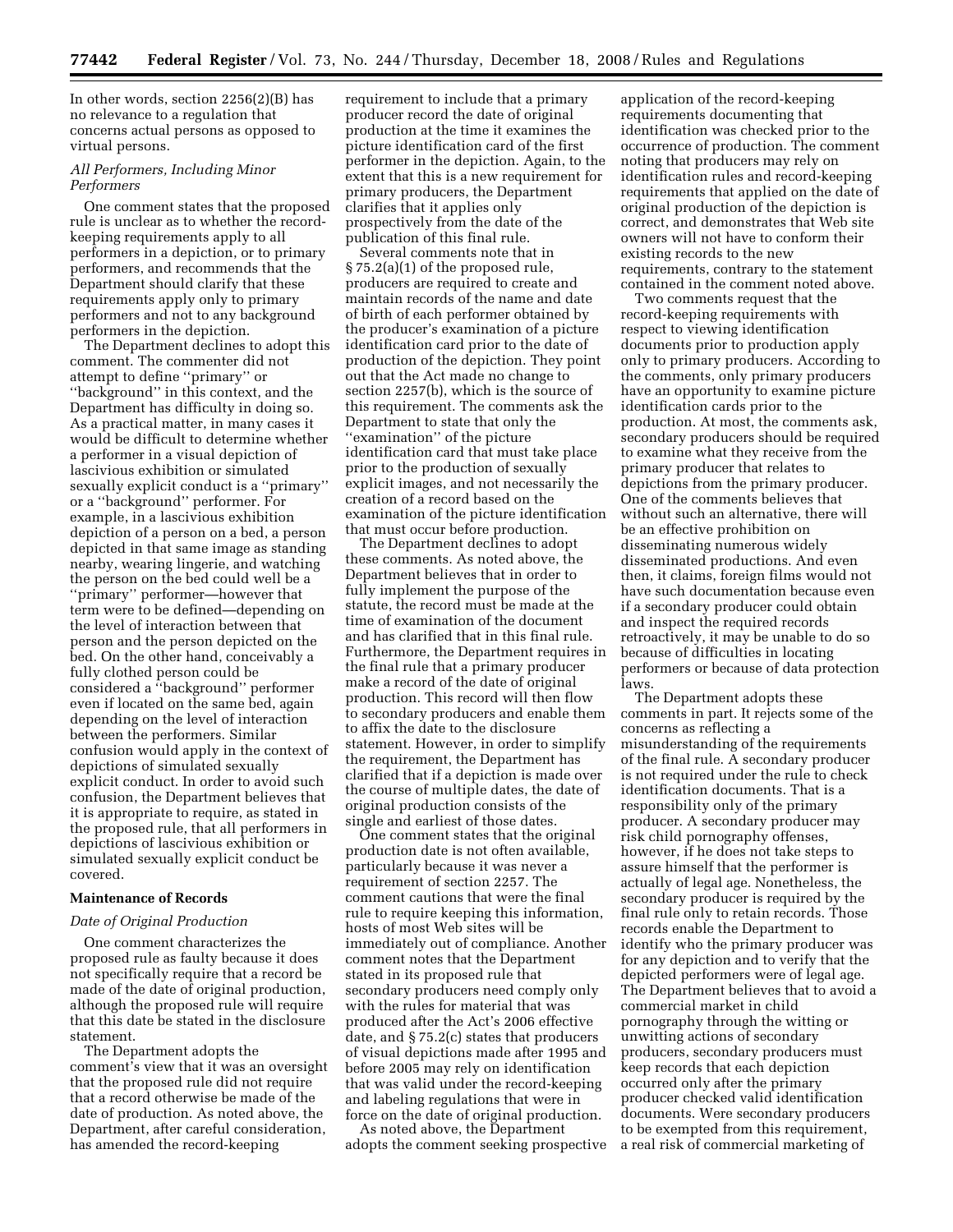In other words, section 2256(2)(B) has no relevance to a regulation that concerns actual persons as opposed to virtual persons.

*All Performers, Including Minor Performers*

One comment states that the proposed rule is unclear as to whether the record-keeping requirements apply to all performers in a depiction, or to primary performers, and recommends that the Department should clarify that these requirements apply only to primary performers and not to any background performers in the depiction.

The Department declines to adopt this comment. The commenter did not attempt to define ''primary'' or ''background'' in this context, and the Department has difficulty in doing so. As a practical matter, in many cases it would be difficult to determine whether a performer in a visual depiction of lascivious exhibition or simulated sexually explicit conduct is a ''primary'' or a ''background'' performer. For example, in a lascivious exhibition depiction of a person on a bed, a person depicted in that same image as standing nearby, wearing lingerie, and watching the person on the bed could well be a ''primary'' performer—however that term were to be defined—depending on the level of interaction between that person and the person depicted on the bed. On the other hand, conceivably a fully clothed person could be considered a ''background'' performer even if located on the same bed, again depending on the level of interaction between the performers. Similar confusion would apply in the context of depictions of simulated sexually explicit conduct. In order to avoid such confusion, the Department believes that it is appropriate to require, as stated in the proposed rule, that all performers in depictions of lascivious exhibition or simulated sexually explicit conduct be covered.

## Maintenance of Records

*Date of Original Production*

One comment characterizes the proposed rule as faulty because it does not specifically require that a record be made of the date of original production, although the proposed rule will require that this date be stated in the disclosure statement.

The Department adopts the comment's view that it was an oversight that the proposed rule did not require that a record otherwise be made of the date of production. As noted above, the Department, after careful consideration, has amended the record-keeping requirement to include that a primary producer record the date of original production at the time it examines the picture identification card of the first performer in the depiction. Again, to the extent that this is a new requirement for primary producers, the Department clarifies that it applies only prospectively from the date of the publication of this final rule.

Several comments note that in § 75.2(a)(1) of the proposed rule, producers are required to create and maintain records of the name and date of birth of each performer obtained by the producer's examination of a picture identification card prior to the date of production of the depiction. They point out that the Act made no change to section 2257(b), which is the source of this requirement. The comments ask the Department to state that only the ''examination'' of the picture identification card that must take place prior to the production of sexually explicit images, and not necessarily the creation of a record based on the examination of the picture identification that must occur before production.

The Department declines to adopt these comments. As noted above, the Department believes that in order to fully implement the purpose of the statute, the record must be made at the time of examination of the document and has clarified that in this final rule. Furthermore, the Department requires in the final rule that a primary producer make a record of the date of original production. This record will then flow to secondary producers and enable them to affix the date to the disclosure statement. However, in order to simplify the requirement, the Department has clarified that if a depiction is made over the course of multiple dates, the date of original production consists of the single and earliest of those dates.

One comment states that the original production date is not often available, particularly because it was never a requirement of section 2257. The comment cautions that were the final rule to require keeping this information, hosts of most Web sites will be immediately out of compliance. Another comment notes that the Department stated in its proposed rule that secondary producers need comply only with the rules for material that was produced after the Act's 2006 effective date, and § 75.2(c) states that producers of visual depictions made after 1995 and before 2005 may rely on identification that was valid under the record-keeping and labeling regulations that were in force on the date of original production.

As noted above, the Department adopts the comment seeking prospective application of the record-keeping requirements documenting that identification was checked prior to the occurrence of production. The comment noting that producers may rely on identification rules and record-keeping requirements that applied on the date of original production of the depiction is correct, and demonstrates that Web site owners will not have to conform their existing records to the new requirements, contrary to the statement contained in the comment noted above.

Two comments request that the record-keeping requirements with respect to viewing identification documents prior to production apply only to primary producers. According to the comments, only primary producers have an opportunity to examine picture identification cards prior to the production. At most, the comments ask, secondary producers should be required to examine what they receive from the primary producer that relates to depictions from the primary producer. One of the comments believes that without such an alternative, there will be an effective prohibition on disseminating numerous widely disseminated productions. And even then, it claims, foreign films would not have such documentation because even if a secondary producer could obtain and inspect the required records retroactively, it may be unable to do so because of difficulties in locating performers or because of data protection laws.

The Department adopts these comments in part. It rejects some of the concerns as reflecting a misunderstanding of the requirements of the final rule. A secondary producer is not required under the rule to check identification documents. That is a responsibility only of the primary producer. A secondary producer may risk child pornography offenses, however, if he does not take steps to assure himself that the performer is actually of legal age. Nonetheless, the secondary producer is required by the final rule only to retain records. Those records enable the Department to identify who the primary producer was for any depiction and to verify that the depicted performers were of legal age. The Department believes that to avoid a commercial market in child pornography through the witting or unwitting actions of secondary producers, secondary producers must keep records that each depiction occurred only after the primary producer checked valid identification documents. Were secondary producers to be exempted from this requirement, a real risk of commercial marketing of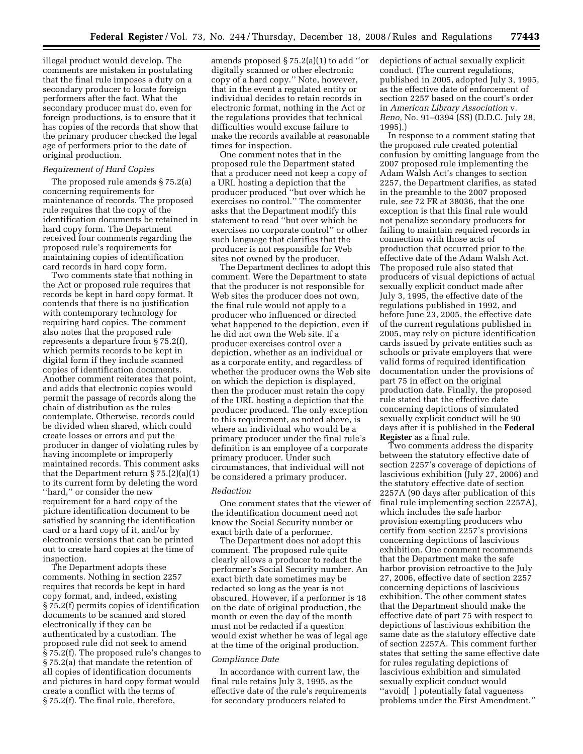illegal product would develop. The comments are mistaken in postulating that the final rule imposes a duty on a secondary producer to locate foreign performers after the fact. What the secondary producer must do, even for foreign productions, is to ensure that it has copies of the records that show that the primary producer checked the legal age of performers prior to the date of original production.

*Requirement of Hard Copies*

The proposed rule amends § 75.2(a) concerning requirements for maintenance of records. The proposed rule requires that the copy of the identification documents be retained in hard copy form. The Department received four comments regarding the proposed rule's requirements for maintaining copies of identification card records in hard copy form.

Two comments state that nothing in the Act or proposed rule requires that records be kept in hard copy format. It contends that there is no justification with contemporary technology for requiring hard copies. The comment also notes that the proposed rule represents a departure from § 75.2(f), which permits records to be kept in digital form if they include scanned copies of identification documents. Another comment reiterates that point, and adds that electronic copies would permit the passage of records along the chain of distribution as the rules contemplate. Otherwise, records could be divided when shared, which could create losses or errors and put the producer in danger of violating rules by having incomplete or improperly maintained records. This comment asks that the Department return § 75.(2)(a)(1) to its current form by deleting the word ''hard,'' or consider the new requirement for a hard copy of the picture identification document to be satisfied by scanning the identification card or a hard copy of it, and/or by electronic versions that can be printed out to create hard copies at the time of inspection.

The Department adopts these comments. Nothing in section 2257 requires that records be kept in hard copy format, and, indeed, existing § 75.2(f) permits copies of identification documents to be scanned and stored electronically if they can be authenticated by a custodian. The proposed rule did not seek to amend § 75.2(f). The proposed rule's changes to § 75.2(a) that mandate the retention of all copies of identification documents and pictures in hard copy format would create a conflict with the terms of § 75.2(f). The final rule, therefore, amends proposed § 75.2(a)(1) to add ''or digitally scanned or other electronic copy of a hard copy.'' Note, however, that in the event a regulated entity or individual decides to retain records in electronic format, nothing in the Act or the regulations provides that technical difficulties would excuse failure to make the records available at reasonable times for inspection.

One comment notes that in the proposed rule the Department stated that a producer need not keep a copy of a URL hosting a depiction that the producer produced ''but over which he exercises no control.'' The commenter asks that the Department modify this statement to read ''but over which he exercises no corporate control'' or other such language that clarifies that the producer is not responsible for Web sites not owned by the producer.

The Department declines to adopt this comment. Were the Department to state that the producer is not responsible for Web sites the producer does not own, the final rule would not apply to a producer who influenced or directed what happened to the depiction, even if he did not own the Web site. If a producer exercises control over a depiction, whether as an individual or as a corporate entity, and regardless of whether the producer owns the Web site on which the depiction is displayed, then the producer must retain the copy of the URL hosting a depiction that the producer produced. The only exception to this requirement, as noted above, is where an individual who would be a primary producer under the final rule's definition is an employee of a corporate primary producer. Under such circumstances, that individual will not be considered a primary producer.

*Redaction*

One comment states that the viewer of the identification document need not know the Social Security number or exact birth date of a performer.

The Department does not adopt this comment. The proposed rule quite clearly allows a producer to redact the performer's Social Security number. An exact birth date sometimes may be redacted so long as the year is not obscured. However, if a performer is 18 on the date of original production, the month or even the day of the month must not be redacted if a question would exist whether he was of legal age at the time of the original production.

*Compliance Date*

In accordance with current law, the final rule retains July 3, 1995, as the effective date of the rule's requirements for secondary producers related to depictions of actual sexually explicit conduct. (The current regulations, published in 2005, adopted July 3, 1995, as the effective date of enforcement of section 2257 based on the court's order in *American Library Association* v. *Reno*, No. 91–0394 (SS) (D.D.C. July 28, 1995).)

In response to a comment stating that the proposed rule created potential confusion by omitting language from the 2007 proposed rule implementing the Adam Walsh Act's changes to section 2257, the Department clarifies, as stated in the preamble to the 2007 proposed rule, *see* 72 FR at 38036, that the one exception is that this final rule would not penalize secondary producers for failing to maintain required records in connection with those acts of production that occurred prior to the effective date of the Adam Walsh Act. The proposed rule also stated that producers of visual depictions of actual sexually explicit conduct made after July 3, 1995, the effective date of the regulations published in 1992, and before June 23, 2005, the effective date of the current regulations published in 2005, may rely on picture identification cards issued by private entities such as schools or private employers that were valid forms of required identification documentation under the provisions of part 75 in effect on the original production date. Finally, the proposed rule stated that the effective date concerning depictions of simulated sexually explicit conduct will be 90 days after it is published in the **Federal Register** as a final rule.

Two comments address the disparity between the statutory effective date of section 2257's coverage of depictions of lascivious exhibition (July 27, 2006) and the statutory effective date of section 2257A (90 days after publication of this final rule implementing section 2257A), which includes the safe harbor provision exempting producers who certify from section 2257's provisions concerning depictions of lascivious exhibition. One comment recommends that the Department make the safe harbor provision retroactive to the July 27, 2006, effective date of section 2257 concerning depictions of lascivious exhibition. The other comment states that the Department should make the effective date of part 75 with respect to depictions of lascivious exhibition the same date as the statutory effective date of section 2257A. This comment further states that setting the same effective date for rules regulating depictions of lascivious exhibition and simulated sexually explicit conduct would ''avoid[ ] potentially fatal vagueness problems under the First Amendment.''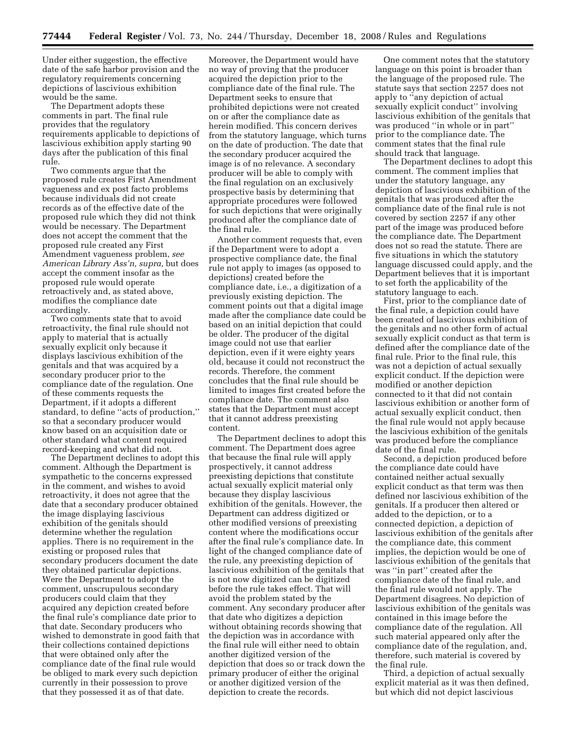Under either suggestion, the effective date of the safe harbor provision and the regulatory requirements concerning depictions of lascivious exhibition would be the same.

The Department adopts these comments in part. The final rule provides that the regulatory requirements applicable to depictions of lascivious exhibition apply starting 90 days after the publication of this final rule.

Two comments argue that the proposed rule creates First Amendment vagueness and ex post facto problems because individuals did not create records as of the effective date of the proposed rule which they did not think would be necessary. The Department does not accept the comment that the proposed rule created any First Amendment vagueness problem, *see American Library Ass'n, supra,* but does accept the comment insofar as the proposed rule would operate retroactively and, as stated above, modifies the compliance date accordingly.

Two comments state that to avoid retroactivity, the final rule should not apply to material that is actually sexually explicit only because it displays lascivious exhibition of the genitals and that was acquired by a secondary producer prior to the compliance date of the regulation. One of these comments requests the Department, if it adopts a different standard, to define "acts of production," so that a secondary producer would know based on an acquisition date or other standard what content required record-keeping and what did not.

The Department declines to adopt this comment. Although the Department is sympathetic to the concerns expressed in the comment, and wishes to avoid retroactivity, it does not agree that the date that a secondary producer obtained the image displaying lascivious exhibition of the genitals should determine whether the regulation applies. There is no requirement in the existing or proposed rules that secondary producers document the date they obtained particular depictions. Were the Department to adopt the comment, unscrupulous secondary producers could claim that they acquired any depiction created before the final rule's compliance date prior to that date. Secondary producers who wished to demonstrate in good faith that their collections contained depictions that were obtained only after the compliance date of the final rule would be obliged to mark every such depiction currently in their possession to prove that they possessed it as of that date. Moreover, the Department would have no way of proving that the producer acquired the depiction prior to the compliance date of the final rule. The Department seeks to ensure that prohibited depictions were not created on or after the compliance date as herein modified. This concern derives from the statutory language, which turns on the date of production. The date that the secondary producer acquired the image is of no relevance. A secondary producer will be able to comply with the final regulation on an exclusively prospective basis by determining that appropriate procedures were followed for such depictions that were originally produced after the compliance date of the final rule.

Another comment requests that, even if the Department were to adopt a prospective compliance date, the final rule not apply to images (as opposed to depictions) created before the compliance date, i.e., a digitization of a previously existing depiction. The comment points out that a digital image made after the compliance date could be based on an initial depiction that could be older. The producer of the digital image could not use that earlier depiction, even if it were eighty years old, because it could not reconstruct the records. Therefore, the comment concludes that the final rule should be limited to images first created before the compliance date. The comment also states that the Department must accept that it cannot address preexisting content.

The Department declines to adopt this comment. The Department does agree that because the final rule will apply prospectively, it cannot address preexisting depictions that constitute actual sexually explicit material only because they display lascivious exhibition of the genitals. However, the Department can address digitized or other modified versions of preexisting content where the modifications occur after the final rule's compliance date. In light of the changed compliance date of the rule, any preexisting depiction of lascivious exhibition of the genitals that is not now digitized can be digitized before the rule takes effect. That will avoid the problem stated by the comment. Any secondary producer after that date who digitizes a depiction without obtaining records showing that the depiction was in accordance with the final rule will either need to obtain another digitized version of the depiction that does so or track down the primary producer of either the original or another digitized version of the depiction to create the records.

One comment notes that the statutory language on this point is broader than the language of the proposed rule. The statute says that section 2257 does not apply to "any depiction of actual sexually explicit conduct" involving lascivious exhibition of the genitals that was produced "in whole or in part" prior to the compliance date. The comment states that the final rule should track that language.

The Department declines to adopt this comment. The comment implies that under the statutory language, any depiction of lascivious exhibition of the genitals that was produced after the compliance date of the final rule is not covered by section 2257 if any other part of the image was produced before the compliance date. The Department does not so read the statute. There are five situations in which the statutory language discussed could apply, and the Department believes that it is important to set forth the applicability of the statutory language to each.

First, prior to the compliance date of the final rule, a depiction could have been created of lascivious exhibition of the genitals and no other form of actual sexually explicit conduct as that term is defined after the compliance date of the final rule. Prior to the final rule, this was not a depiction of actual sexually explicit conduct. If the depiction were modified or another depiction connected to it that did not contain lascivious exhibition or another form of actual sexually explicit conduct, then the final rule would not apply because the lascivious exhibition of the genitals was produced before the compliance date of the final rule.

Second, a depiction produced before the compliance date could have contained neither actual sexually explicit conduct as that term was then defined nor lascivious exhibition of the genitals. If a producer then altered or added to the depiction, or to a connected depiction, a depiction of lascivious exhibition of the genitals after the compliance date, this comment implies, the depiction would be one of lascivious exhibition of the genitals that was "in part" created after the compliance date of the final rule, and the final rule would not apply. The Department disagrees. No depiction of lascivious exhibition of the genitals was contained in this image before the compliance date of the regulation. All such material appeared only after the compliance date of the regulation, and, therefore, such material is covered by the final rule.

Third, a depiction of actual sexually explicit material as it was then defined, but which did not depict lascivious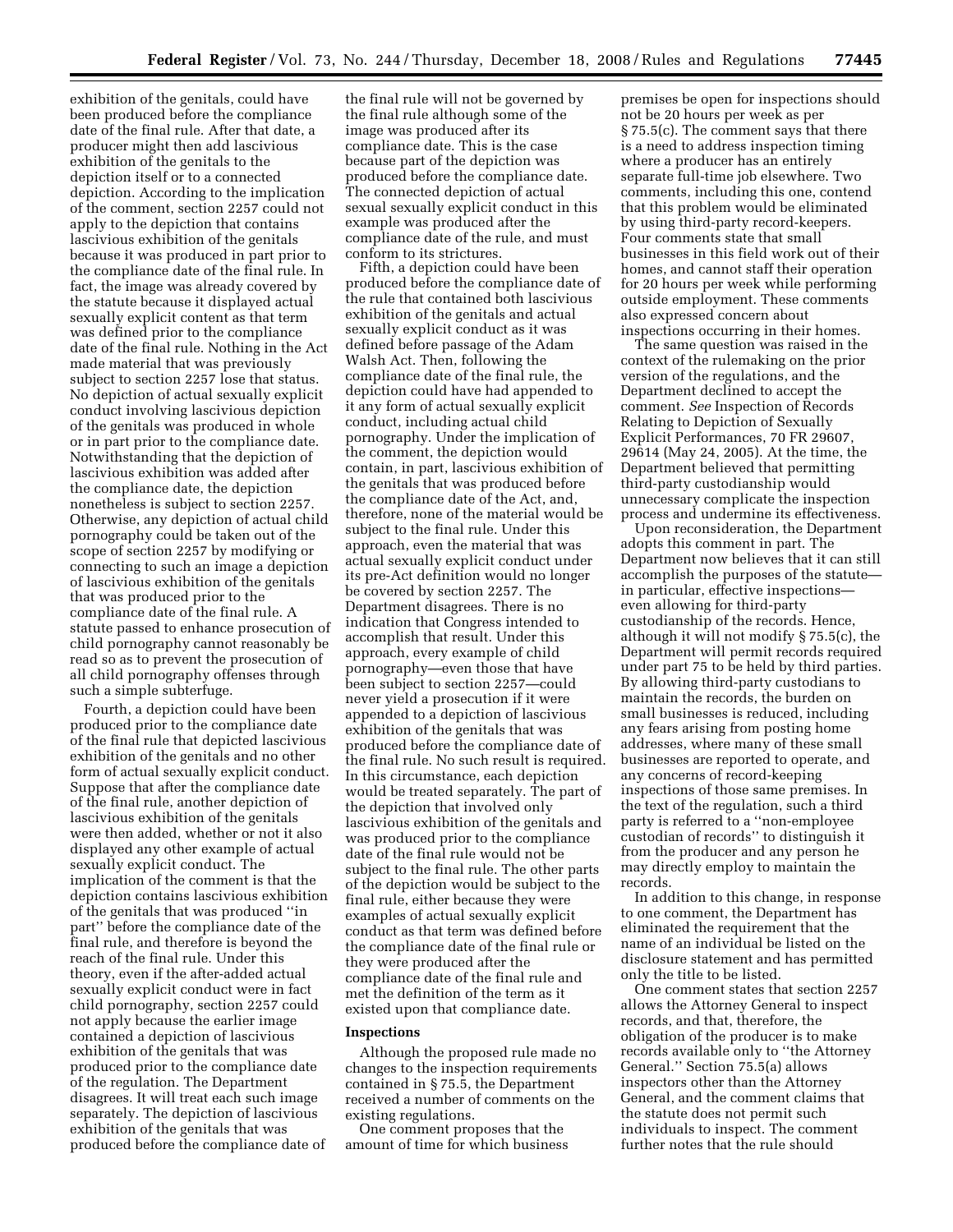exhibition of the genitals, could have been produced before the compliance date of the final rule. After that date, a producer might then add lascivious exhibition of the genitals to the depiction itself or to a connected depiction. According to the implication of the comment, section 2257 could not apply to the depiction that contains lascivious exhibition of the genitals because it was produced in part prior to the compliance date of the final rule. In fact, the image was already covered by the statute because it displayed actual sexually explicit content as that term was defined prior to the compliance date of the final rule. Nothing in the Act made material that was previously subject to section 2257 lose that status. No depiction of actual sexually explicit conduct involving lascivious depiction of the genitals was produced in whole or in part prior to the compliance date. Notwithstanding that the depiction of lascivious exhibition was added after the compliance date, the depiction nonetheless is subject to section 2257. Otherwise, any depiction of actual child pornography could be taken out of the scope of section 2257 by modifying or connecting to such an image a depiction of lascivious exhibition of the genitals that was produced prior to the compliance date of the final rule. A statute passed to enhance prosecution of child pornography cannot reasonably be read so as to prevent the prosecution of all child pornography offenses through such a simple subterfuge.

Fourth, a depiction could have been produced prior to the compliance date of the final rule that depicted lascivious exhibition of the genitals and no other form of actual sexually explicit conduct. Suppose that after the compliance date of the final rule, another depiction of lascivious exhibition of the genitals were then added, whether or not it also displayed any other example of actual sexually explicit conduct. The implication of the comment is that the depiction contains lascivious exhibition of the genitals that was produced ''in part'' before the compliance date of the final rule, and therefore is beyond the reach of the final rule. Under this theory, even if the after-added actual sexually explicit conduct were in fact child pornography, section 2257 could not apply because the earlier image contained a depiction of lascivious exhibition of the genitals that was produced prior to the compliance date of the regulation. The Department disagrees. It will treat each such image separately. The depiction of lascivious exhibition of the genitals that was produced before the compliance date of the final rule will not be governed by the final rule although some of the image was produced after its compliance date. This is the case because part of the depiction was produced before the compliance date. The connected depiction of actual sexual sexually explicit conduct in this example was produced after the compliance date of the rule, and must conform to its strictures.

Fifth, a depiction could have been produced before the compliance date of the rule that contained both lascivious exhibition of the genitals and actual sexually explicit conduct as it was defined before passage of the Adam Walsh Act. Then, following the compliance date of the final rule, the depiction could have had appended to it any form of actual sexually explicit conduct, including actual child pornography. Under the implication of the comment, the depiction would contain, in part, lascivious exhibition of the genitals that was produced before the compliance date of the Act, and, therefore, none of the material would be subject to the final rule. Under this approach, even the material that was actual sexually explicit conduct under its pre-Act definition would no longer be covered by section 2257. The Department disagrees. There is no indication that Congress intended to accomplish that result. Under this approach, every example of child pornography—even those that have been subject to section 2257—could never yield a prosecution if it were appended to a depiction of lascivious exhibition of the genitals that was produced before the compliance date of the final rule. No such result is required. In this circumstance, each depiction would be treated separately. The part of the depiction that involved only lascivious exhibition of the genitals and was produced prior to the compliance date of the final rule would not be subject to the final rule. The other parts of the depiction would be subject to the final rule, either because they were examples of actual sexually explicit conduct as that term was defined before the compliance date of the final rule or they were produced after the compliance date of the final rule and met the definition of the term as it existed upon that compliance date.

**Inspections**

Although the proposed rule made no changes to the inspection requirements contained in § 75.5, the Department received a number of comments on the existing regulations.

One comment proposes that the amount of time for which business premises be open for inspections should not be 20 hours per week as per § 75.5(c). The comment says that there is a need to address inspection timing where a producer has an entirely separate full-time job elsewhere. Two comments, including this one, contend that this problem would be eliminated by using third-party record-keepers. Four comments state that small businesses in this field work out of their homes, and cannot staff their operation for 20 hours per week while performing outside employment. These comments also expressed concern about inspections occurring in their homes.

The same question was raised in the context of the rulemaking on the prior version of the regulations, and the Department declined to accept the comment. *See* Inspection of Records Relating to Depiction of Sexually Explicit Performances, 70 FR 29607, 29614 (May 24, 2005). At the time, the Department believed that permitting third-party custodianship would unnecessary complicate the inspection process and undermine its effectiveness.

Upon reconsideration, the Department adopts this comment in part. The Department now believes that it can still accomplish the purposes of the statute—in particular, effective inspections—even allowing for third-party custodianship of the records. Hence, although it will not modify § 75.5(c), the Department will permit records required under part 75 to be held by third parties. By allowing third-party custodians to maintain the records, the burden on small businesses is reduced, including any fears arising from posting home addresses, where many of these small businesses are reported to operate, and any concerns of record-keeping inspections of those same premises. In the text of the regulation, such a third party is referred to a ''non-employee custodian of records'' to distinguish it from the producer and any person he may directly employ to maintain the records.

In addition to this change, in response to one comment, the Department has eliminated the requirement that the name of an individual be listed on the disclosure statement and has permitted only the title to be listed.

One comment states that section 2257 allows the Attorney General to inspect records, and that, therefore, the obligation of the producer is to make records available only to ''the Attorney General.'' Section 75.5(a) allows inspectors other than the Attorney General, and the comment claims that the statute does not permit such individuals to inspect. The comment further notes that the rule should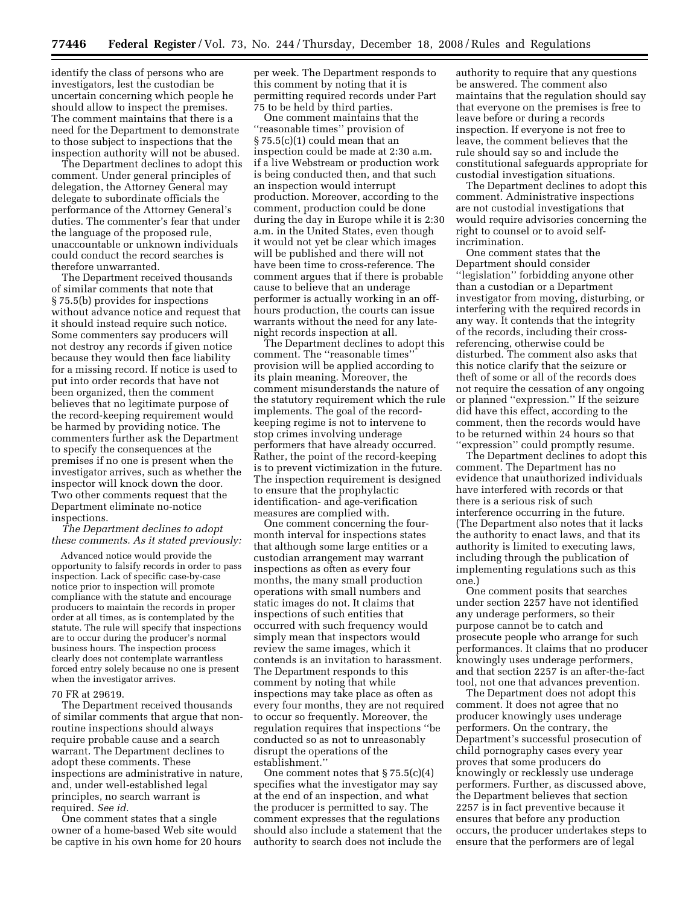identify the class of persons who are investigators, lest the custodian be uncertain concerning which people he should allow to inspect the premises. The comment maintains that there is a need for the Department to demonstrate to those subject to inspections that the inspection authority will not be abused.

The Department declines to adopt this comment. Under general principles of delegation, the Attorney General may delegate to subordinate officials the performance of the Attorney General's duties. The commenter's fear that under the language of the proposed rule, unaccountable or unknown individuals could conduct the record searches is therefore unwarranted.

The Department received thousands of similar comments that note that § 75.5(b) provides for inspections without advance notice and request that it should instead require such notice. Some commenters say producers will not destroy any records if given notice because they would then face liability for a missing record. If notice is used to put into order records that have not been organized, then the comment believes that no legitimate purpose of the record-keeping requirement would be harmed by providing notice. The commenters further ask the Department to specify the consequences at the premises if no one is present when the investigator arrives, such as whether the inspector will knock down the door. Two other comments request that the Department eliminate no-notice inspections.

*The Department declines to adopt these comments. As it stated previously:*

> Advanced notice would provide the opportunity to falsify records in order to pass inspection. Lack of specific case-by-case notice prior to inspection will promote compliance with the statute and encourage producers to maintain the records in proper order at all times, as is contemplated by the statute. The rule will specify that inspections are to occur during the producer's normal business hours. The inspection process clearly does not contemplate warrantless forced entry solely because no one is present when the investigator arrives.

70 FR at 29619.

The Department received thousands of similar comments that argue that non-routine inspections should always require probable cause and a search warrant. The Department declines to adopt these comments. These inspections are administrative in nature, and, under well-established legal principles, no search warrant is required. *See id.*

One comment states that a single owner of a home-based Web site would be captive in his own home for 20 hours per week. The Department responds to this comment by noting that it is permitting required records under Part 75 to be held by third parties.

One comment maintains that the ''reasonable times'' provision of § 75.5(c)(1) could mean that an inspection could be made at 2:30 a.m. if a live Webstream or production work is being conducted then, and that such an inspection would interrupt production. Moreover, according to the comment, production could be done during the day in Europe while it is 2:30 a.m. in the United States, even though it would not yet be clear which images will be published and there will not have been time to cross-reference. The comment argues that if there is probable cause to believe that an underage performer is actually working in an off-hours production, the courts can issue warrants without the need for any late-night records inspection at all.

The Department declines to adopt this comment. The ''reasonable times'' provision will be applied according to its plain meaning. Moreover, the comment misunderstands the nature of the statutory requirement which the rule implements. The goal of the record-keeping regime is not to intervene to stop crimes involving underage performers that have already occurred. Rather, the point of the record-keeping is to prevent victimization in the future. The inspection requirement is designed to ensure that the prophylactic identification- and age-verification measures are complied with.

One comment concerning the four-month interval for inspections states that although some large entities or a custodian arrangement may warrant inspections as often as every four months, the many small production operations with small numbers and static images do not. It claims that inspections of such entities that occurred with such frequency would simply mean that inspectors would review the same images, which it contends is an invitation to harassment. The Department responds to this comment by noting that while inspections may take place as often as every four months, they are not required to occur so frequently. Moreover, the regulation requires that inspections ''be conducted so as not to unreasonably disrupt the operations of the establishment.''

One comment notes that § 75.5(c)(4) specifies what the investigator may say at the end of an inspection, and what the producer is permitted to say. The comment expresses that the regulations should also include a statement that the authority to search does not include the authority to require that any questions be answered. The comment also maintains that the regulation should say that everyone on the premises is free to leave before or during a records inspection. If everyone is not free to leave, the comment believes that the rule should say so and include the constitutional safeguards appropriate for custodial investigation situations.

The Department declines to adopt this comment. Administrative inspections are not custodial investigations that would require advisories concerning the right to counsel or to avoid self-incrimination.

One comment states that the Department should consider ''legislation'' forbidding anyone other than a custodian or a Department investigator from moving, disturbing, or interfering with the required records in any way. It contends that the integrity of the records, including their cross-referencing, otherwise could be disturbed. The comment also asks that this notice clarify that the seizure or theft of some or all of the records does not require the cessation of any ongoing or planned ''expression.'' If the seizure did have this effect, according to the comment, then the records would have to be returned within 24 hours so that ''expression'' could promptly resume.

The Department declines to adopt this comment. The Department has no evidence that unauthorized individuals have interfered with records or that there is a serious risk of such interference occurring in the future. (The Department also notes that it lacks the authority to enact laws, and that its authority is limited to executing laws, including through the publication of implementing regulations such as this one.)

One comment posits that searches under section 2257 have not identified any underage performers, so their purpose cannot be to catch and prosecute people who arrange for such performances. It claims that no producer knowingly uses underage performers, and that section 2257 is an after-the-fact tool, not one that advances prevention.

The Department does not adopt this comment. It does not agree that no producer knowingly uses underage performers. On the contrary, the Department's successful prosecution of child pornography cases every year proves that some producers do knowingly or recklessly use underage performers. Further, as discussed above, the Department believes that section 2257 is in fact preventive because it ensures that before any production occurs, the producer undertakes steps to ensure that the performers are of legal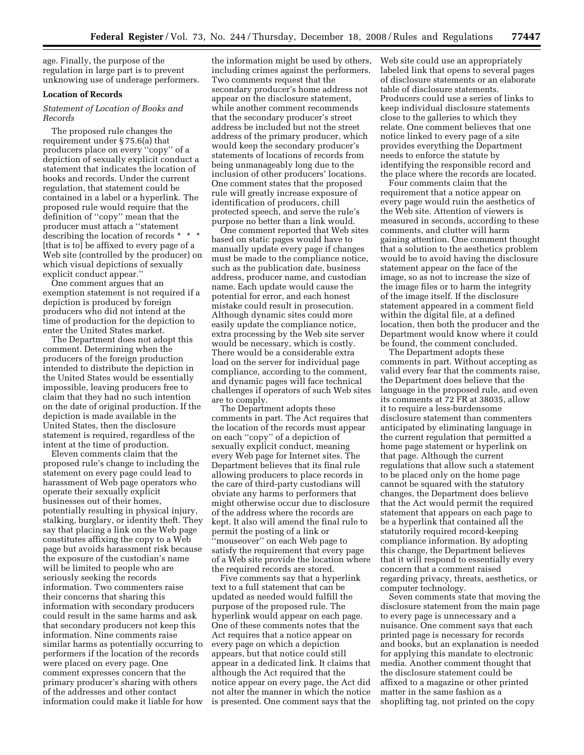age. Finally, the purpose of the regulation in large part is to prevent unknowing use of underage performers.

**Location of Records**

*Statement of Location of Books and Records*

The proposed rule changes the requirement under § 75.6(a) that producers place on every ''copy'' of a depiction of sexually explicit conduct a statement that indicates the location of books and records. Under the current regulation, that statement could be contained in a label or a hyperlink. The proposed rule would require that the definition of ''copy'' mean that the producer must attach a ''statement describing the location of records * * * [that is to] be affixed to every page of a Web site (controlled by the producer) on which visual depictions of sexually explicit conduct appear.''

One comment argues that an exemption statement is not required if a depiction is produced by foreign producers who did not intend at the time of production for the depiction to enter the United States market.

The Department does not adopt this comment. Determining when the producers of the foreign production intended to distribute the depiction in the United States would be essentially impossible, leaving producers free to claim that they had no such intention on the date of original production. If the depiction is made available in the United States, then the disclosure statement is required, regardless of the intent at the time of production.

Eleven comments claim that the proposed rule's change to including the statement on every page could lead to harassment of Web page operators who operate their sexually explicit businesses out of their homes, potentially resulting in physical injury, stalking, burglary, or identity theft. They say that placing a link on the Web page constitutes affixing the copy to a Web page but avoids harassment risk because the exposure of the custodian's name will be limited to people who are seriously seeking the records information. Two commenters raise their concerns that sharing this information with secondary producers could result in the same harms and ask that secondary producers not keep this information. Nine comments raise similar harms as potentially occurring to performers if the location of the records were placed on every page. One comment expresses concern that the primary producer's sharing with others of the addresses and other contact information could make it liable for how the information might be used by others, including crimes against the performers. Two comments request that the secondary producer's home address not appear on the disclosure statement, while another comment recommends that the secondary producer's street address be included but not the street address of the primary producer, which would keep the secondary producer's statements of locations of records from being unmanageably long due to the inclusion of other producers' locations. One comment states that the proposed rule will greatly increase exposure of identification of producers, chill protected speech, and serve the rule's purpose no better than a link would.

One comment reported that Web sites based on static pages would have to manually update every page if changes must be made to the compliance notice, such as the publication date, business address, producer name, and custodian name. Each update would cause the potential for error, and each honest mistake could result in prosecution. Although dynamic sites could more easily update the compliance notice, extra processing by the Web site server would be necessary, which is costly. There would be a considerable extra load on the server for individual page compliance, according to the comment, and dynamic pages will face technical challenges if operators of such Web sites are to comply.

The Department adopts these comments in part. The Act requires that the location of the records must appear on each ''copy'' of a depiction of sexually explicit conduct, meaning every Web page for Internet sites. The Department believes that its final rule allowing producers to place records in the care of third-party custodians will obviate any harms to performers that might otherwise occur due to disclosure of the address where the records are kept. It also will amend the final rule to permit the posting of a link or ''mouseover'' on each Web page to satisfy the requirement that every page of a Web site provide the location where the required records are stored.

Five comments say that a hyperlink text to a full statement that can be updated as needed would fulfill the purpose of the proposed rule. The hyperlink would appear on each page. One of these comments notes that the Act requires that a notice appear on every page on which a depiction appears, but that notice could still appear in a dedicated link. It claims that although the Act required that the notice appear on every page, the Act did not alter the manner in which the notice is presented. One comment says that the Web site could use an appropriately labeled link that opens to several pages of disclosure statements or an elaborate table of disclosure statements. Producers could use a series of links to keep individual disclosure statements close to the galleries to which they relate. One comment believes that one notice linked to every page of a site provides everything the Department needs to enforce the statute by identifying the responsible record and the place where the records are located.

Four comments claim that the requirement that a notice appear on every page would ruin the aesthetics of the Web site. Attention of viewers is measured in seconds, according to these comments, and clutter will harm gaining attention. One comment thought that a solution to the aesthetics problem would be to avoid having the disclosure statement appear on the face of the image, so as not to increase the size of the image files or to harm the integrity of the image itself. If the disclosure statement appeared in a comment field within the digital file, at a defined location, then both the producer and the Department would know where it could be found, the comment concluded.

The Department adopts these comments in part. Without accepting as valid every fear that the comments raise, the Department does believe that the language in the proposed rule, and even its comments at 72 FR at 38035, allow it to require a less-burdensome disclosure statement than commenters anticipated by eliminating language in the current regulation that permitted a home page statement or hyperlink on that page. Although the current regulations that allow such a statement to be placed only on the home page cannot be squared with the statutory changes, the Department does believe that the Act would permit the required statement that appears on each page to be a hyperlink that contained all the statutorily required record-keeping compliance information. By adopting this change, the Department believes that it will respond to essentially every concern that a comment raised regarding privacy, threats, aesthetics, or computer technology.

Seven comments state that moving the disclosure statement from the main page to every page is unnecessary and a nuisance. One comment says that each printed page is necessary for records and books, but an explanation is needed for applying this mandate to electronic media. Another comment thought that the disclosure statement could be affixed to a magazine or other printed matter in the same fashion as a shoplifting tag, not printed on the copy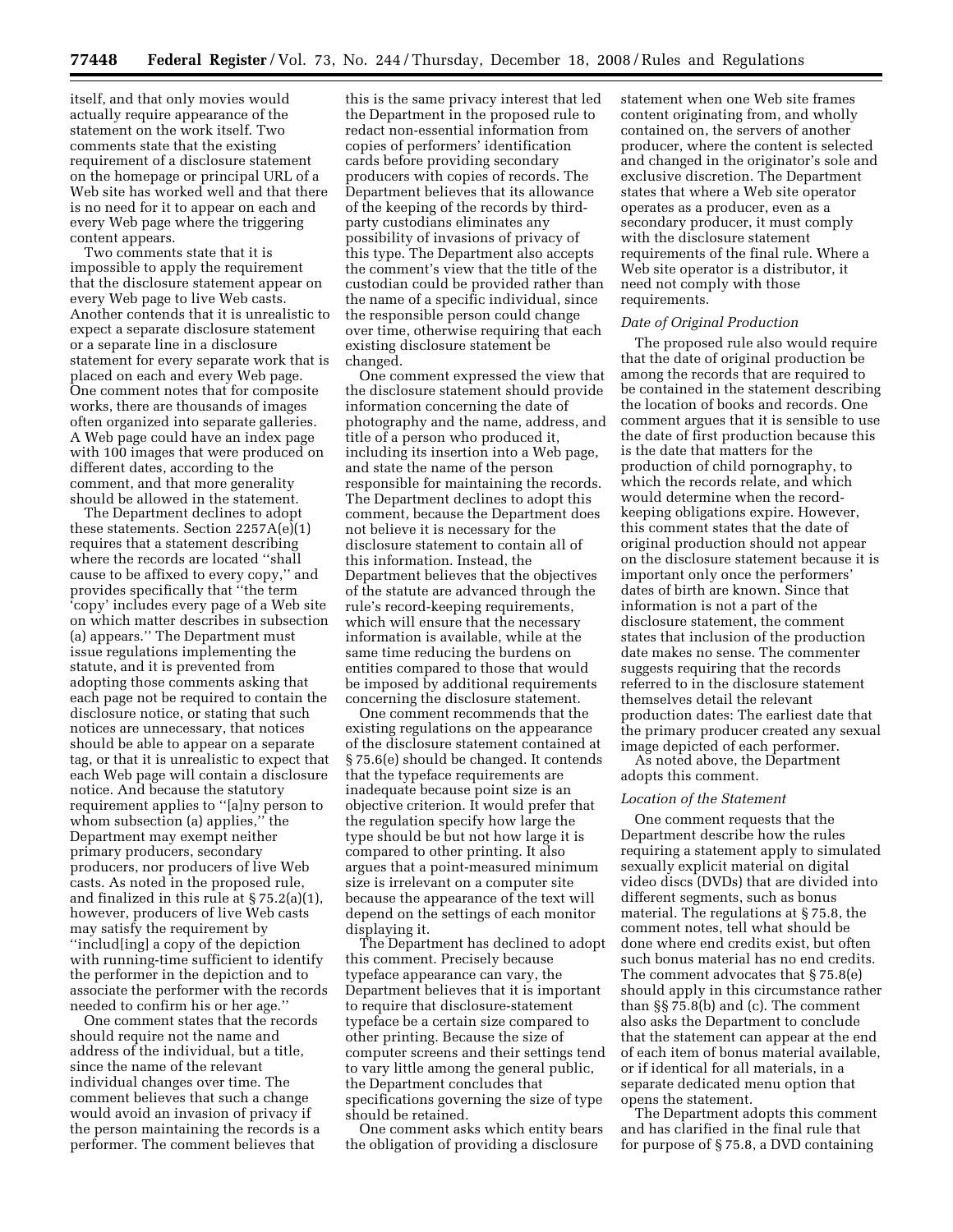itself, and that only movies would actually require appearance of the statement on the work itself. Two comments state that the existing requirement of a disclosure statement on the homepage or principal URL of a Web site has worked well and that there is no need for it to appear on each and every Web page where the triggering content appears.

Two comments state that it is impossible to apply the requirement that the disclosure statement appear on every Web page to live Web casts. Another contends that it is unrealistic to expect a separate disclosure statement or a separate line in a disclosure statement for every separate work that is placed on each and every Web page. One comment notes that for composite works, there are thousands of images often organized into separate galleries. A Web page could have an index page with 100 images that were produced on different dates, according to the comment, and that more generality should be allowed in the statement.

The Department declines to adopt these statements. Section 2257A(e)(1) requires that a statement describing where the records are located ''shall cause to be affixed to every copy,'' and provides specifically that ''the term 'copy' includes every page of a Web site on which matter describes in subsection (a) appears.'' The Department must issue regulations implementing the statute, and it is prevented from adopting those comments asking that each page not be required to contain the disclosure notice, or stating that such notices are unnecessary, that notices should be able to appear on a separate tag, or that it is unrealistic to expect that each Web page will contain a disclosure notice. And because the statutory requirement applies to ''[a]ny person to whom subsection (a) applies,'' the Department may exempt neither primary producers, secondary producers, nor producers of live Web casts. As noted in the proposed rule, and finalized in this rule at § 75.2(a)(1), however, producers of live Web casts may satisfy the requirement by ''includ[ing] a copy of the depiction with running-time sufficient to identify the performer in the depiction and to associate the performer with the records needed to confirm his or her age.''

One comment states that the records should require not the name and address of the individual, but a title, since the name of the relevant individual changes over time. The comment believes that such a change would avoid an invasion of privacy if the person maintaining the records is a performer. The comment believes that this is the same privacy interest that led the Department in the proposed rule to redact non-essential information from copies of performers' identification cards before providing secondary producers with copies of records. The Department believes that its allowance of the keeping of the records by third-party custodians eliminates any possibility of invasions of privacy of this type. The Department also accepts the comment's view that the title of the custodian could be provided rather than the name of a specific individual, since the responsible person could change over time, otherwise requiring that each existing disclosure statement be changed.

One comment expressed the view that the disclosure statement should provide information concerning the date of photography and the name, address, and title of a person who produced it, including its insertion into a Web page, and state the name of the person responsible for maintaining the records. The Department declines to adopt this comment, because the Department does not believe it is necessary for the disclosure statement to contain all of this information. Instead, the Department believes that the objectives of the statute are advanced through the rule's record-keeping requirements, which will ensure that the necessary information is available, while at the same time reducing the burdens on entities compared to those that would be imposed by additional requirements concerning the disclosure statement.

One comment recommends that the existing regulations on the appearance of the disclosure statement contained at § 75.6(e) should be changed. It contends that the typeface requirements are inadequate because point size is an objective criterion. It would prefer that the regulation specify how large the type should be but not how large it is compared to other printing. It also argues that a point-measured minimum size is irrelevant on a computer site because the appearance of the text will depend on the settings of each monitor displaying it.

The Department has declined to adopt this comment. Precisely because typeface appearance can vary, the Department believes that it is important to require that disclosure-statement typeface be a certain size compared to other printing. Because the size of computer screens and their settings tend to vary little among the general public, the Department concludes that specifications governing the size of type should be retained.

One comment asks which entity bears the obligation of providing a disclosure statement when one Web site frames content originating from, and wholly contained on, the servers of another producer, where the content is selected and changed in the originator's sole and exclusive discretion. The Department states that where a Web site operator operates as a producer, even as a secondary producer, it must comply with the disclosure statement requirements of the final rule. Where a Web site operator is a distributor, it need not comply with those requirements.

*Date of Original Production*

The proposed rule also would require that the date of original production be among the records that are required to be contained in the statement describing the location of books and records. One comment argues that it is sensible to use the date of first production because this is the date that matters for the production of child pornography, to which the records relate, and which would determine when the record-keeping obligations expire. However, this comment states that the date of original production should not appear on the disclosure statement because it is important only once the performers' dates of birth are known. Since that information is not a part of the disclosure statement, the comment states that inclusion of the production date makes no sense. The commenter suggests requiring that the records referred to in the disclosure statement themselves detail the relevant production dates: The earliest date that the primary producer created any sexual image depicted of each performer.

As noted above, the Department adopts this comment.

*Location of the Statement*

One comment requests that the Department describe how the rules requiring a statement apply to simulated sexually explicit material on digital video discs (DVDs) that are divided into different segments, such as bonus material. The regulations at § 75.8, the comment notes, tell what should be done where end credits exist, but often such bonus material has no end credits. The comment advocates that § 75.8(e) should apply in this circumstance rather than §§ 75.8(b) and (c). The comment also asks the Department to conclude that the statement can appear at the end of each item of bonus material available, or if identical for all materials, in a separate dedicated menu option that opens the statement.

The Department adopts this comment and has clarified in the final rule that for purpose of § 75.8, a DVD containing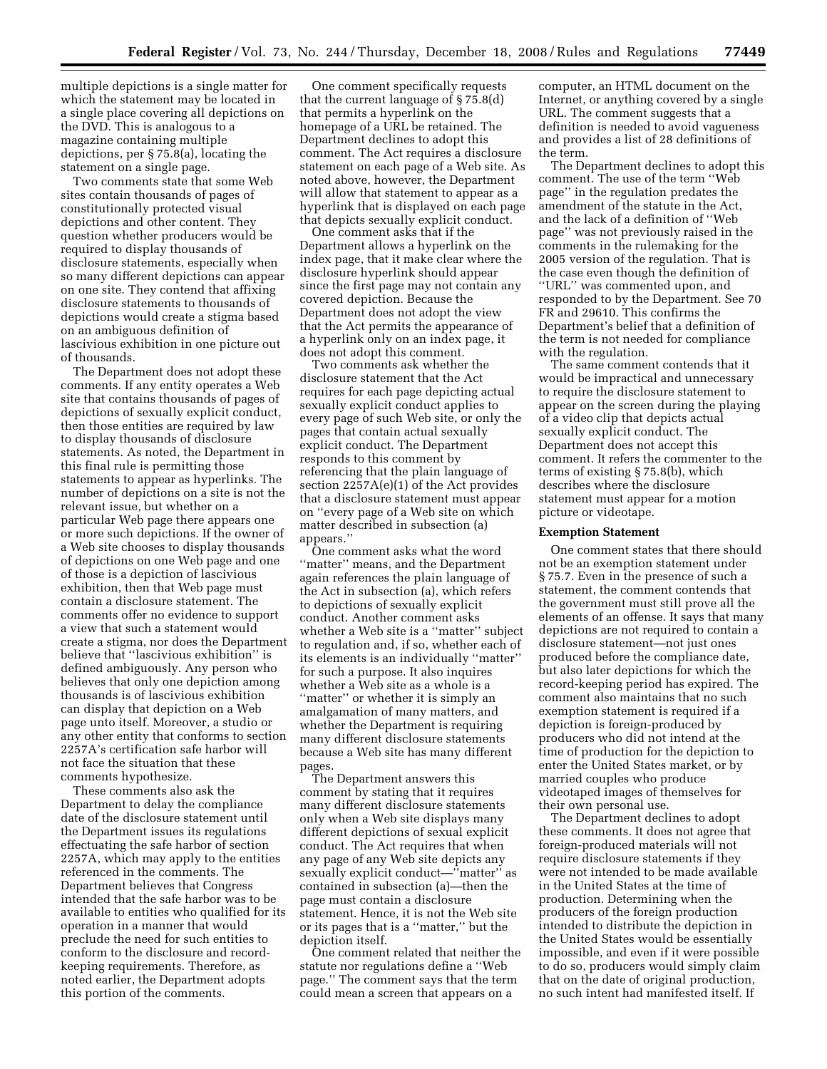multiple depictions is a single matter for which the statement may be located in a single place covering all depictions on the DVD. This is analogous to a magazine containing multiple depictions, per § 75.8(a), locating the statement on a single page.

Two comments state that some Web sites contain thousands of pages of constitutionally protected visual depictions and other content. They question whether producers would be required to display thousands of disclosure statements, especially when so many different depictions can appear on one site. They contend that affixing disclosure statements to thousands of depictions would create a stigma based on an ambiguous definition of lascivious exhibition in one picture out of thousands.

The Department does not adopt these comments. If any entity operates a Web site that contains thousands of pages of depictions of sexually explicit conduct, then those entities are required by law to display thousands of disclosure statements. As noted, the Department in this final rule is permitting those statements to appear as hyperlinks. The number of depictions on a site is not the relevant issue, but whether on a particular Web page there appears one or more such depictions. If the owner of a Web site chooses to display thousands of depictions on one Web page and one of those is a depiction of lascivious exhibition, then that Web page must contain a disclosure statement. The comments offer no evidence to support a view that such a statement would create a stigma, nor does the Department believe that ''lascivious exhibition'' is defined ambiguously. Any person who believes that only one depiction among thousands is of lascivious exhibition can display that depiction on a Web page unto itself. Moreover, a studio or any other entity that conforms to section 2257A's certification safe harbor will not face the situation that these comments hypothesize.

These comments also ask the Department to delay the compliance date of the disclosure statement until the Department issues its regulations effectuating the safe harbor of section 2257A, which may apply to the entities referenced in the comments. The Department believes that Congress intended that the safe harbor was to be available to entities who qualified for its operation in a manner that would preclude the need for such entities to conform to the disclosure and record-keeping requirements. Therefore, as noted earlier, the Department adopts this portion of the comments.

One comment specifically requests that the current language of § 75.8(d) that permits a hyperlink on the homepage of a URL be retained. The Department declines to adopt this comment. The Act requires a disclosure statement on each page of a Web site. As noted above, however, the Department will allow that statement to appear as a hyperlink that is displayed on each page that depicts sexually explicit conduct.

One comment asks that if the Department allows a hyperlink on the index page, that it make clear where the disclosure hyperlink should appear since the first page may not contain any covered depiction. Because the Department does not adopt the view that the Act permits the appearance of a hyperlink only on an index page, it does not adopt this comment.

Two comments ask whether the disclosure statement that the Act requires for each page depicting actual sexually explicit conduct applies to every page of such Web site, or only the pages that contain actual sexually explicit conduct. The Department responds to this comment by referencing that the plain language of section 2257A(e)(1) of the Act provides that a disclosure statement must appear on ''every page of a Web site on which matter described in subsection (a) appears.''

One comment asks what the word ''matter'' means, and the Department again references the plain language of the Act in subsection (a), which refers to depictions of sexually explicit conduct. Another comment asks whether a Web site is a ''matter'' subject to regulation and, if so, whether each of its elements is an individually ''matter'' for such a purpose. It also inquires whether a Web site as a whole is a ''matter'' or whether it is simply an amalgamation of many matters, and whether the Department is requiring many different disclosure statements because a Web site has many different pages.

The Department answers this comment by stating that it requires many different disclosure statements only when a Web site displays many different depictions of sexual explicit conduct. The Act requires that when any page of any Web site depicts any sexually explicit conduct—''matter'' as contained in subsection (a)—then the page must contain a disclosure statement. Hence, it is not the Web site or its pages that is a ''matter,'' but the depiction itself.

One comment related that neither the statute nor regulations define a ''Web page.'' The comment says that the term could mean a screen that appears on a computer, an HTML document on the Internet, or anything covered by a single URL. The comment suggests that a definition is needed to avoid vagueness and provides a list of 28 definitions of the term.

The Department declines to adopt this comment. The use of the term ''Web page'' in the regulation predates the amendment of the statute in the Act, and the lack of a definition of ''Web page'' was not previously raised in the comments in the rulemaking for the 2005 version of the regulation. That is the case even though the definition of ''URL'' was commented upon, and responded to by the Department. See 70 FR and 29610. This confirms the Department's belief that a definition of the term is not needed for compliance with the regulation.

The same comment contends that it would be impractical and unnecessary to require the disclosure statement to appear on the screen during the playing of a video clip that depicts actual sexually explicit conduct. The Department does not accept this comment. It refers the commenter to the terms of existing § 75.8(b), which describes where the disclosure statement must appear for a motion picture or videotape.

### Exemption Statement

One comment states that there should not be an exemption statement under § 75.7. Even in the presence of such a statement, the comment contends that the government must still prove all the elements of an offense. It says that many depictions are not required to contain a disclosure statement—not just ones produced before the compliance date, but also later depictions for which the record-keeping period has expired. The comment also maintains that no such exemption statement is required if a depiction is foreign-produced by producers who did not intend at the time of production for the depiction to enter the United States market, or by married couples who produce videotaped images of themselves for their own personal use.

The Department declines to adopt these comments. It does not agree that foreign-produced materials will not require disclosure statements if they were not intended to be made available in the United States at the time of production. Determining when the producers of the foreign production intended to distribute the depiction in the United States would be essentially impossible, and even if it were possible to do so, producers would simply claim that on the date of original production, no such intent had manifested itself. If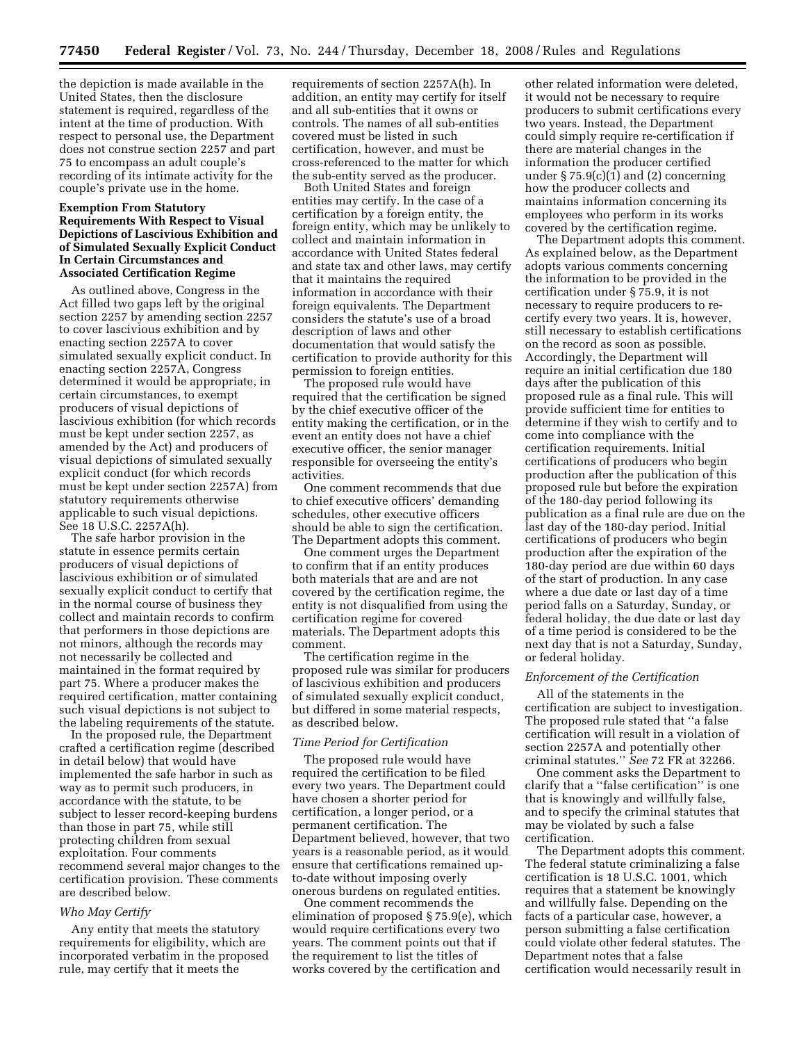the depiction is made available in the United States, then the disclosure statement is required, regardless of the intent at the time of production. With respect to personal use, the Department does not construe section 2257 and part 75 to encompass an adult couple's recording of its intimate activity for the couple's private use in the home.

### Exemption From Statutory Requirements With Respect to Visual Depictions of Lascivious Exhibition and of Simulated Sexually Explicit Conduct In Certain Circumstances and Associated Certification Regime

As outlined above, Congress in the Act filled two gaps left by the original section 2257 by amending section 2257 to cover lascivious exhibition and by enacting section 2257A to cover simulated sexually explicit conduct. In enacting section 2257A, Congress determined it would be appropriate, in certain circumstances, to exempt producers of visual depictions of lascivious exhibition (for which records must be kept under section 2257, as amended by the Act) and producers of visual depictions of simulated sexually explicit conduct (for which records must be kept under section 2257A) from statutory requirements otherwise applicable to such visual depictions. See 18 U.S.C. 2257A(h).

The safe harbor provision in the statute in essence permits certain producers of visual depictions of lascivious exhibition or of simulated sexually explicit conduct to certify that in the normal course of business they collect and maintain records to confirm that performers in those depictions are not minors, although the records may not necessarily be collected and maintained in the format required by part 75. Where a producer makes the required certification, matter containing such visual depictions is not subject to the labeling requirements of the statute.

In the proposed rule, the Department crafted a certification regime (described in detail below) that would have implemented the safe harbor in such as way as to permit such producers, in accordance with the statute, to be subject to lesser record-keeping burdens than those in part 75, while still protecting children from sexual exploitation. Four comments recommend several major changes to the certification provision. These comments are described below.

#### *Who May Certify*

Any entity that meets the statutory requirements for eligibility, which are incorporated verbatim in the proposed rule, may certify that it meets the requirements of section 2257A(h). In addition, an entity may certify for itself and all sub-entities that it owns or controls. The names of all sub-entities covered must be listed in such certification, however, and must be cross-referenced to the matter for which the sub-entity served as the producer.

Both United States and foreign entities may certify. In the case of a certification by a foreign entity, the foreign entity, which may be unlikely to collect and maintain information in accordance with United States federal and state tax and other laws, may certify that it maintains the required information in accordance with their foreign equivalents. The Department considers the statute's use of a broad description of laws and other documentation that would satisfy the certification to provide authority for this permission to foreign entities.

The proposed rule would have required that the certification be signed by the chief executive officer of the entity making the certification, or in the event an entity does not have a chief executive officer, the senior manager responsible for overseeing the entity's activities.

One comment recommends that due to chief executive officers' demanding schedules, other executive officers should be able to sign the certification. The Department adopts this comment.

One comment urges the Department to confirm that if an entity produces both materials that are and are not covered by the certification regime, the entity is not disqualified from using the certification regime for covered materials. The Department adopts this comment.

The certification regime in the proposed rule was similar for producers of lascivious exhibition and producers of simulated sexually explicit conduct, but differed in some material respects, as described below.

#### *Time Period for Certification*

The proposed rule would have required the certification to be filed every two years. The Department could have chosen a shorter period for certification, a longer period, or a permanent certification. The Department believed, however, that two years is a reasonable period, as it would ensure that certifications remained up-to-date without imposing overly onerous burdens on regulated entities.

One comment recommends the elimination of proposed § 75.9(e), which would require certifications every two years. The comment points out that if the requirement to list the titles of works covered by the certification and other related information were deleted, it would not be necessary to require producers to submit certifications every two years. Instead, the Department could simply require re-certification if there are material changes in the information the producer certified under § 75.9(c)(1) and (2) concerning how the producer collects and maintains information concerning its employees who perform in its works covered by the certification regime.

The Department adopts this comment. As explained below, as the Department adopts various comments concerning the information to be provided in the certification under § 75.9, it is not necessary to require producers to re-certify every two years. It is, however, still necessary to establish certifications on the record as soon as possible. Accordingly, the Department will require an initial certification due 180 days after the publication of this proposed rule as a final rule. This will provide sufficient time for entities to determine if they wish to certify and to come into compliance with the certification requirements. Initial certifications of producers who begin production after the publication of this proposed rule but before the expiration of the 180-day period following its publication as a final rule are due on the last day of the 180-day period. Initial certifications of producers who begin production after the expiration of the 180-day period are due within 60 days of the start of production. In any case where a due date or last day of a time period falls on a Saturday, Sunday, or federal holiday, the due date or last day of a time period is considered to be the next day that is not a Saturday, Sunday, or federal holiday.

#### *Enforcement of the Certification*

All of the statements in the certification are subject to investigation. The proposed rule stated that ''a false certification will result in a violation of section 2257A and potentially other criminal statutes.'' *See* 72 FR at 32266.

One comment asks the Department to clarify that a ''false certification'' is one that is knowingly and willfully false, and to specify the criminal statutes that may be violated by such a false certification.

The Department adopts this comment. The federal statute criminalizing a false certification is 18 U.S.C. 1001, which requires that a statement be knowingly and willfully false. Depending on the facts of a particular case, however, a person submitting a false certification could violate other federal statutes. The Department notes that a false certification would necessarily result in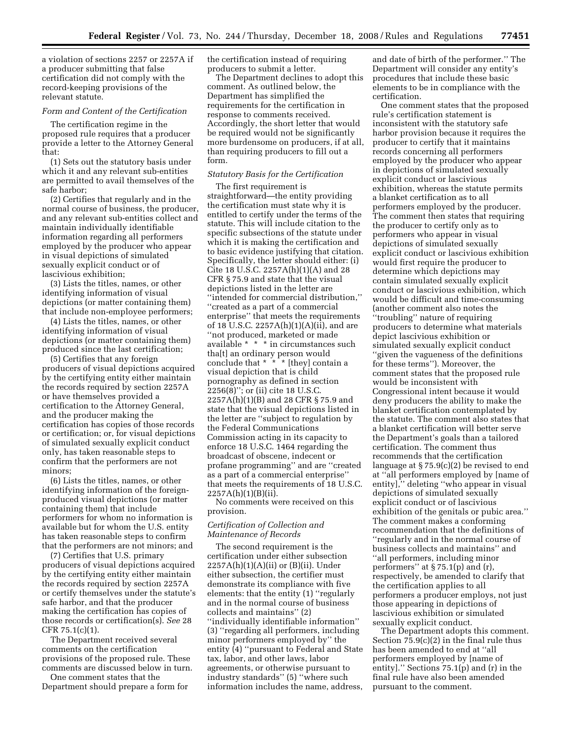a violation of sections 2257 or 2257A if a producer submitting that false certification did not comply with the record-keeping provisions of the relevant statute.

*Form and Content of the Certification*

The certification regime in the proposed rule requires that a producer provide a letter to the Attorney General that:

(1) Sets out the statutory basis under which it and any relevant sub-entities are permitted to avail themselves of the safe harbor;

(2) Certifies that regularly and in the normal course of business, the producer, and any relevant sub-entities collect and maintain individually identifiable information regarding all performers employed by the producer who appear in visual depictions of simulated sexually explicit conduct or of lascivious exhibition;

(3) Lists the titles, names, or other identifying information of visual depictions (or matter containing them) that include non-employee performers;

(4) Lists the titles, names, or other identifying information of visual depictions (or matter containing them) produced since the last certification;

(5) Certifies that any foreign producers of visual depictions acquired by the certifying entity either maintain the records required by section 2257A or have themselves provided a certification to the Attorney General, and the producer making the certification has copies of those records or certification; or, for visual depictions of simulated sexually explicit conduct only, has taken reasonable steps to confirm that the performers are not minors;

(6) Lists the titles, names, or other identifying information of the foreign-produced visual depictions (or matter containing them) that include performers for whom no information is available but for whom the U.S. entity has taken reasonable steps to confirm that the performers are not minors; and

(7) Certifies that U.S. primary producers of visual depictions acquired by the certifying entity either maintain the records required by section 2257A or certify themselves under the statute's safe harbor, and that the producer making the certification has copies of those records or certification(s). *See* 28 CFR 75.1(c)(1).

The Department received several comments on the certification provisions of the proposed rule. These comments are discussed below in turn.

One comment states that the Department should prepare a form for the certification instead of requiring producers to submit a letter.

The Department declines to adopt this comment. As outlined below, the Department has simplified the requirements for the certification in response to comments received. Accordingly, the short letter that would be required would not be significantly more burdensome on producers, if at all, than requiring producers to fill out a form.

*Statutory Basis for the Certification*

The first requirement is straightforward—the entity providing the certification must state why it is entitled to certify under the terms of the statute. This will include citation to the specific subsections of the statute under which it is making the certification and to basic evidence justifying that citation. Specifically, the letter should either: (i) Cite 18 U.S.C. 2257A(h)(1)(A) and 28 CFR § 75.9 and state that the visual depictions listed in the letter are ''intended for commercial distribution,'' ''created as a part of a commercial enterprise'' that meets the requirements of 18 U.S.C. 2257A(h)(1)(A)(ii), and are ''not produced, marketed or made available * * * in circumstances such tha[t] an ordinary person would conclude that * * * [they] contain a visual depiction that is child pornography as defined in section 2256(8)''; or (ii) cite 18 U.S.C. 2257A(h)(1)(B) and 28 CFR § 75.9 and state that the visual depictions listed in the letter are ''subject to regulation by the Federal Communications Commission acting in its capacity to enforce 18 U.S.C. 1464 regarding the broadcast of obscene, indecent or profane programming'' and are ''created as a part of a commercial enterprise'' that meets the requirements of 18 U.S.C. 2257A(h)(1)(B)(ii).

No comments were received on this provision.

*Certification of Collection and Maintenance of Records*

The second requirement is the certification under either subsection 2257A(h)(1)(A)(ii) or (B)(ii). Under either subsection, the certifier must demonstrate its compliance with five elements: that the entity (1) ''regularly and in the normal course of business collects and maintains'' (2) ''individually identifiable information'' (3) ''regarding all performers, including minor performers employed by'' the entity (4) ''pursuant to Federal and State tax, labor, and other laws, labor agreements, or otherwise pursuant to industry standards'' (5) ''where such information includes the name, address, and date of birth of the performer.'' The Department will consider any entity's procedures that include these basic elements to be in compliance with the certification.

One comment states that the proposed rule's certification statement is inconsistent with the statutory safe harbor provision because it requires the producer to certify that it maintains records concerning all performers employed by the producer who appear in depictions of simulated sexually explicit conduct or lascivious exhibition, whereas the statute permits a blanket certification as to all performers employed by the producer. The comment then states that requiring the producer to certify only as to performers who appear in visual depictions of simulated sexually explicit conduct or lascivious exhibition would first require the producer to determine which depictions may contain simulated sexually explicit conduct or lascivious exhibition, which would be difficult and time-consuming (another comment also notes the ''troubling'' nature of requiring producers to determine what materials depict lascivious exhibition or simulated sexually explicit conduct ''given the vagueness of the definitions for these terms''). Moreover, the comment states that the proposed rule would be inconsistent with Congressional intent because it would deny producers the ability to make the blanket certification contemplated by the statute. The comment also states that a blanket certification will better serve the Department's goals than a tailored certification. The comment thus recommends that the certification language at § 75.9(c)(2) be revised to end at ''all performers employed by [name of entity],'' deleting ''who appear in visual depictions of simulated sexually explicit conduct or of lascivious exhibition of the genitals or pubic area.'' The comment makes a conforming recommendation that the definitions of ''regularly and in the normal course of business collects and maintains'' and ''all performers, including minor performers'' at § 75.1(p) and (r), respectively, be amended to clarify that the certification applies to all performers a producer employs, not just those appearing in depictions of lascivious exhibition or simulated sexually explicit conduct.

The Department adopts this comment. Section 75.9(c)(2) in the final rule thus has been amended to end at ''all performers employed by [name of entity].'' Sections 75.1(p) and (r) in the final rule have also been amended pursuant to the comment.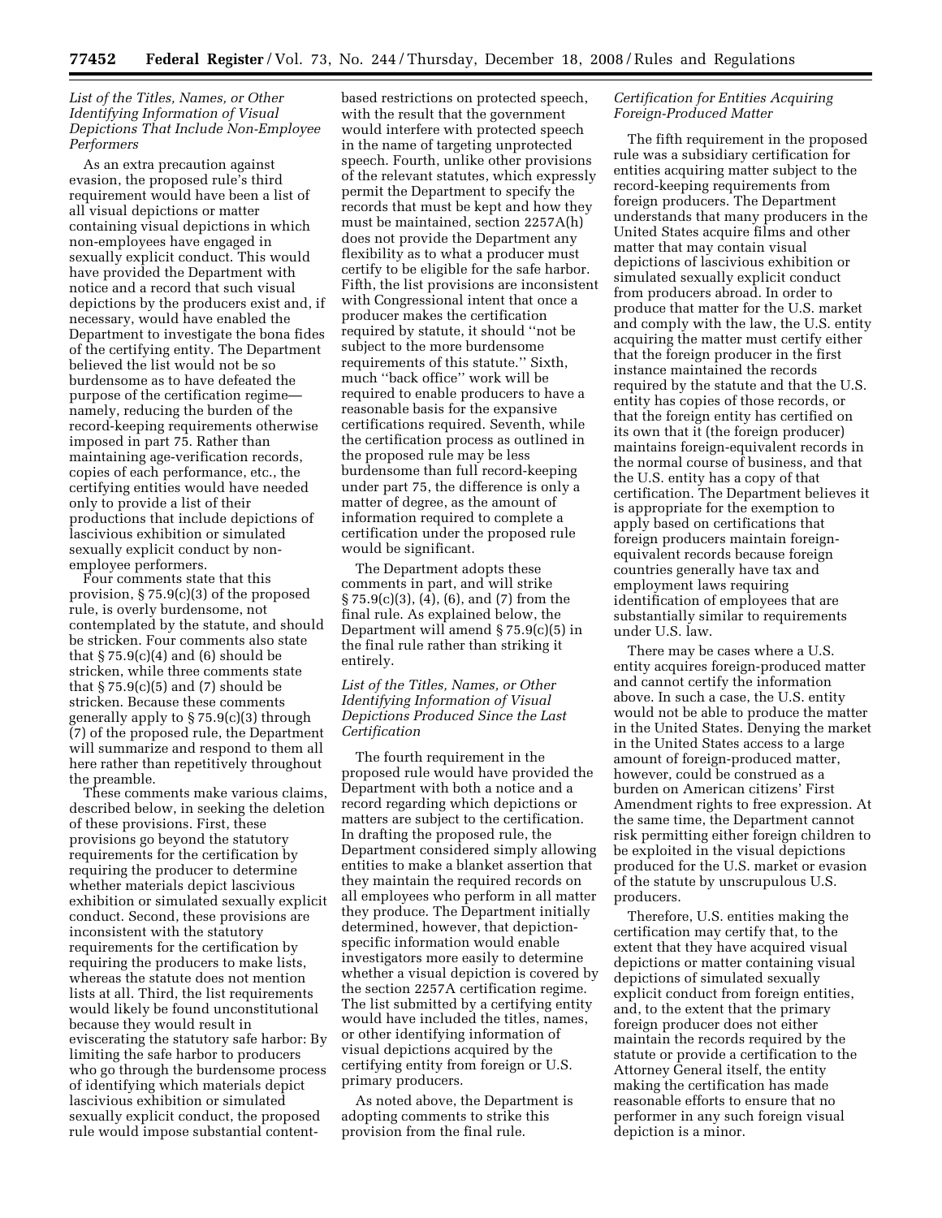*List of the Titles, Names, or Other Identifying Information of Visual Depictions That Include Non-Employee Performers*

As an extra precaution against evasion, the proposed rule's third requirement would have been a list of all visual depictions or matter containing visual depictions in which non-employees have engaged in sexually explicit conduct. This would have provided the Department with notice and a record that such visual depictions by the producers exist and, if necessary, would have enabled the Department to investigate the bona fides of the certifying entity. The Department believed the list would not be so burdensome as to have defeated the purpose of the certification regime—namely, reducing the burden of the record-keeping requirements otherwise imposed in part 75. Rather than maintaining age-verification records, copies of each performance, etc., the certifying entities would have needed only to provide a list of their productions that include depictions of lascivious exhibition or simulated sexually explicit conduct by non-employee performers.

Four comments state that this provision, § 75.9(c)(3) of the proposed rule, is overly burdensome, not contemplated by the statute, and should be stricken. Four comments also state that § 75.9(c)(4) and (6) should be stricken, while three comments state that § 75.9(c)(5) and (7) should be stricken. Because these comments generally apply to § 75.9(c)(3) through (7) of the proposed rule, the Department will summarize and respond to them all here rather than repetitively throughout the preamble.

These comments make various claims, described below, in seeking the deletion of these provisions. First, these provisions go beyond the statutory requirements for the certification by requiring the producer to determine whether materials depict lascivious exhibition or simulated sexually explicit conduct. Second, these provisions are inconsistent with the statutory requirements for the certification by requiring the producers to make lists, whereas the statute does not mention lists at all. Third, the list requirements would likely be found unconstitutional because they would result in eviscerating the statutory safe harbor: By limiting the safe harbor to producers who go through the burdensome process of identifying which materials depict lascivious exhibition or simulated sexually explicit conduct, the proposed rule would impose substantial content-based restrictions on protected speech, with the result that the government would interfere with protected speech in the name of targeting unprotected speech. Fourth, unlike other provisions of the relevant statutes, which expressly permit the Department to specify the records that must be kept and how they must be maintained, section 2257A(h) does not provide the Department any flexibility as to what a producer must certify to be eligible for the safe harbor. Fifth, the list provisions are inconsistent with Congressional intent that once a producer makes the certification required by statute, it should "not be subject to the more burdensome requirements of this statute." Sixth, much "back office" work will be required to enable producers to have a reasonable basis for the expansive certifications required. Seventh, while the certification process as outlined in the proposed rule may be less burdensome than full record-keeping under part 75, the difference is only a matter of degree, as the amount of information required to complete a certification under the proposed rule would be significant.

The Department adopts these comments in part, and will strike § 75.9(c)(3), (4), (6), and (7) from the final rule. As explained below, the Department will amend § 75.9(c)(5) in the final rule rather than striking it entirely.

*List of the Titles, Names, or Other Identifying Information of Visual Depictions Produced Since the Last Certification*

The fourth requirement in the proposed rule would have provided the Department with both a notice and a record regarding which depictions or matters are subject to the certification. In drafting the proposed rule, the Department considered simply allowing entities to make a blanket assertion that they maintain the required records on all employees who perform in all matter they produce. The Department initially determined, however, that depiction-specific information would enable investigators more easily to determine whether a visual depiction is covered by the section 2257A certification regime. The list submitted by a certifying entity would have included the titles, names, or other identifying information of visual depictions acquired by the certifying entity from foreign or U.S. primary producers.

As noted above, the Department is adopting comments to strike this provision from the final rule.

*Certification for Entities Acquiring Foreign-Produced Matter*

The fifth requirement in the proposed rule was a subsidiary certification for entities acquiring matter subject to the record-keeping requirements from foreign producers. The Department understands that many producers in the United States acquire films and other matter that may contain visual depictions of lascivious exhibition or simulated sexually explicit conduct from producers abroad. In order to produce that matter for the U.S. market and comply with the law, the U.S. entity acquiring the matter must certify either that the foreign producer in the first instance maintained the records required by the statute and that the U.S. entity has copies of those records, or that the foreign entity has certified on its own that it (the foreign producer) maintains foreign-equivalent records in the normal course of business, and that the U.S. entity has a copy of that certification. The Department believes it is appropriate for the exemption to apply based on certifications that foreign producers maintain foreign-equivalent records because foreign countries generally have tax and employment laws requiring identification of employees that are substantially similar to requirements under U.S. law.

There may be cases where a U.S. entity acquires foreign-produced matter and cannot certify the information above. In such a case, the U.S. entity would not be able to produce the matter in the United States. Denying the market in the United States access to a large amount of foreign-produced matter, however, could be construed as a burden on American citizens' First Amendment rights to free expression. At the same time, the Department cannot risk permitting either foreign children to be exploited in the visual depictions produced for the U.S. market or evasion of the statute by unscrupulous U.S. producers.

Therefore, U.S. entities making the certification may certify that, to the extent that they have acquired visual depictions or matter containing visual depictions of simulated sexually explicit conduct from foreign entities, and, to the extent that the primary foreign producer does not either maintain the records required by the statute or provide a certification to the Attorney General itself, the entity making the certification has made reasonable efforts to ensure that no performer in any such foreign visual depiction is a minor.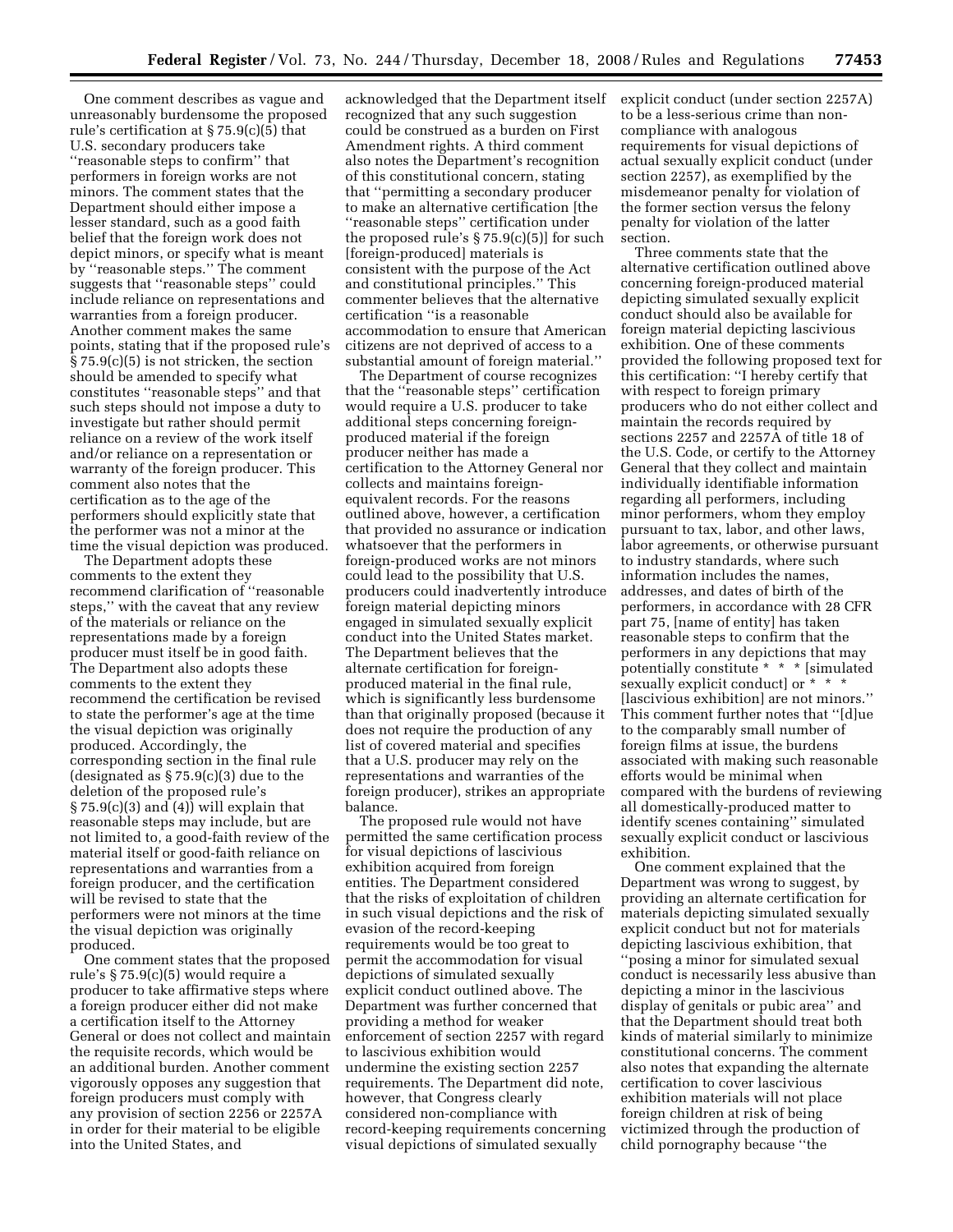One comment describes as vague and unreasonably burdensome the proposed rule's certification at § 75.9(c)(5) that U.S. secondary producers take ''reasonable steps to confirm'' that performers in foreign works are not minors. The comment states that the Department should either impose a lesser standard, such as a good faith belief that the foreign work does not depict minors, or specify what is meant by ''reasonable steps.'' The comment suggests that ''reasonable steps'' could include reliance on representations and warranties from a foreign producer. Another comment makes the same points, stating that if the proposed rule's § 75.9(c)(5) is not stricken, the section should be amended to specify what constitutes ''reasonable steps'' and that such steps should not impose a duty to investigate but rather should permit reliance on a review of the work itself and/or reliance on a representation or warranty of the foreign producer. This comment also notes that the certification as to the age of the performers should explicitly state that the performer was not a minor at the time the visual depiction was produced.

The Department adopts these comments to the extent they recommend clarification of ''reasonable steps,'' with the caveat that any review of the materials or reliance on the representations made by a foreign producer must itself be in good faith. The Department also adopts these comments to the extent they recommend the certification be revised to state the performer's age at the time the visual depiction was originally produced. Accordingly, the corresponding section in the final rule (designated as § 75.9(c)(3) due to the deletion of the proposed rule's § 75.9(c)(3) and (4)) will explain that reasonable steps may include, but are not limited to, a good-faith review of the material itself or good-faith reliance on representations and warranties from a foreign producer, and the certification will be revised to state that the performers were not minors at the time the visual depiction was originally produced.

One comment states that the proposed rule's § 75.9(c)(5) would require a producer to take affirmative steps where a foreign producer either did not make a certification itself to the Attorney General or does not collect and maintain the requisite records, which would be an additional burden. Another comment vigorously opposes any suggestion that foreign producers must comply with any provision of section 2256 or 2257A in order for their material to be eligible into the United States, and acknowledged that the Department itself recognized that any such suggestion could be construed as a burden on First Amendment rights. A third comment also notes the Department's recognition of this constitutional concern, stating that ''permitting a secondary producer to make an alternative certification [the ''reasonable steps'' certification under the proposed rule's § 75.9(c)(5)] for such [foreign-produced] materials is consistent with the purpose of the Act and constitutional principles.'' This commenter believes that the alternative certification ''is a reasonable accommodation to ensure that American citizens are not deprived of access to a substantial amount of foreign material.''

The Department of course recognizes that the ''reasonable steps'' certification would require a U.S. producer to take additional steps concerning foreign-produced material if the foreign producer neither has made a certification to the Attorney General nor collects and maintains foreign-equivalent records. For the reasons outlined above, however, a certification that provided no assurance or indication whatsoever that the performers in foreign-produced works are not minors could lead to the possibility that U.S. producers could inadvertently introduce foreign material depicting minors engaged in simulated sexually explicit conduct into the United States market. The Department believes that the alternate certification for foreign-produced material in the final rule, which is significantly less burdensome than that originally proposed (because it does not require the production of any list of covered material and specifies that a U.S. producer may rely on the representations and warranties of the foreign producer), strikes an appropriate balance.

The proposed rule would not have permitted the same certification process for visual depictions of lascivious exhibition acquired from foreign entities. The Department considered that the risks of exploitation of children in such visual depictions and the risk of evasion of the record-keeping requirements would be too great to permit the accommodation for visual depictions of simulated sexually explicit conduct outlined above. The Department was further concerned that providing a method for weaker enforcement of section 2257 with regard to lascivious exhibition would undermine the existing section 2257 requirements. The Department did note, however, that Congress clearly considered non-compliance with record-keeping requirements concerning visual depictions of simulated sexually explicit conduct (under section 2257A) to be a less-serious crime than non-compliance with analogous requirements for visual depictions of actual sexually explicit conduct (under section 2257), as exemplified by the misdemeanor penalty for violation of the former section versus the felony penalty for violation of the latter section.

Three comments state that the alternative certification outlined above concerning foreign-produced material depicting simulated sexually explicit conduct should also be available for foreign material depicting lascivious exhibition. One of these comments provided the following proposed text for this certification: ''I hereby certify that with respect to foreign primary producers who do not either collect and maintain the records required by sections 2257 and 2257A of title 18 of the U.S. Code, or certify to the Attorney General that they collect and maintain individually identifiable information regarding all performers, including minor performers, whom they employ pursuant to tax, labor, and other laws, labor agreements, or otherwise pursuant to industry standards, where such information includes the names, addresses, and dates of birth of the performers, in accordance with 28 CFR part 75, [name of entity] has taken reasonable steps to confirm that the performers in any depictions that may potentially constitute * * * [simulated sexually explicit conduct] or * * * [lascivious exhibition] are not minors.'' This comment further notes that ''[d]ue to the comparably small number of foreign films at issue, the burdens associated with making such reasonable efforts would be minimal when compared with the burdens of reviewing all domestically-produced matter to identify scenes containing'' simulated sexually explicit conduct or lascivious exhibition.

One comment explained that the Department was wrong to suggest, by providing an alternate certification for materials depicting simulated sexually explicit conduct but not for materials depicting lascivious exhibition, that ''posing a minor for simulated sexual conduct is necessarily less abusive than depicting a minor in the lascivious display of genitals or pubic area'' and that the Department should treat both kinds of material similarly to minimize constitutional concerns. The comment also notes that expanding the alternate certification to cover lascivious exhibition materials will not place foreign children at risk of being victimized through the production of child pornography because ''the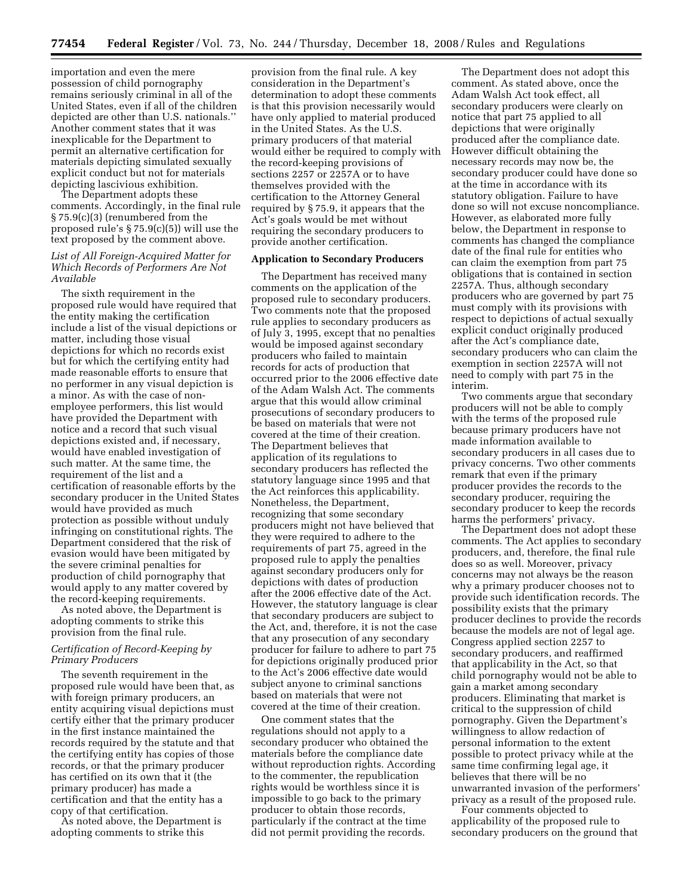importation and even the mere possession of child pornography remains seriously criminal in all of the United States, even if all of the children depicted are other than U.S. nationals.'' Another comment states that it was inexplicable for the Department to permit an alternative certification for materials depicting simulated sexually explicit conduct but not for materials depicting lascivious exhibition.

The Department adopts these comments. Accordingly, in the final rule § 75.9(c)(3) (renumbered from the proposed rule's § 75.9(c)(5)) will use the text proposed by the comment above.

*List of All Foreign-Acquired Matter for Which Records of Performers Are Not Available*

The sixth requirement in the proposed rule would have required that the entity making the certification include a list of the visual depictions or matter, including those visual depictions for which no records exist but for which the certifying entity had made reasonable efforts to ensure that no performer in any visual depiction is a minor. As with the case of non-employee performers, this list would have provided the Department with notice and a record that such visual depictions existed and, if necessary, would have enabled investigation of such matter. At the same time, the requirement of the list and a certification of reasonable efforts by the secondary producer in the United States would have provided as much protection as possible without unduly infringing on constitutional rights. The Department considered that the risk of evasion would have been mitigated by the severe criminal penalties for production of child pornography that would apply to any matter covered by the record-keeping requirements.

As noted above, the Department is adopting comments to strike this provision from the final rule.

*Certification of Record-Keeping by Primary Producers*

The seventh requirement in the proposed rule would have been that, as with foreign primary producers, an entity acquiring visual depictions must certify either that the primary producer in the first instance maintained the records required by the statute and that the certifying entity has copies of those records, or that the primary producer has certified on its own that it (the primary producer) has made a certification and that the entity has a copy of that certification.

As noted above, the Department is adopting comments to strike this provision from the final rule. A key consideration in the Department's determination to adopt these comments is that this provision necessarily would have only applied to material produced in the United States. As the U.S. primary producers of that material would either be required to comply with the record-keeping provisions of sections 2257 or 2257A or to have themselves provided with the certification to the Attorney General required by § 75.9, it appears that the Act's goals would be met without requiring the secondary producers to provide another certification.

**Application to Secondary Producers**

The Department has received many comments on the application of the proposed rule to secondary producers. Two comments note that the proposed rule applies to secondary producers as of July 3, 1995, except that no penalties would be imposed against secondary producers who failed to maintain records for acts of production that occurred prior to the 2006 effective date of the Adam Walsh Act. The comments argue that this would allow criminal prosecutions of secondary producers to be based on materials that were not covered at the time of their creation. The Department believes that application of its regulations to secondary producers has reflected the statutory language since 1995 and that the Act reinforces this applicability. Nonetheless, the Department, recognizing that some secondary producers might not have believed that they were required to adhere to the requirements of part 75, agreed in the proposed rule to apply the penalties against secondary producers only for depictions with dates of production after the 2006 effective date of the Act. However, the statutory language is clear that secondary producers are subject to the Act, and, therefore, it is not the case that any prosecution of any secondary producer for failure to adhere to part 75 for depictions originally produced prior to the Act's 2006 effective date would subject anyone to criminal sanctions based on materials that were not covered at the time of their creation.

One comment states that the regulations should not apply to a secondary producer who obtained the materials before the compliance date without reproduction rights. According to the commenter, the republication rights would be worthless since it is impossible to go back to the primary producer to obtain those records, particularly if the contract at the time did not permit providing the records.

The Department does not adopt this comment. As stated above, once the Adam Walsh Act took effect, all secondary producers were clearly on notice that part 75 applied to all depictions that were originally produced after the compliance date. However difficult obtaining the necessary records may now be, the secondary producer could have done so at the time in accordance with its statutory obligation. Failure to have done so will not excuse noncompliance. However, as elaborated more fully below, the Department in response to comments has changed the compliance date of the final rule for entities who can claim the exemption from part 75 obligations that is contained in section 2257A. Thus, although secondary producers who are governed by part 75 must comply with its provisions with respect to depictions of actual sexually explicit conduct originally produced after the Act's compliance date, secondary producers who can claim the exemption in section 2257A will not need to comply with part 75 in the interim.

Two comments argue that secondary producers will not be able to comply with the terms of the proposed rule because primary producers have not made information available to secondary producers in all cases due to privacy concerns. Two other comments remark that even if the primary producer provides the records to the secondary producer, requiring the secondary producer to keep the records harms the performers' privacy.

The Department does not adopt these comments. The Act applies to secondary producers, and, therefore, the final rule does so as well. Moreover, privacy concerns may not always be the reason why a primary producer chooses not to provide such identification records. The possibility exists that the primary producer declines to provide the records because the models are not of legal age. Congress applied section 2257 to secondary producers, and reaffirmed that applicability in the Act, so that child pornography would not be able to gain a market among secondary producers. Eliminating that market is critical to the suppression of child pornography. Given the Department's willingness to allow redaction of personal information to the extent possible to protect privacy while at the same time confirming legal age, it believes that there will be no unwarranted invasion of the performers' privacy as a result of the proposed rule.

Four comments objected to applicability of the proposed rule to secondary producers on the ground that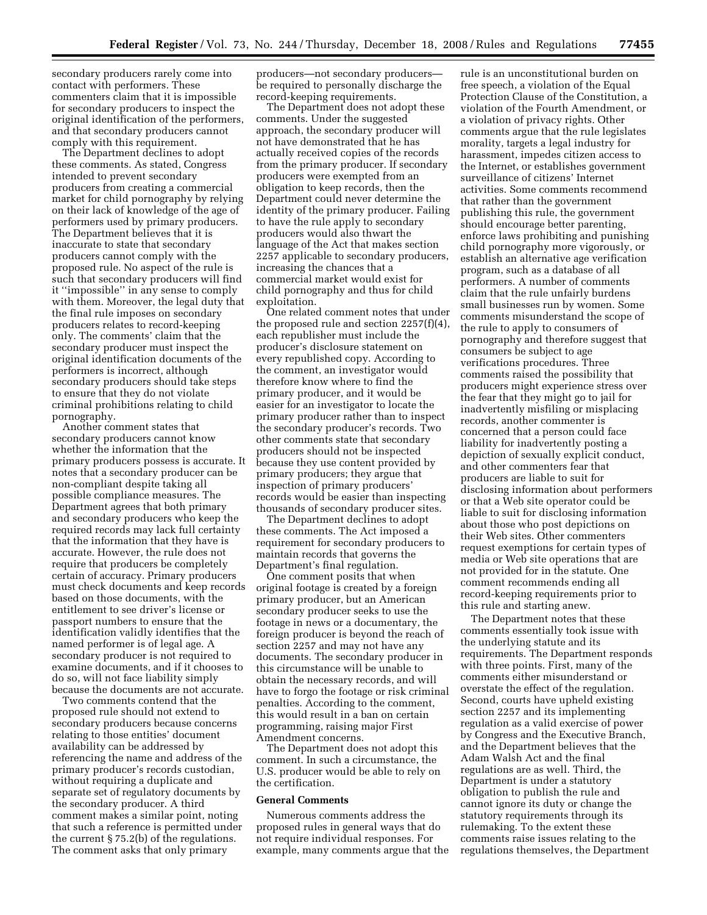secondary producers rarely come into contact with performers. These commenters claim that it is impossible for secondary producers to inspect the original identification of the performers, and that secondary producers cannot comply with this requirement.

The Department declines to adopt these comments. As stated, Congress intended to prevent secondary producers from creating a commercial market for child pornography by relying on their lack of knowledge of the age of performers used by primary producers. The Department believes that it is inaccurate to state that secondary producers cannot comply with the proposed rule. No aspect of the rule is such that secondary producers will find it ''impossible'' in any sense to comply with them. Moreover, the legal duty that the final rule imposes on secondary producers relates to record-keeping only. The comments' claim that the secondary producer must inspect the original identification documents of the performers is incorrect, although secondary producers should take steps to ensure that they do not violate criminal prohibitions relating to child pornography.

Another comment states that secondary producers cannot know whether the information that the primary producers possess is accurate. It notes that a secondary producer can be non-compliant despite taking all possible compliance measures. The Department agrees that both primary and secondary producers who keep the required records may lack full certainty that the information that they have is accurate. However, the rule does not require that producers be completely certain of accuracy. Primary producers must check documents and keep records based on those documents, with the entitlement to see driver's license or passport numbers to ensure that the identification validly identifies that the named performer is of legal age. A secondary producer is not required to examine documents, and if it chooses to do so, will not face liability simply because the documents are not accurate.

Two comments contend that the proposed rule should not extend to secondary producers because concerns relating to those entities' document availability can be addressed by referencing the name and address of the primary producer's records custodian, without requiring a duplicate and separate set of regulatory documents by the secondary producer. A third comment makes a similar point, noting that such a reference is permitted under the current § 75.2(b) of the regulations. The comment asks that only primary producers—not secondary producers—be required to personally discharge the record-keeping requirements.

The Department does not adopt these comments. Under the suggested approach, the secondary producer will not have demonstrated that he has actually received copies of the records from the primary producer. If secondary producers were exempted from an obligation to keep records, then the Department could never determine the identity of the primary producer. Failing to have the rule apply to secondary producers would also thwart the language of the Act that makes section 2257 applicable to secondary producers, increasing the chances that a commercial market would exist for child pornography and thus for child exploitation.

One related comment notes that under the proposed rule and section 2257(f)(4), each republisher must include the producer's disclosure statement on every republished copy. According to the comment, an investigator would therefore know where to find the primary producer, and it would be easier for an investigator to locate the primary producer rather than to inspect the secondary producer's records. Two other comments state that secondary producers should not be inspected because they use content provided by primary producers; they argue that inspection of primary producers' records would be easier than inspecting thousands of secondary producer sites.

The Department declines to adopt these comments. The Act imposed a requirement for secondary producers to maintain records that governs the Department's final regulation.

One comment posits that when original footage is created by a foreign primary producer, but an American secondary producer seeks to use the footage in news or a documentary, the foreign producer is beyond the reach of section 2257 and may not have any documents. The secondary producer in this circumstance will be unable to obtain the necessary records, and will have to forgo the footage or risk criminal penalties. According to the comment, this would result in a ban on certain programming, raising major First Amendment concerns.

The Department does not adopt this comment. In such a circumstance, the U.S. producer would be able to rely on the certification.

**General Comments**

Numerous comments address the proposed rules in general ways that do not require individual responses. For example, many comments argue that the rule is an unconstitutional burden on free speech, a violation of the Equal Protection Clause of the Constitution, a violation of the Fourth Amendment, or a violation of privacy rights. Other comments argue that the rule legislates morality, targets a legal industry for harassment, impedes citizen access to the Internet, or establishes government surveillance of citizens' Internet activities. Some comments recommend that rather than the government publishing this rule, the government should encourage better parenting, enforce laws prohibiting and punishing child pornography more vigorously, or establish an alternative age verification program, such as a database of all performers. A number of comments claim that the rule unfairly burdens small businesses run by women. Some comments misunderstand the scope of the rule to apply to consumers of pornography and therefore suggest that consumers be subject to age verifications procedures. Three comments raised the possibility that producers might experience stress over the fear that they might go to jail for inadvertently misfiling or misplacing records, another commenter is concerned that a person could face liability for inadvertently posting a depiction of sexually explicit conduct, and other commenters fear that producers are liable to suit for disclosing information about performers or that a Web site operator could be liable to suit for disclosing information about those who post depictions on their Web sites. Other commenters request exemptions for certain types of media or Web site operations that are not provided for in the statute. One comment recommends ending all record-keeping requirements prior to this rule and starting anew.

The Department notes that these comments essentially took issue with the underlying statute and its requirements. The Department responds with three points. First, many of the comments either misunderstand or overstate the effect of the regulation. Second, courts have upheld existing section 2257 and its implementing regulation as a valid exercise of power by Congress and the Executive Branch, and the Department believes that the Adam Walsh Act and the final regulations are as well. Third, the Department is under a statutory obligation to publish the rule and cannot ignore its duty or change the statutory requirements through its rulemaking. To the extent these comments raise issues relating to the regulations themselves, the Department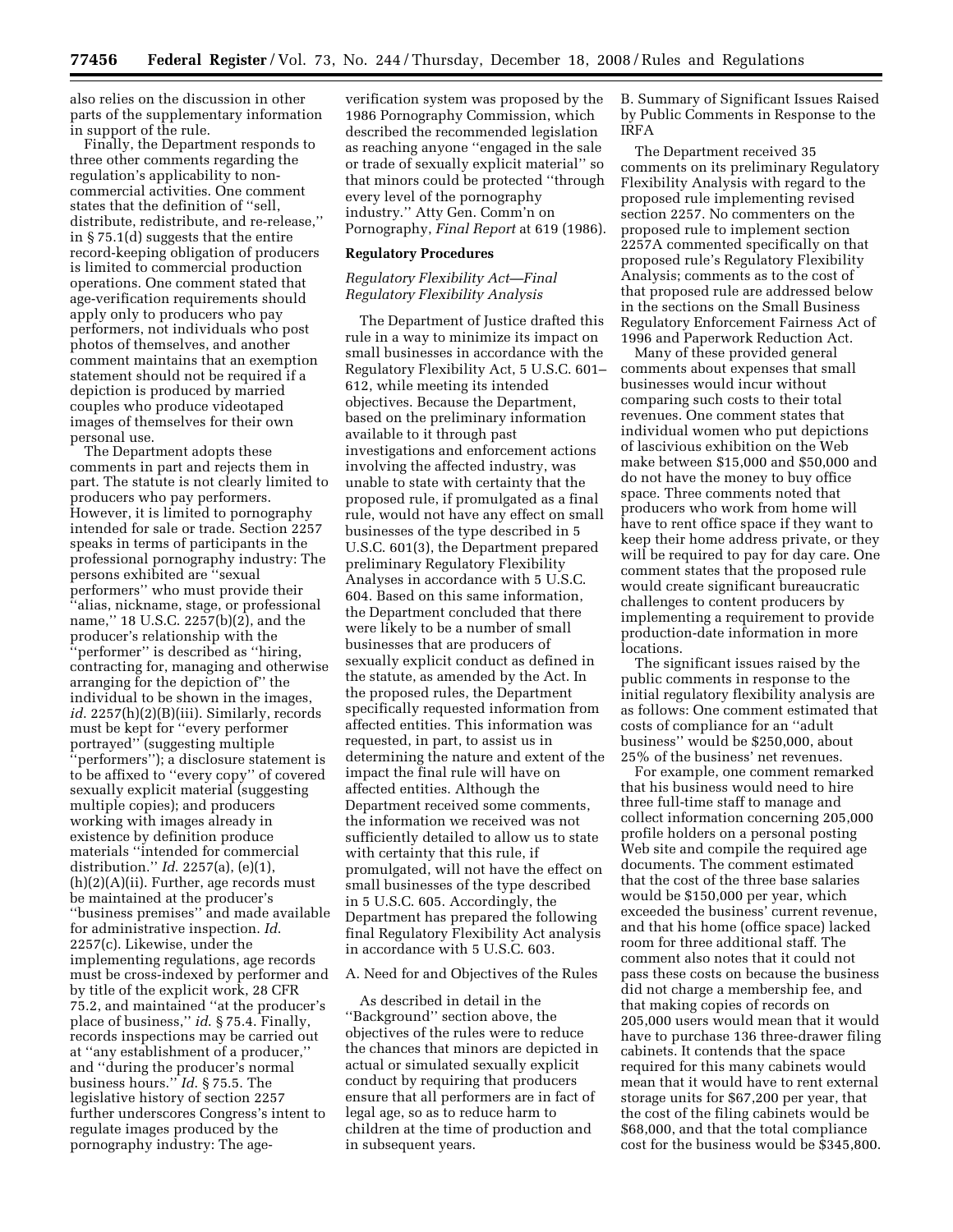also relies on the discussion in other parts of the supplementary information in support of the rule.

Finally, the Department responds to three other comments regarding the regulation's applicability to non-commercial activities. One comment states that the definition of ''sell, distribute, redistribute, and re-release,'' in § 75.1(d) suggests that the entire record-keeping obligation of producers is limited to commercial production operations. One comment stated that age-verification requirements should apply only to producers who pay performers, not individuals who post photos of themselves, and another comment maintains that an exemption statement should not be required if a depiction is produced by married couples who produce videotaped images of themselves for their own personal use.

The Department adopts these comments in part and rejects them in part. The statute is not clearly limited to producers who pay performers. However, it is limited to pornography intended for sale or trade. Section 2257 speaks in terms of participants in the professional pornography industry: The persons exhibited are ''sexual performers'' who must provide their ''alias, nickname, stage, or professional name,'' 18 U.S.C. 2257(b)(2), and the producer's relationship with the ''performer'' is described as ''hiring, contracting for, managing and otherwise arranging for the depiction of'' the individual to be shown in the images, *id.* 2257(h)(2)(B)(iii). Similarly, records must be kept for ''every performer portrayed'' (suggesting multiple ''performers''); a disclosure statement is to be affixed to ''every copy'' of covered sexually explicit material (suggesting multiple copies); and producers working with images already in existence by definition produce materials ''intended for commercial distribution.'' *Id.* 2257(a), (e)(1), (h)(2)(A)(ii). Further, age records must be maintained at the producer's ''business premises'' and made available for administrative inspection. *Id.* 2257(c). Likewise, under the implementing regulations, age records must be cross-indexed by performer and by title of the explicit work, 28 CFR 75.2, and maintained ''at the producer's place of business,'' *id.* § 75.4. Finally, records inspections may be carried out at ''any establishment of a producer,'' and ''during the producer's normal business hours.'' *Id.* § 75.5. The legislative history of section 2257 further underscores Congress's intent to regulate images produced by the pornography industry: The age-verification system was proposed by the 1986 Pornography Commission, which described the recommended legislation as reaching anyone ''engaged in the sale or trade of sexually explicit material'' so that minors could be protected ''through every level of the pornography industry.'' Atty Gen. Comm'n on Pornography, *Final Report* at 619 (1986).

## Regulatory Procedures

### *Regulatory Flexibility Act—Final Regulatory Flexibility Analysis*

The Department of Justice drafted this rule in a way to minimize its impact on small businesses in accordance with the Regulatory Flexibility Act, 5 U.S.C. 601–612, while meeting its intended objectives. Because the Department, based on the preliminary information available to it through past investigations and enforcement actions involving the affected industry, was unable to state with certainty that the proposed rule, if promulgated as a final rule, would not have any effect on small businesses of the type described in 5 U.S.C. 601(3), the Department prepared preliminary Regulatory Flexibility Analyses in accordance with 5 U.S.C. 604. Based on this same information, the Department concluded that there were likely to be a number of small businesses that are producers of sexually explicit conduct as defined in the statute, as amended by the Act. In the proposed rules, the Department specifically requested information from affected entities. This information was requested, in part, to assist us in determining the nature and extent of the impact the final rule will have on affected entities. Although the Department received some comments, the information we received was not sufficiently detailed to allow us to state with certainty that this rule, if promulgated, will not have the effect on small businesses of the type described in 5 U.S.C. 605. Accordingly, the Department has prepared the following final Regulatory Flexibility Act analysis in accordance with 5 U.S.C. 603.

A. Need for and Objectives of the Rules

As described in detail in the ''Background'' section above, the objectives of the rules were to reduce the chances that minors are depicted in actual or simulated sexually explicit conduct by requiring that producers ensure that all performers are in fact of legal age, so as to reduce harm to children at the time of production and in subsequent years.

B. Summary of Significant Issues Raised by Public Comments in Response to the IRFA

The Department received 35 comments on its preliminary Regulatory Flexibility Analysis with regard to the proposed rule implementing revised section 2257. No commenters on the proposed rule to implement section 2257A commented specifically on that proposed rule's Regulatory Flexibility Analysis; comments as to the cost of that proposed rule are addressed below in the sections on the Small Business Regulatory Enforcement Fairness Act of 1996 and Paperwork Reduction Act.

Many of these provided general comments about expenses that small businesses would incur without comparing such costs to their total revenues. One comment states that individual women who put depictions of lascivious exhibition on the Web make between $15,000 and $50,000 and do not have the money to buy office space. Three comments noted that producers who work from home will have to rent office space if they want to keep their home address private, or they will be required to pay for day care. One comment states that the proposed rule would create significant bureaucratic challenges to content producers by implementing a requirement to provide production-date information in more locations.

The significant issues raised by the public comments in response to the initial regulatory flexibility analysis are as follows: One comment estimated that costs of compliance for an ''adult business'' would be $250,000, about 25% of the business' net revenues.

For example, one comment remarked that his business would need to hire three full-time staff to manage and collect information concerning 205,000 profile holders on a personal posting Web site and compile the required age documents. The comment estimated that the cost of the three base salaries would be $150,000 per year, which exceeded the business' current revenue, and that his home (office space) lacked room for three additional staff. The comment also notes that it could not pass these costs on because the business did not charge a membership fee, and that making copies of records on 205,000 users would mean that it would have to purchase 136 three-drawer filing cabinets. It contends that the space required for this many cabinets would mean that it would have to rent external storage units for $67,200 per year, that the cost of the filing cabinets would be $68,000, and that the total compliance cost for the business would be $345,800.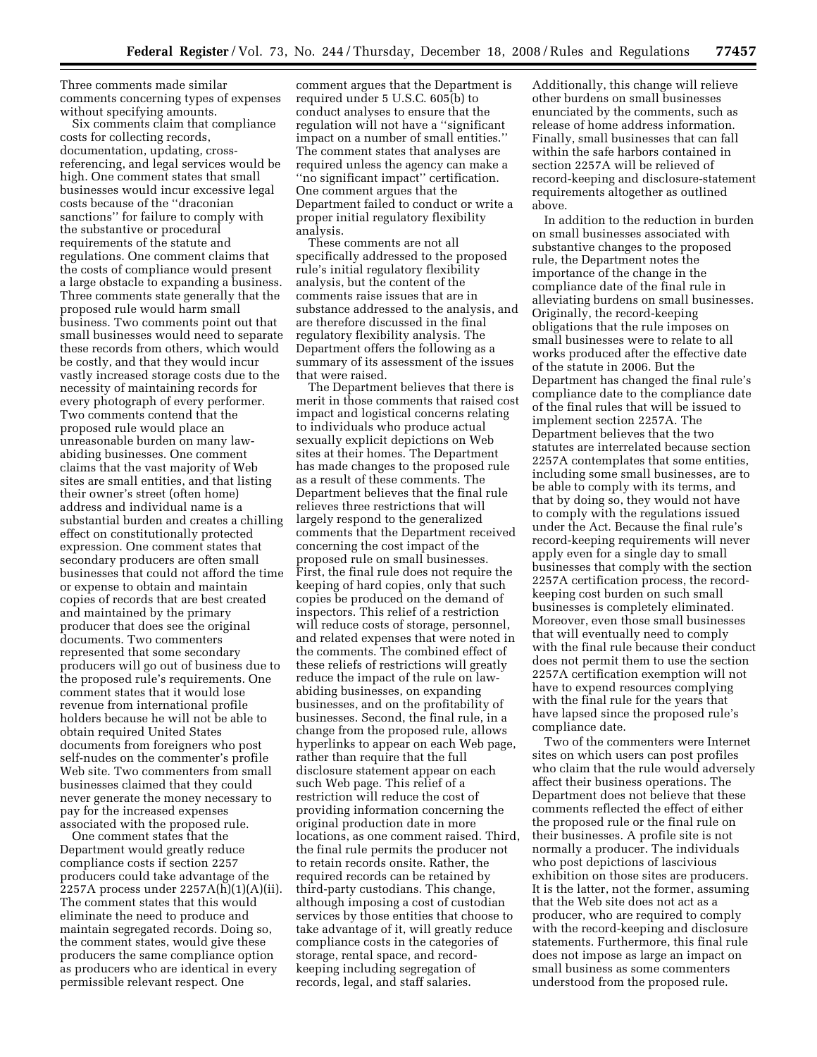Three comments made similar comments concerning types of expenses without specifying amounts.

Six comments claim that compliance costs for collecting records, documentation, updating, cross-referencing, and legal services would be high. One comment states that small businesses would incur excessive legal costs because of the ''draconian sanctions'' for failure to comply with the substantive or procedural requirements of the statute and regulations. One comment claims that the costs of compliance would present a large obstacle to expanding a business. Three comments state generally that the proposed rule would harm small business. Two comments point out that small businesses would need to separate these records from others, which would be costly, and that they would incur vastly increased storage costs due to the necessity of maintaining records for every photograph of every performer. Two comments contend that the proposed rule would place an unreasonable burden on many law-abiding businesses. One comment claims that the vast majority of Web sites are small entities, and that listing their owner's street (often home) address and individual name is a substantial burden and creates a chilling effect on constitutionally protected expression. One comment states that secondary producers are often small businesses that could not afford the time or expense to obtain and maintain copies of records that are best created and maintained by the primary producer that does see the original documents. Two commenters represented that some secondary producers will go out of business due to the proposed rule's requirements. One comment states that it would lose revenue from international profile holders because he will not be able to obtain required United States documents from foreigners who post self-nudes on the commenter's profile Web site. Two commenters from small businesses claimed that they could never generate the money necessary to pay for the increased expenses associated with the proposed rule.

One comment states that the Department would greatly reduce compliance costs if section 2257 producers could take advantage of the 2257A process under 2257A(h)(1)(A)(ii). The comment states that this would eliminate the need to produce and maintain segregated records. Doing so, the comment states, would give these producers the same compliance option as producers who are identical in every permissible relevant respect. One comment argues that the Department is required under 5 U.S.C. 605(b) to conduct analyses to ensure that the regulation will not have a ''significant impact on a number of small entities.'' The comment states that analyses are required unless the agency can make a ''no significant impact'' certification. One comment argues that the Department failed to conduct or write a proper initial regulatory flexibility analysis.

These comments are not all specifically addressed to the proposed rule's initial regulatory flexibility analysis, but the content of the comments raise issues that are in substance addressed to the analysis, and are therefore discussed in the final regulatory flexibility analysis. The Department offers the following as a summary of its assessment of the issues that were raised.

The Department believes that there is merit in those comments that raised cost impact and logistical concerns relating to individuals who produce actual sexually explicit depictions on Web sites at their homes. The Department has made changes to the proposed rule as a result of these comments. The Department believes that the final rule relieves three restrictions that will largely respond to the generalized comments that the Department received concerning the cost impact of the proposed rule on small businesses. First, the final rule does not require the keeping of hard copies, only that such copies be produced on the demand of inspectors. This relief of a restriction will reduce costs of storage, personnel, and related expenses that were noted in the comments. The combined effect of these reliefs of restrictions will greatly reduce the impact of the rule on law-abiding businesses, on expanding businesses, and on the profitability of businesses. Second, the final rule, in a change from the proposed rule, allows hyperlinks to appear on each Web page, rather than require that the full disclosure statement appear on each such Web page. This relief of a restriction will reduce the cost of providing information concerning the original production date in more locations, as one comment raised. Third, the final rule permits the producer not to retain records onsite. Rather, the required records can be retained by third-party custodians. This change, although imposing a cost of custodian services by those entities that choose to take advantage of it, will greatly reduce compliance costs in the categories of storage, rental space, and record-keeping including segregation of records, legal, and staff salaries. Additionally, this change will relieve other burdens on small businesses enunciated by the comments, such as release of home address information. Finally, small businesses that can fall within the safe harbors contained in section 2257A will be relieved of record-keeping and disclosure-statement requirements altogether as outlined above.

In addition to the reduction in burden on small businesses associated with substantive changes to the proposed rule, the Department notes the importance of the change in the compliance date of the final rule in alleviating burdens on small businesses. Originally, the record-keeping obligations that the rule imposes on small businesses were to relate to all works produced after the effective date of the statute in 2006. But the Department has changed the final rule's compliance date to the compliance date of the final rules that will be issued to implement section 2257A. The Department believes that the two statutes are interrelated because section 2257A contemplates that some entities, including some small businesses, are to be able to comply with its terms, and that by doing so, they would not have to comply with the regulations issued under the Act. Because the final rule's record-keeping requirements will never apply even for a single day to small businesses that comply with the section 2257A certification process, the record-keeping cost burden on such small businesses is completely eliminated. Moreover, even those small businesses that will eventually need to comply with the final rule because their conduct does not permit them to use the section 2257A certification exemption will not have to expend resources complying with the final rule for the years that have lapsed since the proposed rule's compliance date.

Two of the commenters were Internet sites on which users can post profiles who claim that the rule would adversely affect their business operations. The Department does not believe that these comments reflected the effect of either the proposed rule or the final rule on their businesses. A profile site is not normally a producer. The individuals who post depictions of lascivious exhibition on those sites are producers. It is the latter, not the former, assuming that the Web site does not act as a producer, who are required to comply with the record-keeping and disclosure statements. Furthermore, this final rule does not impose as large an impact on small business as some commenters understood from the proposed rule.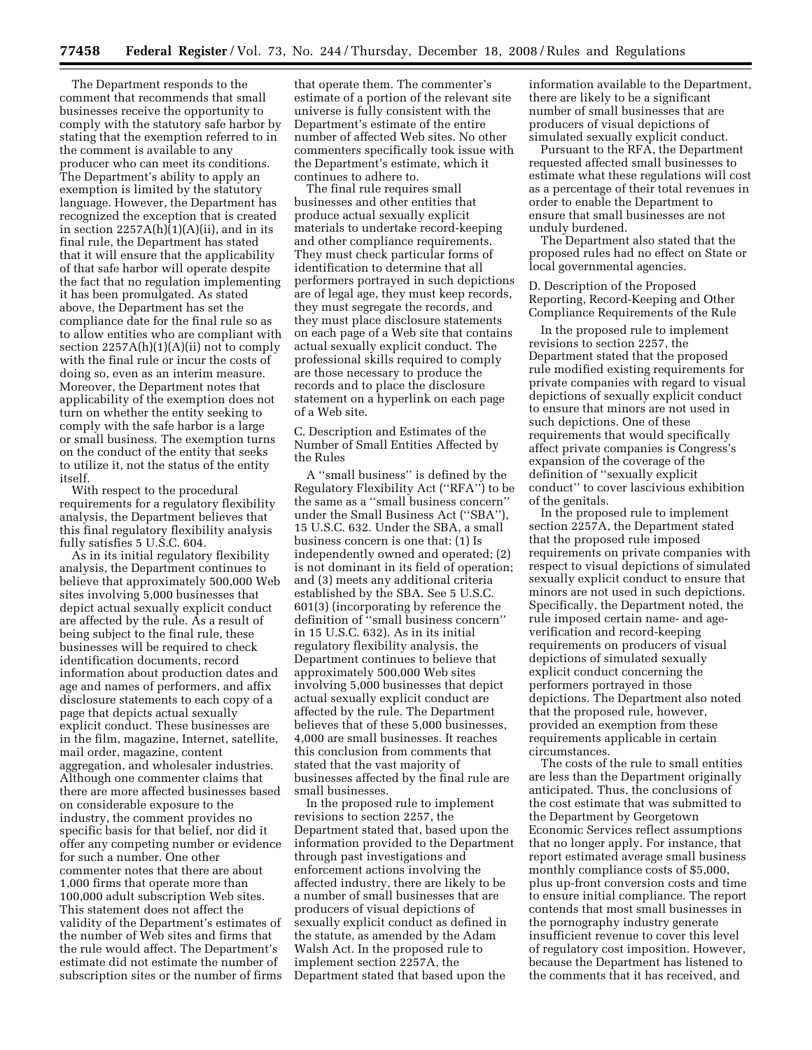The Department responds to the comment that recommends that small businesses receive the opportunity to comply with the statutory safe harbor by stating that the exemption referred to in the comment is available to any producer who can meet its conditions. The Department's ability to apply an exemption is limited by the statutory language. However, the Department has recognized the exception that is created in section 2257A(h)(1)(A)(ii), and in its final rule, the Department has stated that it will ensure that the applicability of that safe harbor will operate despite the fact that no regulation implementing it has been promulgated. As stated above, the Department has set the compliance date for the final rule so as to allow entities who are compliant with section 2257A(h)(1)(A)(ii) not to comply with the final rule or incur the costs of doing so, even as an interim measure. Moreover, the Department notes that applicability of the exemption does not turn on whether the entity seeking to comply with the safe harbor is a large or small business. The exemption turns on the conduct of the entity that seeks to utilize it, not the status of the entity itself.

With respect to the procedural requirements for a regulatory flexibility analysis, the Department believes that this final regulatory flexibility analysis fully satisfies 5 U.S.C. 604.

As in its initial regulatory flexibility analysis, the Department continues to believe that approximately 500,000 Web sites involving 5,000 businesses that depict actual sexually explicit conduct are affected by the rule. As a result of being subject to the final rule, these businesses will be required to check identification documents, record information about production dates and age and names of performers, and affix disclosure statements to each copy of a page that depicts actual sexually explicit conduct. These businesses are in the film, magazine, Internet, satellite, mail order, magazine, content aggregation, and wholesaler industries. Although one commenter claims that there are more affected businesses based on considerable exposure to the industry, the comment provides no specific basis for that belief, nor did it offer any competing number or evidence for such a number. One other commenter notes that there are about 1,000 firms that operate more than 100,000 adult subscription Web sites. This statement does not affect the validity of the Department's estimates of the number of Web sites and firms that the rule would affect. The Department's estimate did not estimate the number of subscription sites or the number of firms that operate them. The commenter's estimate of a portion of the relevant site universe is fully consistent with the Department's estimate of the entire number of affected Web sites. No other commenters specifically took issue with the Department's estimate, which it continues to adhere to.

The final rule requires small businesses and other entities that produce actual sexually explicit materials to undertake record-keeping and other compliance requirements. They must check particular forms of identification to determine that all performers portrayed in such depictions are of legal age, they must keep records, they must segregate the records, and they must place disclosure statements on each page of a Web site that contains actual sexually explicit conduct. The professional skills required to comply are those necessary to produce the records and to place the disclosure statement on a hyperlink on each page of a Web site.

C. Description and Estimates of the Number of Small Entities Affected by the Rules

A ''small business'' is defined by the Regulatory Flexibility Act (''RFA'') to be the same as a ''small business concern'' under the Small Business Act (''SBA''), 15 U.S.C. 632. Under the SBA, a small business concern is one that: (1) Is independently owned and operated; (2) is not dominant in its field of operation; and (3) meets any additional criteria established by the SBA. See 5 U.S.C. 601(3) (incorporating by reference the definition of ''small business concern'' in 15 U.S.C. 632). As in its initial regulatory flexibility analysis, the Department continues to believe that approximately 500,000 Web sites involving 5,000 businesses that depict actual sexually explicit conduct are affected by the rule. The Department believes that of these 5,000 businesses, 4,000 are small businesses. It reaches this conclusion from comments that stated that the vast majority of businesses affected by the final rule are small businesses.

In the proposed rule to implement revisions to section 2257, the Department stated that, based upon the information provided to the Department through past investigations and enforcement actions involving the affected industry, there are likely to be a number of small businesses that are producers of visual depictions of sexually explicit conduct as defined in the statute, as amended by the Adam Walsh Act. In the proposed rule to implement section 2257A, the Department stated that based upon the information available to the Department, there are likely to be a significant number of small businesses that are producers of visual depictions of simulated sexually explicit conduct.

Pursuant to the RFA, the Department requested affected small businesses to estimate what these regulations will cost as a percentage of their total revenues in order to enable the Department to ensure that small businesses are not unduly burdened.

The Department also stated that the proposed rules had no effect on State or local governmental agencies.

D. Description of the Proposed Reporting, Record-Keeping and Other Compliance Requirements of the Rule

In the proposed rule to implement revisions to section 2257, the Department stated that the proposed rule modified existing requirements for private companies with regard to visual depictions of sexually explicit conduct to ensure that minors are not used in such depictions. One of these requirements that would specifically affect private companies is Congress's expansion of the coverage of the definition of ''sexually explicit conduct'' to cover lascivious exhibition of the genitals.

In the proposed rule to implement section 2257A, the Department stated that the proposed rule imposed requirements on private companies with respect to visual depictions of simulated sexually explicit conduct to ensure that minors are not used in such depictions. Specifically, the Department noted, the rule imposed certain name- and age-verification and record-keeping requirements on producers of visual depictions of simulated sexually explicit conduct concerning the performers portrayed in those depictions. The Department also noted that the proposed rule, however, provided an exemption from these requirements applicable in certain circumstances.

The costs of the rule to small entities are less than the Department originally anticipated. Thus, the conclusions of the cost estimate that was submitted to the Department by Georgetown Economic Services reflect assumptions that no longer apply. For instance, that report estimated average small business monthly compliance costs of $5,000, plus up-front conversion costs and time to ensure initial compliance. The report contends that most small businesses in the pornography industry generate insufficient revenue to cover this level of regulatory cost imposition. However, because the Department has listened to the comments that it has received, and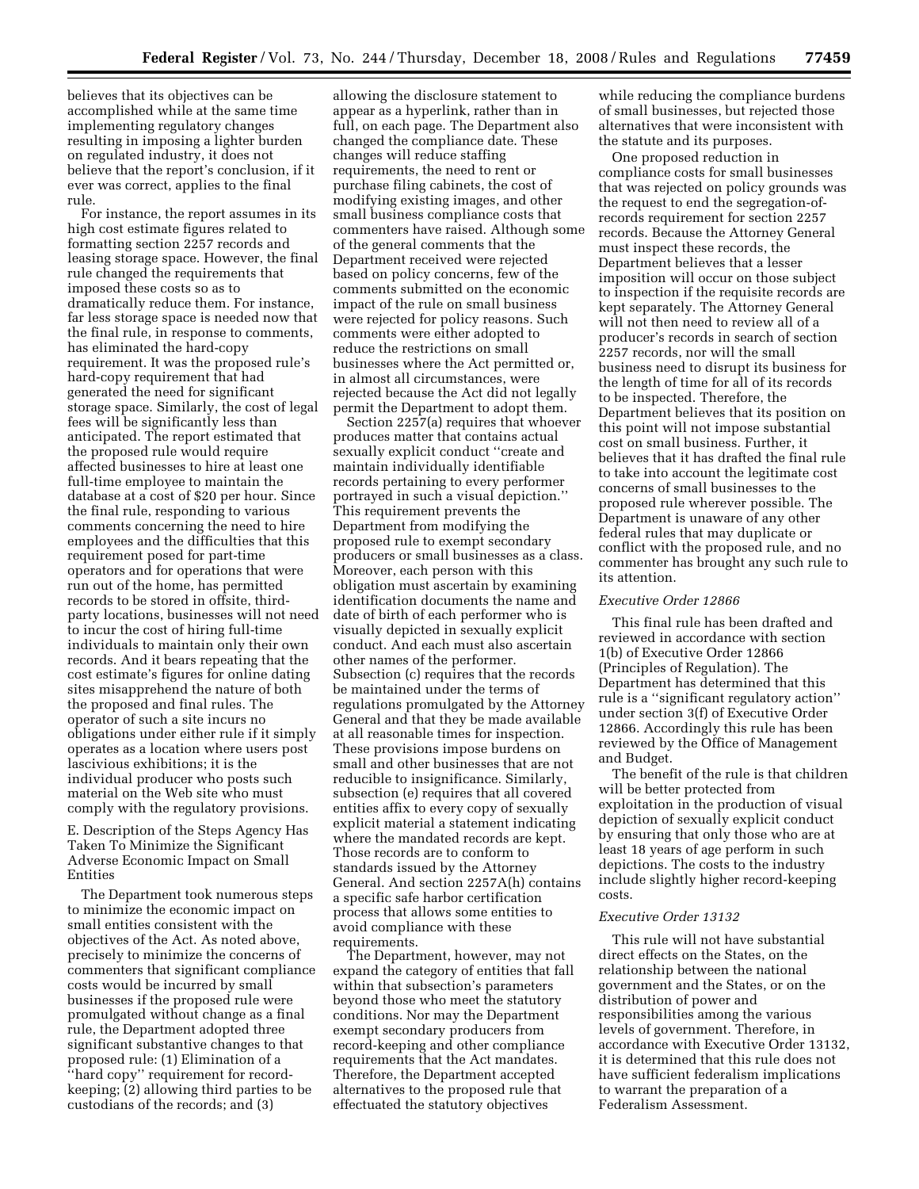believes that its objectives can be accomplished while at the same time implementing regulatory changes resulting in imposing a lighter burden on regulated industry, it does not believe that the report's conclusion, if it ever was correct, applies to the final rule.

For instance, the report assumes in its high cost estimate figures related to formatting section 2257 records and leasing storage space. However, the final rule changed the requirements that imposed these costs so as to dramatically reduce them. For instance, far less storage space is needed now that the final rule, in response to comments, has eliminated the hard-copy requirement. It was the proposed rule's hard-copy requirement that had generated the need for significant storage space. Similarly, the cost of legal fees will be significantly less than anticipated. The report estimated that the proposed rule would require affected businesses to hire at least one full-time employee to maintain the database at a cost of $20 per hour. Since the final rule, responding to various comments concerning the need to hire employees and the difficulties that this requirement posed for part-time operators and for operations that were run out of the home, has permitted records to be stored in offsite, third-party locations, businesses will not need to incur the cost of hiring full-time individuals to maintain only their own records. And it bears repeating that the cost estimate's figures for online dating sites misapprehend the nature of both the proposed and final rules. The operator of such a site incurs no obligations under either rule if it simply operates as a location where users post lascivious exhibitions; it is the individual producer who posts such material on the Web site who must comply with the regulatory provisions.

E. Description of the Steps Agency Has Taken To Minimize the Significant Adverse Economic Impact on Small Entities

The Department took numerous steps to minimize the economic impact on small entities consistent with the objectives of the Act. As noted above, precisely to minimize the concerns of commenters that significant compliance costs would be incurred by small businesses if the proposed rule were promulgated without change as a final rule, the Department adopted three significant substantive changes to that proposed rule: (1) Elimination of a ''hard copy'' requirement for record-keeping; (2) allowing third parties to be custodians of the records; and (3) allowing the disclosure statement to appear as a hyperlink, rather than in full, on each page. The Department also changed the compliance date. These changes will reduce staffing requirements, the need to rent or purchase filing cabinets, the cost of modifying existing images, and other small business compliance costs that commenters have raised. Although some of the general comments that the Department received were rejected based on policy concerns, few of the comments submitted on the economic impact of the rule on small business were rejected for policy reasons. Such comments were either adopted to reduce the restrictions on small businesses where the Act permitted or, in almost all circumstances, were rejected because the Act did not legally permit the Department to adopt them.

Section 2257(a) requires that whoever produces matter that contains actual sexually explicit conduct ''create and maintain individually identifiable records pertaining to every performer portrayed in such a visual depiction.'' This requirement prevents the Department from modifying the proposed rule to exempt secondary producers or small businesses as a class. Moreover, each person with this obligation must ascertain by examining identification documents the name and date of birth of each performer who is visually depicted in sexually explicit conduct. And each must also ascertain other names of the performer. Subsection (c) requires that the records be maintained under the terms of regulations promulgated by the Attorney General and that they be made available at all reasonable times for inspection. These provisions impose burdens on small and other businesses that are not reducible to insignificance. Similarly, subsection (e) requires that all covered entities affix to every copy of sexually explicit material a statement indicating where the mandated records are kept. Those records are to conform to standards issued by the Attorney General. And section 2257A(h) contains a specific safe harbor certification process that allows some entities to avoid compliance with these requirements.

The Department, however, may not expand the category of entities that fall within that subsection's parameters beyond those who meet the statutory conditions. Nor may the Department exempt secondary producers from record-keeping and other compliance requirements that the Act mandates. Therefore, the Department accepted alternatives to the proposed rule that effectuated the statutory objectives while reducing the compliance burdens of small businesses, but rejected those alternatives that were inconsistent with the statute and its purposes.

One proposed reduction in compliance costs for small businesses that was rejected on policy grounds was the request to end the segregation-of-records requirement for section 2257 records. Because the Attorney General must inspect these records, the Department believes that a lesser imposition will occur on those subject to inspection if the requisite records are kept separately. The Attorney General will not then need to review all of a producer's records in search of section 2257 records, nor will the small business need to disrupt its business for the length of time for all of its records to be inspected. Therefore, the Department believes that its position on this point will not impose substantial cost on small business. Further, it believes that it has drafted the final rule to take into account the legitimate cost concerns of small businesses to the proposed rule wherever possible. The Department is unaware of any other federal rules that may duplicate or conflict with the proposed rule, and no commenter has brought any such rule to its attention.

*Executive Order 12866*

This final rule has been drafted and reviewed in accordance with section 1(b) of Executive Order 12866 (Principles of Regulation). The Department has determined that this rule is a ''significant regulatory action'' under section 3(f) of Executive Order 12866. Accordingly this rule has been reviewed by the Office of Management and Budget.

The benefit of the rule is that children will be better protected from exploitation in the production of visual depiction of sexually explicit conduct by ensuring that only those who are at least 18 years of age perform in such depictions. The costs to the industry include slightly higher record-keeping costs.

*Executive Order 13132*

This rule will not have substantial direct effects on the States, on the relationship between the national government and the States, or on the distribution of power and responsibilities among the various levels of government. Therefore, in accordance with Executive Order 13132, it is determined that this rule does not have sufficient federalism implications to warrant the preparation of a Federalism Assessment.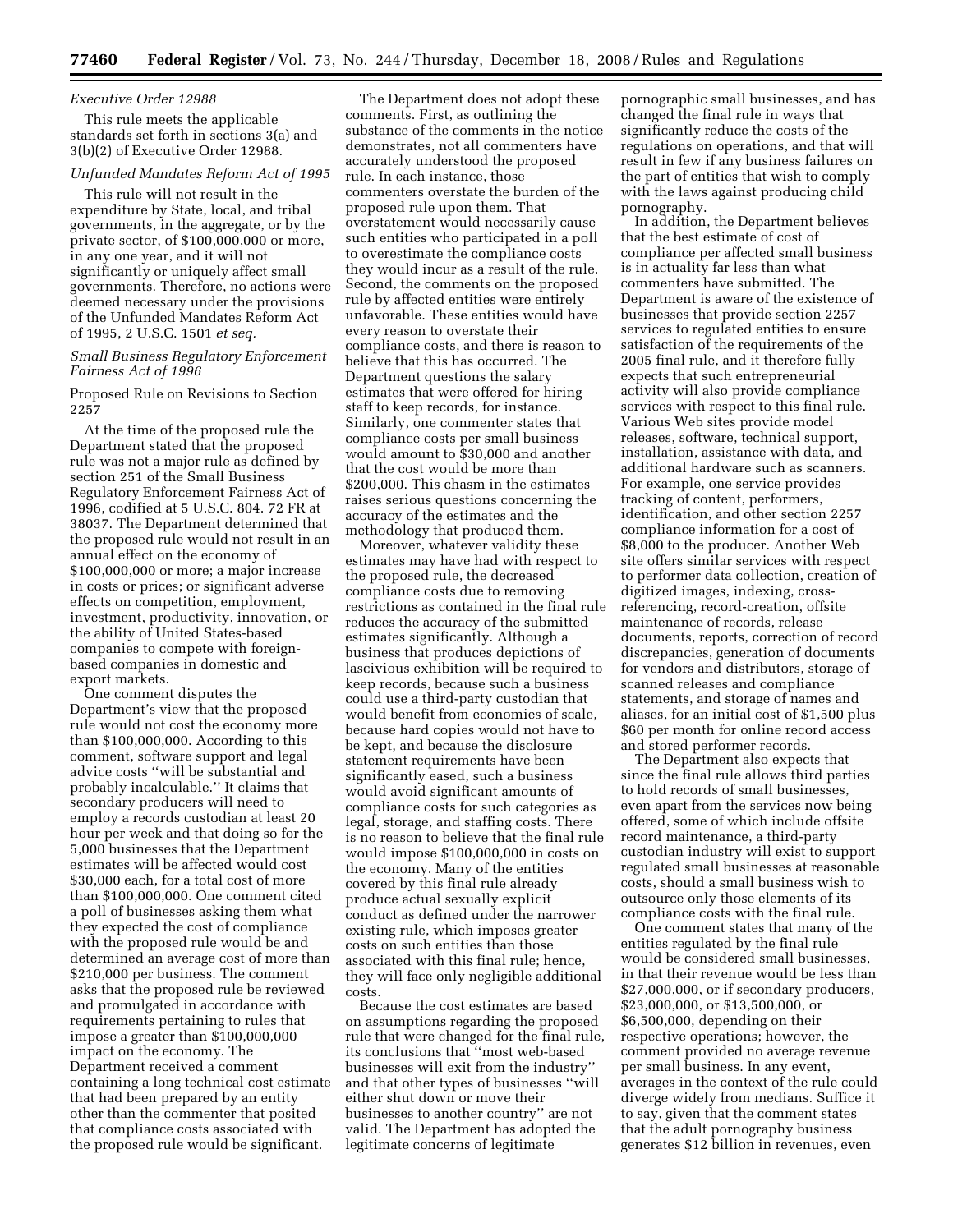*Executive Order 12988*

This rule meets the applicable standards set forth in sections 3(a) and 3(b)(2) of Executive Order 12988.

*Unfunded Mandates Reform Act of 1995*

This rule will not result in the expenditure by State, local, and tribal governments, in the aggregate, or by the private sector, of $100,000,000 or more, in any one year, and it will not significantly or uniquely affect small governments. Therefore, no actions were deemed necessary under the provisions of the Unfunded Mandates Reform Act of 1995, 2 U.S.C. 1501 *et seq.*

*Small Business Regulatory Enforcement Fairness Act of 1996*

Proposed Rule on Revisions to Section 2257

At the time of the proposed rule the Department stated that the proposed rule was not a major rule as defined by section 251 of the Small Business Regulatory Enforcement Fairness Act of 1996, codified at 5 U.S.C. 804. 72 FR at 38037. The Department determined that the proposed rule would not result in an annual effect on the economy of $100,000,000 or more; a major increase in costs or prices; or significant adverse effects on competition, employment, investment, productivity, innovation, or the ability of United States-based companies to compete with foreign-based companies in domestic and export markets.

One comment disputes the Department's view that the proposed rule would not cost the economy more than $100,000,000. According to this comment, software support and legal advice costs "will be substantial and probably incalculable." It claims that secondary producers will need to employ a records custodian at least 20 hour per week and that doing so for the 5,000 businesses that the Department estimates will be affected would cost $30,000 each, for a total cost of more than $100,000,000. One comment cited a poll of businesses asking them what they expected the cost of compliance with the proposed rule would be and determined an average cost of more than $210,000 per business. The comment asks that the proposed rule be reviewed and promulgated in accordance with requirements pertaining to rules that impose a greater than $100,000,000 impact on the economy. The Department received a comment containing a long technical cost estimate that had been prepared by an entity other than the commenter that posited that compliance costs associated with the proposed rule would be significant.

The Department does not adopt these comments. First, as outlining the substance of the comments in the notice demonstrates, not all commenters have accurately understood the proposed rule. In each instance, those commenters overstate the burden of the proposed rule upon them. That overstatement would necessarily cause such entities who participated in a poll to overestimate the compliance costs they would incur as a result of the rule. Second, the comments on the proposed rule by affected entities were entirely unfavorable. These entities would have every reason to overstate their compliance costs, and there is reason to believe that this has occurred. The Department questions the salary estimates that were offered for hiring staff to keep records, for instance. Similarly, one commenter states that compliance costs per small business would amount to $30,000 and another that the cost would be more than $200,000. This chasm in the estimates raises serious questions concerning the accuracy of the estimates and the methodology that produced them.

Moreover, whatever validity these estimates may have had with respect to the proposed rule, the decreased compliance costs due to removing restrictions as contained in the final rule reduces the accuracy of the submitted estimates significantly. Although a business that produces depictions of lascivious exhibition will be required to keep records, because such a business could use a third-party custodian that would benefit from economies of scale, because hard copies would not have to be kept, and because the disclosure statement requirements have been significantly eased, such a business would avoid significant amounts of compliance costs for such categories as legal, storage, and staffing costs. There is no reason to believe that the final rule would impose $100,000,000 in costs on the economy. Many of the entities covered by this final rule already produce actual sexually explicit conduct as defined under the narrower existing rule, which imposes greater costs on such entities than those associated with this final rule; hence, they will face only negligible additional costs.

Because the cost estimates are based on assumptions regarding the proposed rule that were changed for the final rule, its conclusions that "most web-based businesses will exit from the industry" and that other types of businesses "will either shut down or move their businesses to another country" are not valid. The Department has adopted the legitimate concerns of legitimate pornographic small businesses, and has changed the final rule in ways that significantly reduce the costs of the regulations on operations, and that will result in few if any business failures on the part of entities that wish to comply with the laws against producing child pornography.

In addition, the Department believes that the best estimate of cost of compliance per affected small business is in actuality far less than what commenters have submitted. The Department is aware of the existence of businesses that provide section 2257 services to regulated entities to ensure satisfaction of the requirements of the 2005 final rule, and it therefore fully expects that such entrepreneurial activity will also provide compliance services with respect to this final rule. Various Web sites provide model releases, software, technical support, installation, assistance with data, and additional hardware such as scanners. For example, one service provides tracking of content, performers, identification, and other section 2257 compliance information for a cost of $8,000 to the producer. Another Web site offers similar services with respect to performer data collection, creation of digitized images, indexing, cross-referencing, record-creation, offsite maintenance of records, release documents, reports, correction of record discrepancies, generation of documents for vendors and distributors, storage of scanned releases and compliance statements, and storage of names and aliases, for an initial cost of $1,500 plus $60 per month for online record access and stored performer records.

The Department also expects that since the final rule allows third parties to hold records of small businesses, even apart from the services now being offered, some of which include offsite record maintenance, a third-party custodian industry will exist to support regulated small businesses at reasonable costs, should a small business wish to outsource only those elements of its compliance costs with the final rule.

One comment states that many of the entities regulated by the final rule would be considered small businesses, in that their revenue would be less than $27,000,000, or if secondary producers, $23,000,000, or $13,500,000, or $6,500,000, depending on their respective operations; however, the comment provided no average revenue per small business. In any event, averages in the context of the rule could diverge widely from medians. Suffice it to say, given that the comment states that the adult pornography business generates $12 billion in revenues, even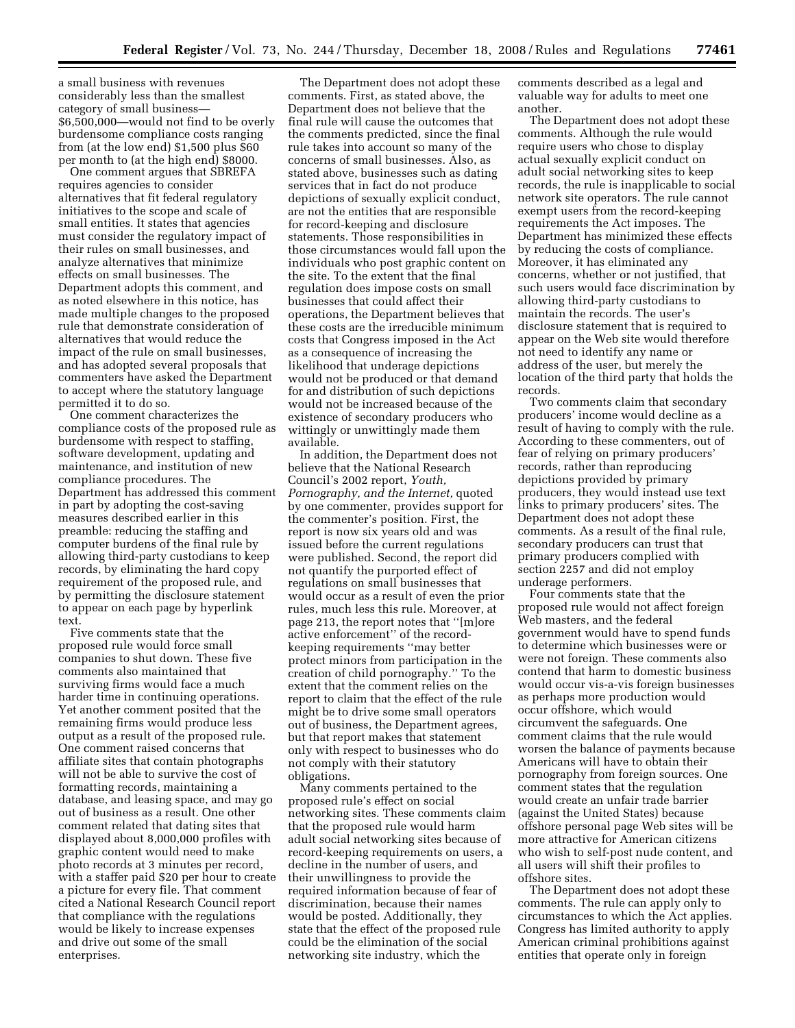a small business with revenues considerably less than the smallest category of small business—$6,500,000—would not find to be overly burdensome compliance costs ranging from (at the low end) $1,500 plus $60 per month to (at the high end) $8000.

One comment argues that SBREFA requires agencies to consider alternatives that fit federal regulatory initiatives to the scope and scale of small entities. It states that agencies must consider the regulatory impact of their rules on small businesses, and analyze alternatives that minimize effects on small businesses. The Department adopts this comment, and as noted elsewhere in this notice, has made multiple changes to the proposed rule that demonstrate consideration of alternatives that would reduce the impact of the rule on small businesses, and has adopted several proposals that commenters have asked the Department to accept where the statutory language permitted it to do so.

One comment characterizes the compliance costs of the proposed rule as burdensome with respect to staffing, software development, updating and maintenance, and institution of new compliance procedures. The Department has addressed this comment in part by adopting the cost-saving measures described earlier in this preamble: reducing the staffing and computer burdens of the final rule by allowing third-party custodians to keep records, by eliminating the hard copy requirement of the proposed rule, and by permitting the disclosure statement to appear on each page by hyperlink text.

Five comments state that the proposed rule would force small companies to shut down. These five comments also maintained that surviving firms would face a much harder time in continuing operations. Yet another comment posited that the remaining firms would produce less output as a result of the proposed rule. One comment raised concerns that affiliate sites that contain photographs will not be able to survive the cost of formatting records, maintaining a database, and leasing space, and may go out of business as a result. One other comment related that dating sites that displayed about 8,000,000 profiles with graphic content would need to make photo records at 3 minutes per record, with a staffer paid $20 per hour to create a picture for every file. That comment cited a National Research Council report that compliance with the regulations would be likely to increase expenses and drive out some of the small enterprises.

The Department does not adopt these comments. First, as stated above, the Department does not believe that the final rule will cause the outcomes that the comments predicted, since the final rule takes into account so many of the concerns of small businesses. Also, as stated above, businesses such as dating services that in fact do not produce depictions of sexually explicit conduct, are not the entities that are responsible for record-keeping and disclosure statements. Those responsibilities in those circumstances would fall upon the individuals who post graphic content on the site. To the extent that the final regulation does impose costs on small businesses that could affect their operations, the Department believes that these costs are the irreducible minimum costs that Congress imposed in the Act as a consequence of increasing the likelihood that underage depictions would not be produced or that demand for and distribution of such depictions would not be increased because of the existence of secondary producers who wittingly or unwittingly made them available.

In addition, the Department does not believe that the National Research Council's 2002 report, *Youth, Pornography, and the Internet,* quoted by one commenter, provides support for the commenter's position. First, the report is now six years old and was issued before the current regulations were published. Second, the report did not quantify the purported effect of regulations on small businesses that would occur as a result of even the prior rules, much less this rule. Moreover, at page 213, the report notes that ''[m]ore active enforcement'' of the record-keeping requirements ''may better protect minors from participation in the creation of child pornography.'' To the extent that the comment relies on the report to claim that the effect of the rule might be to drive some small operators out of business, the Department agrees, but that report makes that statement only with respect to businesses who do not comply with their statutory obligations.

Many comments pertained to the proposed rule's effect on social networking sites. These comments claim that the proposed rule would harm adult social networking sites because of record-keeping requirements on users, a decline in the number of users, and their unwillingness to provide the required information because of fear of discrimination, because their names would be posted. Additionally, they state that the effect of the proposed rule could be the elimination of the social networking site industry, which the comments described as a legal and valuable way for adults to meet one another.

The Department does not adopt these comments. Although the rule would require users who chose to display actual sexually explicit conduct on adult social networking sites to keep records, the rule is inapplicable to social network site operators. The rule cannot exempt users from the record-keeping requirements the Act imposes. The Department has minimized these effects by reducing the costs of compliance. Moreover, it has eliminated any concerns, whether or not justified, that such users would face discrimination by allowing third-party custodians to maintain the records. The user's disclosure statement that is required to appear on the Web site would therefore not need to identify any name or address of the user, but merely the location of the third party that holds the records.

Two comments claim that secondary producers' income would decline as a result of having to comply with the rule. According to these commenters, out of fear of relying on primary producers' records, rather than reproducing depictions provided by primary producers, they would instead use text links to primary producers' sites. The Department does not adopt these comments. As a result of the final rule, secondary producers can trust that primary producers complied with section 2257 and did not employ underage performers.

Four comments state that the proposed rule would not affect foreign Web masters, and the federal government would have to spend funds to determine which businesses were or were not foreign. These comments also contend that harm to domestic business would occur vis-a-vis foreign businesses as perhaps more production would occur offshore, which would circumvent the safeguards. One comment claims that the rule would worsen the balance of payments because Americans will have to obtain their pornography from foreign sources. One comment states that the regulation would create an unfair trade barrier (against the United States) because offshore personal page Web sites will be more attractive for American citizens who wish to self-post nude content, and all users will shift their profiles to offshore sites.

The Department does not adopt these comments. The rule can apply only to circumstances to which the Act applies. Congress has limited authority to apply American criminal prohibitions against entities that operate only in foreign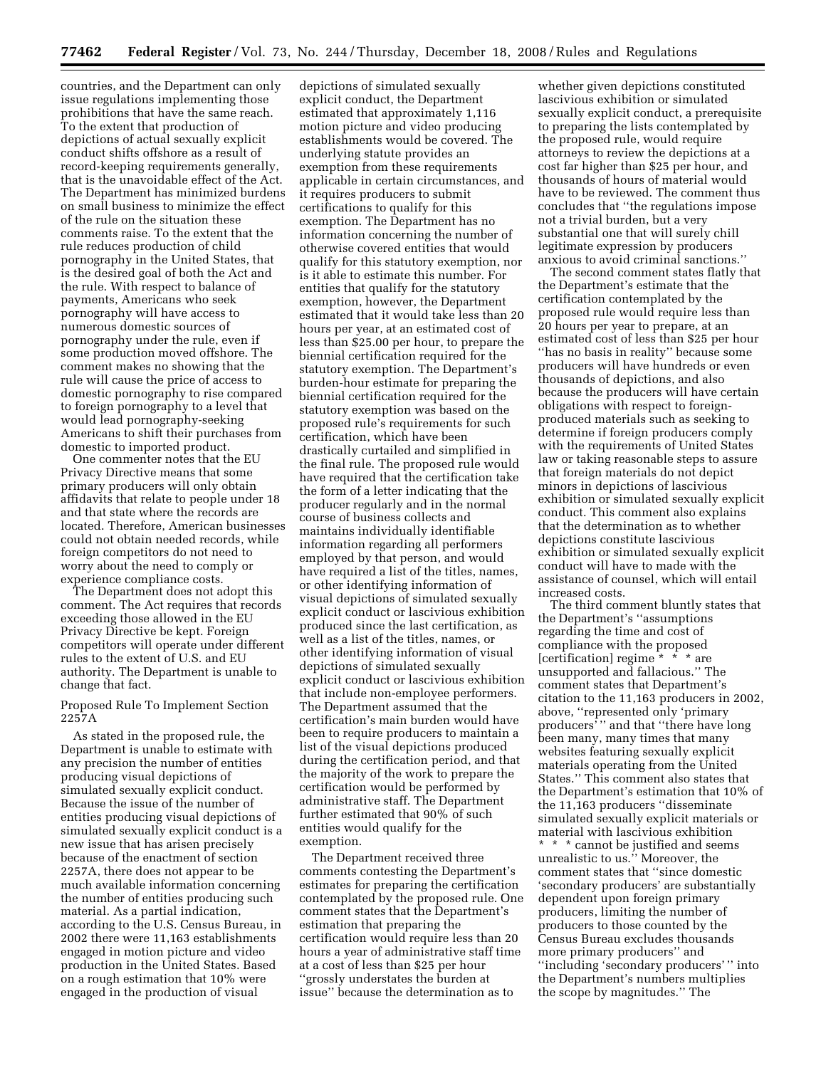countries, and the Department can only issue regulations implementing those prohibitions that have the same reach. To the extent that production of depictions of actual sexually explicit conduct shifts offshore as a result of record-keeping requirements generally, that is the unavoidable effect of the Act. The Department has minimized burdens on small business to minimize the effect of the rule on the situation these comments raise. To the extent that the rule reduces production of child pornography in the United States, that is the desired goal of both the Act and the rule. With respect to balance of payments, Americans who seek pornography will have access to numerous domestic sources of pornography under the rule, even if some production moved offshore. The comment makes no showing that the rule will cause the price of access to domestic pornography to rise compared to foreign pornography to a level that would lead pornography-seeking Americans to shift their purchases from domestic to imported product.

One commenter notes that the EU Privacy Directive means that some primary producers will only obtain affidavits that relate to people under 18 and that state where the records are located. Therefore, American businesses could not obtain needed records, while foreign competitors do not need to worry about the need to comply or experience compliance costs.

The Department does not adopt this comment. The Act requires that records exceeding those allowed in the EU Privacy Directive be kept. Foreign competitors will operate under different rules to the extent of U.S. and EU authority. The Department is unable to change that fact.

Proposed Rule To Implement Section 2257A

As stated in the proposed rule, the Department is unable to estimate with any precision the number of entities producing visual depictions of simulated sexually explicit conduct. Because the issue of the number of entities producing visual depictions of simulated sexually explicit conduct is a new issue that has arisen precisely because of the enactment of section 2257A, there does not appear to be much available information concerning the number of entities producing such material. As a partial indication, according to the U.S. Census Bureau, in 2002 there were 11,163 establishments engaged in motion picture and video production in the United States. Based on a rough estimation that 10% were engaged in the production of visual depictions of simulated sexually explicit conduct, the Department estimated that approximately 1,116 motion picture and video producing establishments would be covered. The underlying statute provides an exemption from these requirements applicable in certain circumstances, and it requires producers to submit certifications to qualify for this exemption. The Department has no information concerning the number of otherwise covered entities that would qualify for this statutory exemption, nor is it able to estimate this number. For entities that qualify for the statutory exemption, however, the Department estimated that it would take less than 20 hours per year, at an estimated cost of less than $25.00 per hour, to prepare the biennial certification required for the statutory exemption. The Department's burden-hour estimate for preparing the biennial certification required for the statutory exemption was based on the proposed rule's requirements for such certification, which have been drastically curtailed and simplified in the final rule. The proposed rule would have required that the certification take the form of a letter indicating that the producer regularly and in the normal course of business collects and maintains individually identifiable information regarding all performers employed by that person, and would have required a list of the titles, names, or other identifying information of visual depictions of simulated sexually explicit conduct or lascivious exhibition produced since the last certification, as well as a list of the titles, names, or other identifying information of visual depictions of simulated sexually explicit conduct or lascivious exhibition that include non-employee performers. The Department assumed that the certification's main burden would have been to require producers to maintain a list of the visual depictions produced during the certification period, and that the majority of the work to prepare the certification would be performed by administrative staff. The Department further estimated that 90% of such entities would qualify for the exemption.

The Department received three comments contesting the Department's estimates for preparing the certification contemplated by the proposed rule. One comment states that the Department's estimation that preparing the certification would require less than 20 hours a year of administrative staff time at a cost of less than $25 per hour "grossly understates the burden at issue" because the determination as to whether given depictions constituted lascivious exhibition or simulated sexually explicit conduct, a prerequisite to preparing the lists contemplated by the proposed rule, would require attorneys to review the depictions at a cost far higher than $25 per hour, and thousands of hours of material would have to be reviewed. The comment thus concludes that "the regulations impose not a trivial burden, but a very substantial one that will surely chill legitimate expression by producers anxious to avoid criminal sanctions."

The second comment states flatly that the Department's estimate that the certification contemplated by the proposed rule would require less than 20 hours per year to prepare, at an estimated cost of less than $25 per hour "has no basis in reality" because some producers will have hundreds or even thousands of depictions, and also because the producers will have certain obligations with respect to foreign-produced materials such as seeking to determine if foreign producers comply with the requirements of United States law or taking reasonable steps to assure that foreign materials do not depict minors in depictions of lascivious exhibition or simulated sexually explicit conduct. This comment also explains that the determination as to whether depictions constitute lascivious exhibition or simulated sexually explicit conduct will have to made with the assistance of counsel, which will entail increased costs.

The third comment bluntly states that the Department's "assumptions regarding the time and cost of compliance with the proposed [certification] regime * * * are unsupported and fallacious." The comment states that Department's citation to the 11,163 producers in 2002, above, "represented only 'primary producers'" and that "there have long been many, many times that many websites featuring sexually explicit materials operating from the United States." This comment also states that the Department's estimation that 10% of the 11,163 producers "disseminate simulated sexually explicit materials or material with lascivious exhibition * * * cannot be justified and seems unrealistic to us." Moreover, the comment states that "since domestic 'secondary producers' are substantially dependent upon foreign primary producers, limiting the number of producers to those counted by the Census Bureau excludes thousands more primary producers" and "including 'secondary producers'" into the Department's numbers multiplies the scope by magnitudes." The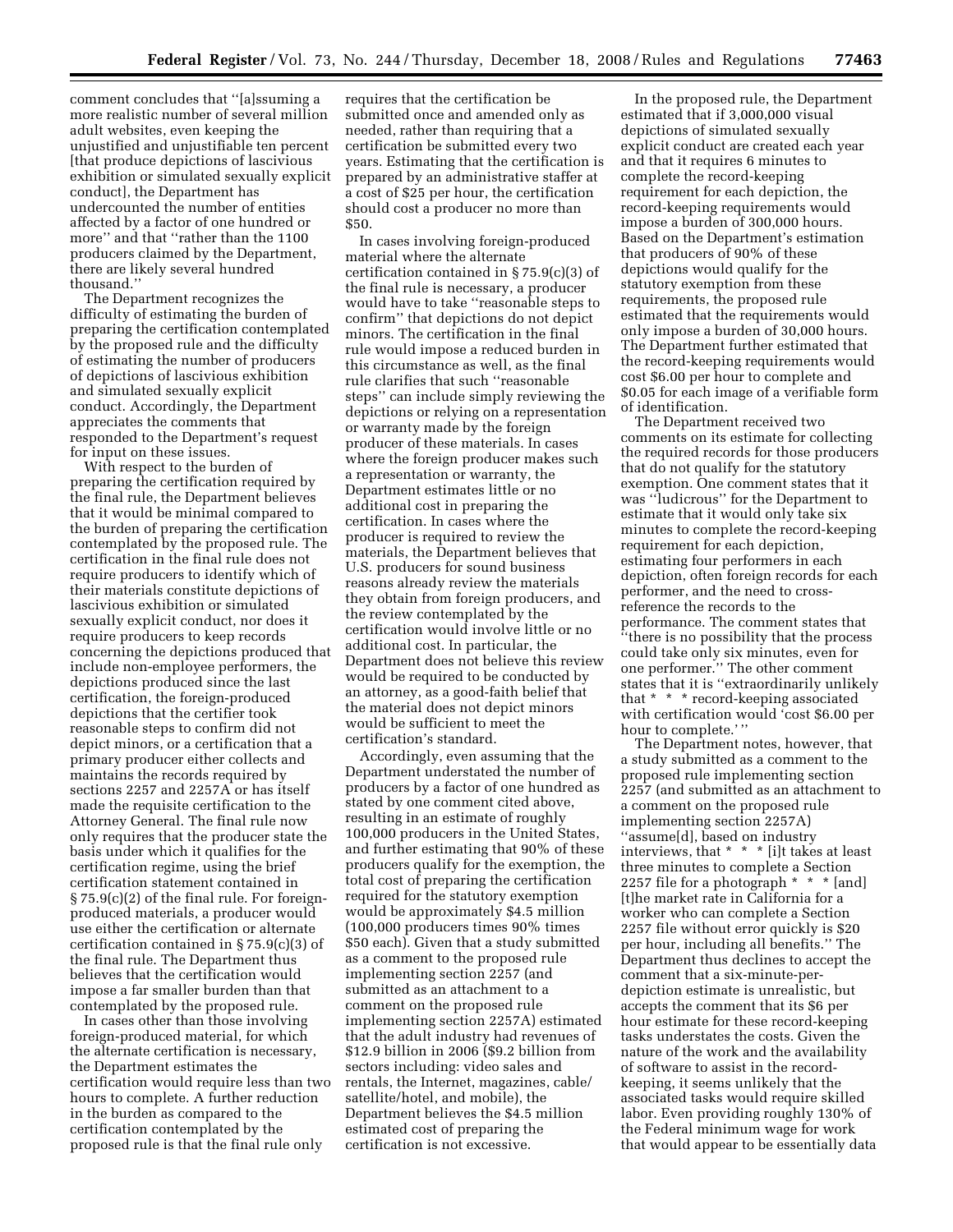comment concludes that ''[a]ssuming a more realistic number of several million adult websites, even keeping the unjustified and unjustifiable ten percent [that produce depictions of lascivious exhibition or simulated sexually explicit conduct], the Department has undercounted the number of entities affected by a factor of one hundred or more'' and that ''rather than the 1100 producers claimed by the Department, there are likely several hundred thousand.''

The Department recognizes the difficulty of estimating the burden of preparing the certification contemplated by the proposed rule and the difficulty of estimating the number of producers of depictions of lascivious exhibition and simulated sexually explicit conduct. Accordingly, the Department appreciates the comments that responded to the Department's request for input on these issues.

With respect to the burden of preparing the certification required by the final rule, the Department believes that it would be minimal compared to the burden of preparing the certification contemplated by the proposed rule. The certification in the final rule does not require producers to identify which of their materials constitute depictions of lascivious exhibition or simulated sexually explicit conduct, nor does it require producers to keep records concerning the depictions produced that include non-employee performers, the depictions produced since the last certification, the foreign-produced depictions that the certifier took reasonable steps to confirm did not depict minors, or a certification that a primary producer either collects and maintains the records required by sections 2257 and 2257A or has itself made the requisite certification to the Attorney General. The final rule now only requires that the producer state the basis under which it qualifies for the certification regime, using the brief certification statement contained in § 75.9(c)(2) of the final rule. For foreign-produced materials, a producer would use either the certification or alternate certification contained in § 75.9(c)(3) of the final rule. The Department thus believes that the certification would impose a far smaller burden than that contemplated by the proposed rule.

In cases other than those involving foreign-produced material, for which the alternate certification is necessary, the Department estimates the certification would require less than two hours to complete. A further reduction in the burden as compared to the certification contemplated by the proposed rule is that the final rule only requires that the certification be submitted once and amended only as needed, rather than requiring that a certification be submitted every two years. Estimating that the certification is prepared by an administrative staffer at a cost of $25 per hour, the certification should cost a producer no more than $50.

In cases involving foreign-produced material where the alternate certification contained in § 75.9(c)(3) of the final rule is necessary, a producer would have to take ''reasonable steps to confirm'' that depictions do not depict minors. The certification in the final rule would impose a reduced burden in this circumstance as well, as the final rule clarifies that such ''reasonable steps'' can include simply reviewing the depictions or relying on a representation or warranty made by the foreign producer of these materials. In cases where the foreign producer makes such a representation or warranty, the Department estimates little or no additional cost in preparing the certification. In cases where the producer is required to review the materials, the Department believes that U.S. producers for sound business reasons already review the materials they obtain from foreign producers, and the review contemplated by the certification would involve little or no additional cost. In particular, the Department does not believe this review would be required to be conducted by an attorney, as a good-faith belief that the material does not depict minors would be sufficient to meet the certification's standard.

Accordingly, even assuming that the Department understated the number of producers by a factor of one hundred as stated by one comment cited above, resulting in an estimate of roughly 100,000 producers in the United States, and further estimating that 90% of these producers qualify for the exemption, the total cost of preparing the certification required for the statutory exemption would be approximately $4.5 million (100,000 producers times 90% times $50 each). Given that a study submitted as a comment to the proposed rule implementing section 2257 (and submitted as an attachment to a comment on the proposed rule implementing section 2257A) estimated that the adult industry had revenues of $12.9 billion in 2006 ($9.2 billion from sectors including: video sales and rentals, the Internet, magazines, cable/satellite/hotel, and mobile), the Department believes the $4.5 million estimated cost of preparing the certification is not excessive.

In the proposed rule, the Department estimated that if 3,000,000 visual depictions of simulated sexually explicit conduct are created each year and that it requires 6 minutes to complete the record-keeping requirement for each depiction, the record-keeping requirements would impose a burden of 300,000 hours. Based on the Department's estimation that producers of 90% of these depictions would qualify for the statutory exemption from these requirements, the proposed rule estimated that the requirements would only impose a burden of 30,000 hours. The Department further estimated that the record-keeping requirements would cost $6.00 per hour to complete and $0.05 for each image of a verifiable form of identification.

The Department received two comments on its estimate for collecting the required records for those producers that do not qualify for the statutory exemption. One comment states that it was ''ludicrous'' for the Department to estimate that it would only take six minutes to complete the record-keeping requirement for each depiction, estimating four performers in each depiction, often foreign records for each performer, and the need to cross-reference the records to the performance. The comment states that ''there is no possibility that the process could take only six minutes, even for one performer.'' The other comment states that it is ''extraordinarily unlikely that * * * record-keeping associated with certification would 'cost $6.00 per hour to complete.' ''

The Department notes, however, that a study submitted as a comment to the proposed rule implementing section 2257 (and submitted as an attachment to a comment on the proposed rule implementing section 2257A) ''assume[d], based on industry interviews, that * * * [i]t takes at least three minutes to complete a Section 2257 file for a photograph * * * [and] [t]he market rate in California for a worker who can complete a Section 2257 file without error quickly is $20 per hour, including all benefits.'' The Department thus declines to accept the comment that a six-minute-per-depiction estimate is unrealistic, but accepts the comment that its $6 per hour estimate for these record-keeping tasks understates the costs. Given the nature of the work and the availability of software to assist in the record-keeping, it seems unlikely that the associated tasks would require skilled labor. Even providing roughly 130% of the Federal minimum wage for work that would appear to be essentially data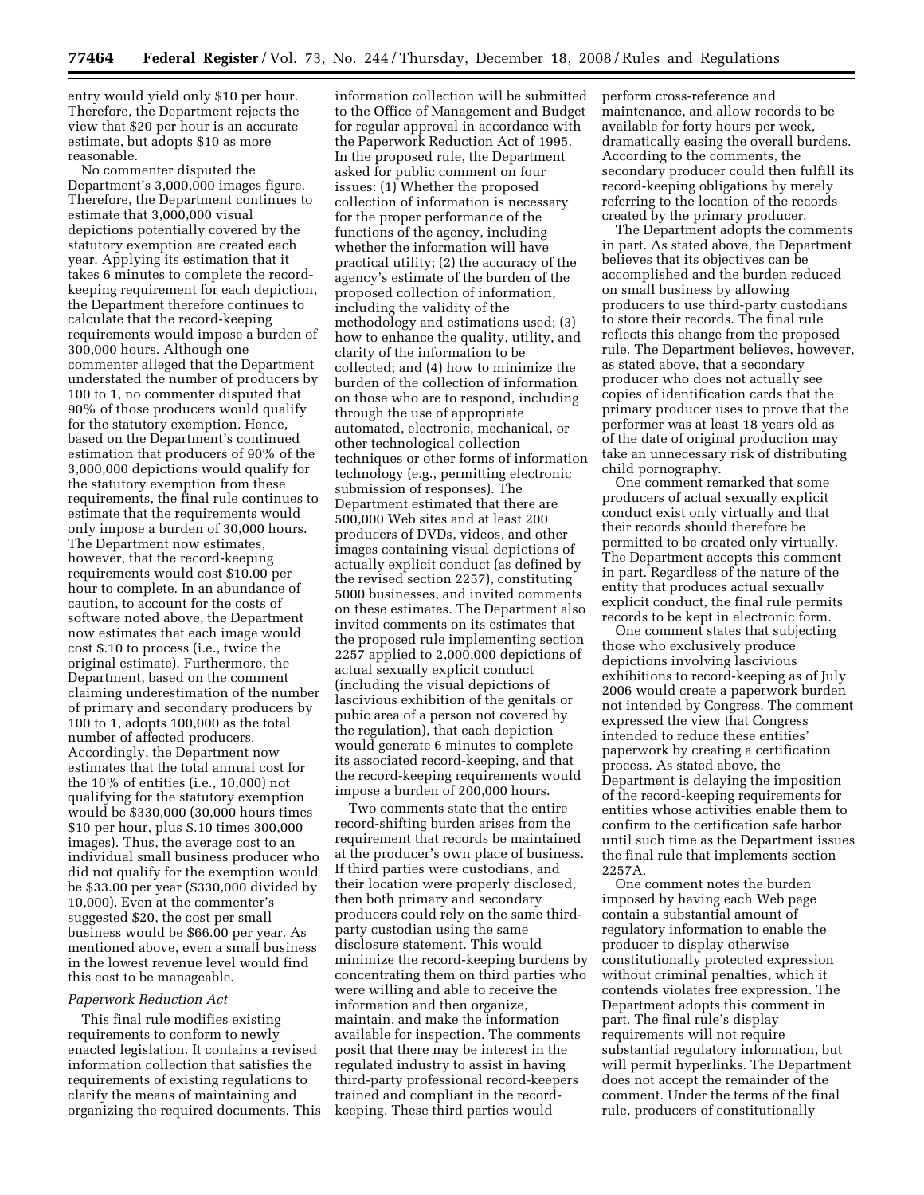entry would yield only $10 per hour. Therefore, the Department rejects the view that $20 per hour is an accurate estimate, but adopts $10 as more reasonable.

No commenter disputed the Department's 3,000,000 images figure. Therefore, the Department continues to estimate that 3,000,000 visual depictions potentially covered by the statutory exemption are created each year. Applying its estimation that it takes 6 minutes to complete the record-keeping requirement for each depiction, the Department therefore continues to calculate that the record-keeping requirements would impose a burden of 300,000 hours. Although one commenter alleged that the Department understated the number of producers by 100 to 1, no commenter disputed that 90% of those producers would qualify for the statutory exemption. Hence, based on the Department's continued estimation that producers of 90% of the 3,000,000 depictions would qualify for the statutory exemption from these requirements, the final rule continues to estimate that the requirements would only impose a burden of 30,000 hours. The Department now estimates, however, that the record-keeping requirements would cost $10.00 per hour to complete. In an abundance of caution, to account for the costs of software noted above, the Department now estimates that each image would cost $.10 to process (i.e., twice the original estimate). Furthermore, the Department, based on the comment claiming underestimation of the number of primary and secondary producers by 100 to 1, adopts 100,000 as the total number of affected producers. Accordingly, the Department now estimates that the total annual cost for the 10% of entities (i.e., 10,000) not qualifying for the statutory exemption would be $330,000 (30,000 hours times $10 per hour, plus $.10 times 300,000 images). Thus, the average cost to an individual small business producer who did not qualify for the exemption would be $33.00 per year ($330,000 divided by 10,000). Even at the commenter's suggested $20, the cost per small business would be $66.00 per year. As mentioned above, even a small business in the lowest revenue level would find this cost to be manageable.

*Paperwork Reduction Act*

This final rule modifies existing requirements to conform to newly enacted legislation. It contains a revised information collection that satisfies the requirements of existing regulations to clarify the means of maintaining and organizing the required documents. This information collection will be submitted to the Office of Management and Budget for regular approval in accordance with the Paperwork Reduction Act of 1995. In the proposed rule, the Department asked for public comment on four issues: (1) Whether the proposed collection of information is necessary for the proper performance of the functions of the agency, including whether the information will have practical utility; (2) the accuracy of the agency's estimate of the burden of the proposed collection of information, including the validity of the methodology and estimations used; (3) how to enhance the quality, utility, and clarity of the information to be collected; and (4) how to minimize the burden of the collection of information on those who are to respond, including through the use of appropriate automated, electronic, mechanical, or other technological collection techniques or other forms of information technology (e.g., permitting electronic submission of responses). The Department estimated that there are 500,000 Web sites and at least 200 producers of DVDs, videos, and other images containing visual depictions of actually explicit conduct (as defined by the revised section 2257), constituting 5000 businesses, and invited comments on these estimates. The Department also invited comments on its estimates that the proposed rule implementing section 2257 applied to 2,000,000 depictions of actual sexually explicit conduct (including the visual depictions of lascivious exhibition of the genitals or pubic area of a person not covered by the regulation), that each depiction would generate 6 minutes to complete its associated record-keeping, and that the record-keeping requirements would impose a burden of 200,000 hours.

Two comments state that the entire record-shifting burden arises from the requirement that records be maintained at the producer's own place of business. If third parties were custodians, and their location were properly disclosed, then both primary and secondary producers could rely on the same third-party custodian using the same disclosure statement. This would minimize the record-keeping burdens by concentrating them on third parties who were willing and able to receive the information and then organize, maintain, and make the information available for inspection. The comments posit that there may be interest in the regulated industry to assist in having third-party professional record-keepers trained and compliant in the record-keeping. These third parties would perform cross-reference and maintenance, and allow records to be available for forty hours per week, dramatically easing the overall burdens. According to the comments, the secondary producer could then fulfill its record-keeping obligations by merely referring to the location of the records created by the primary producer.

The Department adopts the comments in part. As stated above, the Department believes that its objectives can be accomplished and the burden reduced on small business by allowing producers to use third-party custodians to store their records. The final rule reflects this change from the proposed rule. The Department believes, however, as stated above, that a secondary producer who does not actually see copies of identification cards that the primary producer uses to prove that the performer was at least 18 years old as of the date of original production may take an unnecessary risk of distributing child pornography.

One comment remarked that some producers of actual sexually explicit conduct exist only virtually and that their records should therefore be permitted to be created only virtually. The Department accepts this comment in part. Regardless of the nature of the entity that produces actual sexually explicit conduct, the final rule permits records to be kept in electronic form.

One comment states that subjecting those who exclusively produce depictions involving lascivious exhibitions to record-keeping as of July 2006 would create a paperwork burden not intended by Congress. The comment expressed the view that Congress intended to reduce these entities' paperwork by creating a certification process. As stated above, the Department is delaying the imposition of the record-keeping requirements for entities whose activities enable them to confirm to the certification safe harbor until such time as the Department issues the final rule that implements section 2257A.

One comment notes the burden imposed by having each Web page contain a substantial amount of regulatory information to enable the producer to display otherwise constitutionally protected expression without criminal penalties, which it contends violates free expression. The Department adopts this comment in part. The final rule's display requirements will not require substantial regulatory information, but will permit hyperlinks. The Department does not accept the remainder of the comment. Under the terms of the final rule, producers of constitutionally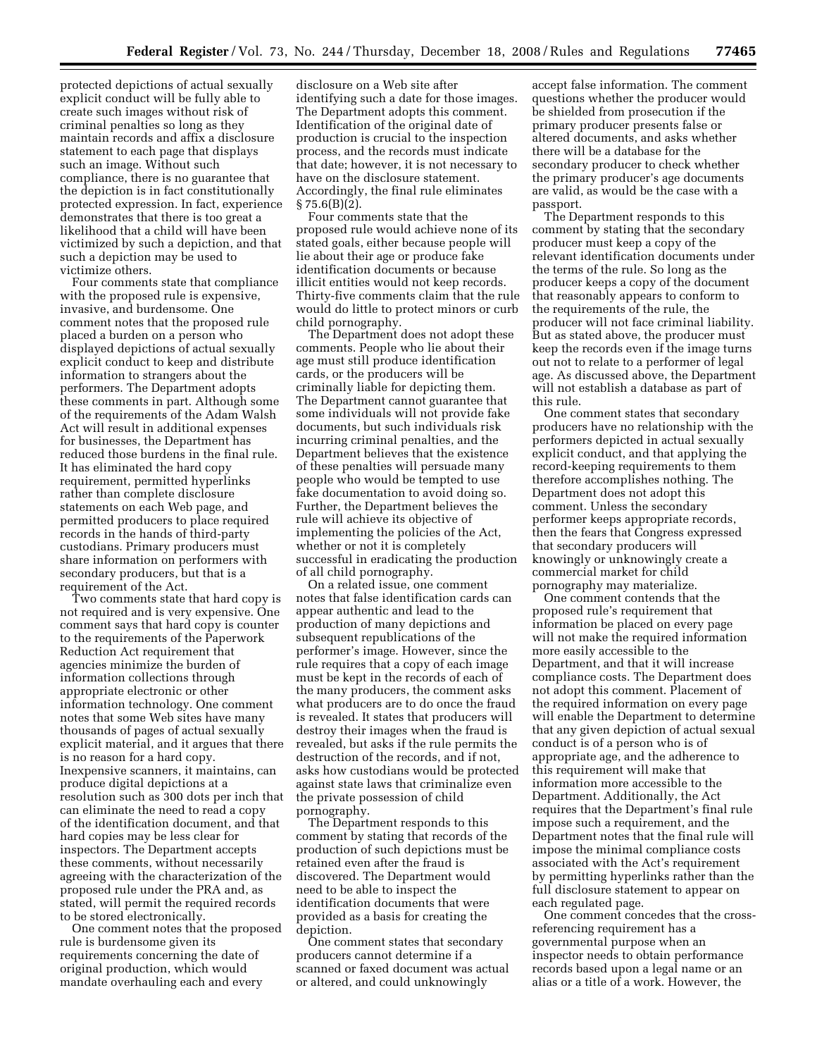protected depictions of actual sexually explicit conduct will be fully able to create such images without risk of criminal penalties so long as they maintain records and affix a disclosure statement to each page that displays such an image. Without such compliance, there is no guarantee that the depiction is in fact constitutionally protected expression. In fact, experience demonstrates that there is too great a likelihood that a child will have been victimized by such a depiction, and that such a depiction may be used to victimize others.

Four comments state that compliance with the proposed rule is expensive, invasive, and burdensome. One comment notes that the proposed rule placed a burden on a person who displayed depictions of actual sexually explicit conduct to keep and distribute information to strangers about the performers. The Department adopts these comments in part. Although some of the requirements of the Adam Walsh Act will result in additional expenses for businesses, the Department has reduced those burdens in the final rule. It has eliminated the hard copy requirement, permitted hyperlinks rather than complete disclosure statements on each Web page, and permitted producers to place required records in the hands of third-party custodians. Primary producers must share information on performers with secondary producers, but that is a requirement of the Act.

Two comments state that hard copy is not required and is very expensive. One comment says that hard copy is counter to the requirements of the Paperwork Reduction Act requirement that agencies minimize the burden of information collections through appropriate electronic or other information technology. One comment notes that some Web sites have many thousands of pages of actual sexually explicit material, and it argues that there is no reason for a hard copy. Inexpensive scanners, it maintains, can produce digital depictions at a resolution such as 300 dots per inch that can eliminate the need to read a copy of the identification document, and that hard copies may be less clear for inspectors. The Department accepts these comments, without necessarily agreeing with the characterization of the proposed rule under the PRA and, as stated, will permit the required records to be stored electronically.

One comment notes that the proposed rule is burdensome given its requirements concerning the date of original production, which would mandate overhauling each and every disclosure on a Web site after identifying such a date for those images. The Department adopts this comment. Identification of the original date of production is crucial to the inspection process, and the records must indicate that date; however, it is not necessary to have on the disclosure statement. Accordingly, the final rule eliminates § 75.6(B)(2).

Four comments state that the proposed rule would achieve none of its stated goals, either because people will lie about their age or produce fake identification documents or because illicit entities would not keep records. Thirty-five comments claim that the rule would do little to protect minors or curb child pornography.

The Department does not adopt these comments. People who lie about their age must still produce identification cards, or the producers will be criminally liable for depicting them. The Department cannot guarantee that some individuals will not provide fake documents, but such individuals risk incurring criminal penalties, and the Department believes that the existence of these penalties will persuade many people who would be tempted to use fake documentation to avoid doing so. Further, the Department believes the rule will achieve its objective of implementing the policies of the Act, whether or not it is completely successful in eradicating the production of all child pornography.

On a related issue, one comment notes that false identification cards can appear authentic and lead to the production of many depictions and subsequent republications of the performer's image. However, since the rule requires that a copy of each image must be kept in the records of each of the many producers, the comment asks what producers are to do once the fraud is revealed. It states that producers will destroy their images when the fraud is revealed, but asks if the rule permits the destruction of the records, and if not, asks how custodians would be protected against state laws that criminalize even the private possession of child pornography.

The Department responds to this comment by stating that records of the production of such depictions must be retained even after the fraud is discovered. The Department would need to be able to inspect the identification documents that were provided as a basis for creating the depiction.

One comment states that secondary producers cannot determine if a scanned or faxed document was actual or altered, and could unknowingly accept false information. The comment questions whether the producer would be shielded from prosecution if the primary producer presents false or altered documents, and asks whether there will be a database for the secondary producer to check whether the primary producer's age documents are valid, as would be the case with a passport.

The Department responds to this comment by stating that the secondary producer must keep a copy of the relevant identification documents under the terms of the rule. So long as the producer keeps a copy of the document that reasonably appears to conform to the requirements of the rule, the producer will not face criminal liability. But as stated above, the producer must keep the records even if the image turns out not to relate to a performer of legal age. As discussed above, the Department will not establish a database as part of this rule.

One comment states that secondary producers have no relationship with the performers depicted in actual sexually explicit conduct, and that applying the record-keeping requirements to them therefore accomplishes nothing. The Department does not adopt this comment. Unless the secondary performer keeps appropriate records, then the fears that Congress expressed that secondary producers will knowingly or unknowingly create a commercial market for child pornography may materialize.

One comment contends that the proposed rule's requirement that information be placed on every page will not make the required information more easily accessible to the Department, and that it will increase compliance costs. The Department does not adopt this comment. Placement of the required information on every page will enable the Department to determine that any given depiction of actual sexual conduct is of a person who is of appropriate age, and the adherence to this requirement will make that information more accessible to the Department. Additionally, the Act requires that the Department's final rule impose such a requirement, and the Department notes that the final rule will impose the minimal compliance costs associated with the Act's requirement by permitting hyperlinks rather than the full disclosure statement to appear on each regulated page.

One comment concedes that the cross-referencing requirement has a governmental purpose when an inspector needs to obtain performance records based upon a legal name or an alias or a title of a work. However, the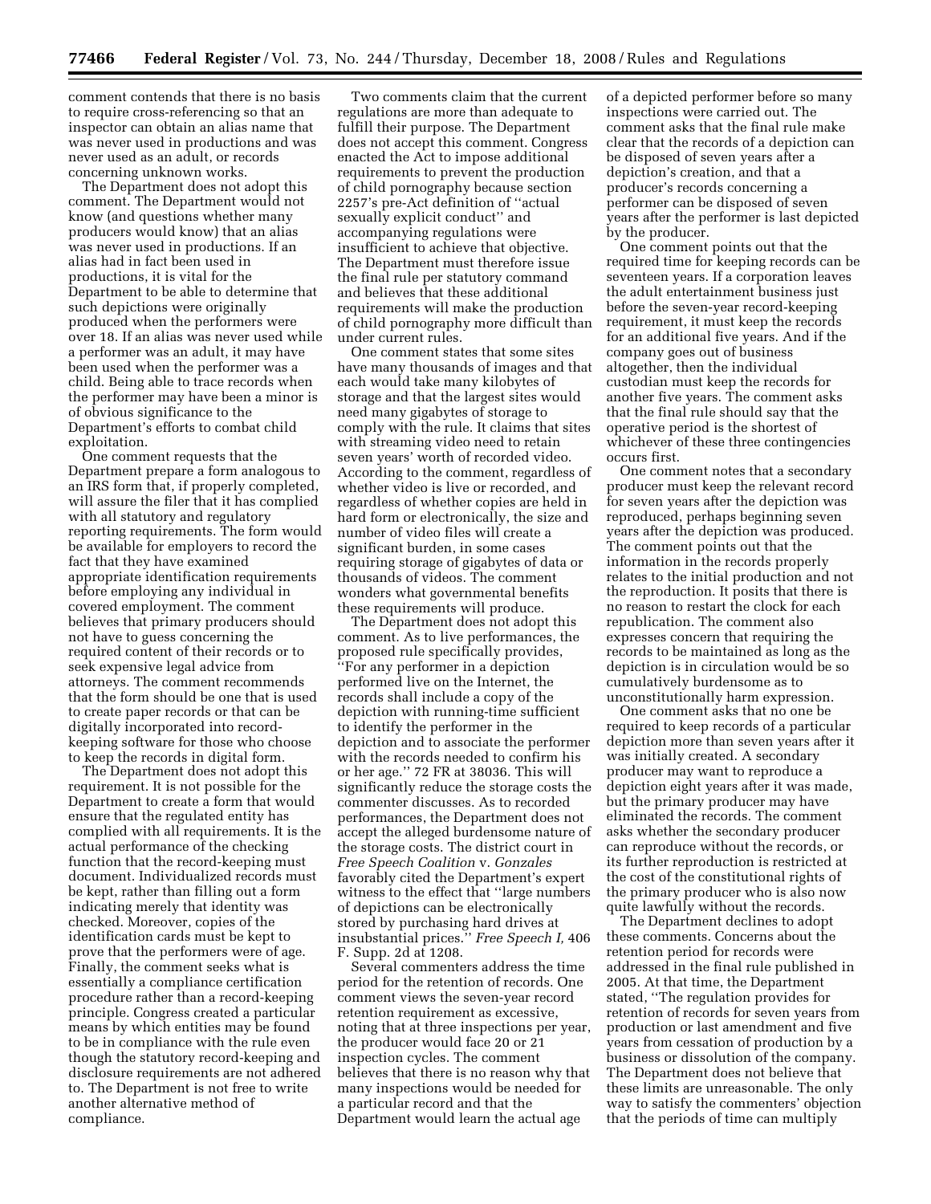comment contends that there is no basis to require cross-referencing so that an inspector can obtain an alias name that was never used in productions and was never used as an adult, or records concerning unknown works.

The Department does not adopt this comment. The Department would not know (and questions whether many producers would know) that an alias was never used in productions. If an alias had in fact been used in productions, it is vital for the Department to be able to determine that such depictions were originally produced when the performers were over 18. If an alias was never used while a performer was an adult, it may have been used when the performer was a child. Being able to trace records when the performer may have been a minor is of obvious significance to the Department's efforts to combat child exploitation.

One comment requests that the Department prepare a form analogous to an IRS form that, if properly completed, will assure the filer that it has complied with all statutory and regulatory reporting requirements. The form would be available for employers to record the fact that they have examined appropriate identification requirements before employing any individual in covered employment. The comment believes that primary producers should not have to guess concerning the required content of their records or to seek expensive legal advice from attorneys. The comment recommends that the form should be one that is used to create paper records or that can be digitally incorporated into record-keeping software for those who choose to keep the records in digital form.

The Department does not adopt this requirement. It is not possible for the Department to create a form that would ensure that the regulated entity has complied with all requirements. It is the actual performance of the checking function that the record-keeping must document. Individualized records must be kept, rather than filling out a form indicating merely that identity was checked. Moreover, copies of the identification cards must be kept to prove that the performers were of age. Finally, the comment seeks what is essentially a compliance certification procedure rather than a record-keeping principle. Congress created a particular means by which entities may be found to be in compliance with the rule even though the statutory record-keeping and disclosure requirements are not adhered to. The Department is not free to write another alternative method of compliance.

Two comments claim that the current regulations are more than adequate to fulfill their purpose. The Department does not accept this comment. Congress enacted the Act to impose additional requirements to prevent the production of child pornography because section 2257's pre-Act definition of ''actual sexually explicit conduct'' and accompanying regulations were insufficient to achieve that objective. The Department must therefore issue the final rule per statutory command and believes that these additional requirements will make the production of child pornography more difficult than under current rules.

One comment states that some sites have many thousands of images and that each would take many kilobytes of storage and that the largest sites would need many gigabytes of storage to comply with the rule. It claims that sites with streaming video need to retain seven years' worth of recorded video. According to the comment, regardless of whether video is live or recorded, and regardless of whether copies are held in hard form or electronically, the size and number of video files will create a significant burden, in some cases requiring storage of gigabytes of data or thousands of videos. The comment wonders what governmental benefits these requirements will produce.

The Department does not adopt this comment. As to live performances, the proposed rule specifically provides, ''For any performer in a depiction performed live on the Internet, the records shall include a copy of the depiction with running-time sufficient to identify the performer in the depiction and to associate the performer with the records needed to confirm his or her age.'' 72 FR at 38036. This will significantly reduce the storage costs the commenter discusses. As to recorded performances, the Department does not accept the alleged burdensome nature of the storage costs. The district court in *Free Speech Coalition* v. *Gonzales* favorably cited the Department's expert witness to the effect that ''large numbers of depictions can be electronically stored by purchasing hard drives at insubstantial prices.'' *Free Speech I,* 406 F. Supp. 2d at 1208.

Several commenters address the time period for the retention of records. One comment views the seven-year record retention requirement as excessive, noting that at three inspections per year, the producer would face 20 or 21 inspection cycles. The comment believes that there is no reason why that many inspections would be needed for a particular record and that the Department would learn the actual age of a depicted performer before so many inspections were carried out. The comment asks that the final rule make clear that the records of a depiction can be disposed of seven years after a depiction's creation, and that a producer's records concerning a performer can be disposed of seven years after the performer is last depicted by the producer.

One comment points out that the required time for keeping records can be seventeen years. If a corporation leaves the adult entertainment business just before the seven-year record-keeping requirement, it must keep the records for an additional five years. And if the company goes out of business altogether, then the individual custodian must keep the records for another five years. The comment asks that the final rule should say that the operative period is the shortest of whichever of these three contingencies occurs first.

One comment notes that a secondary producer must keep the relevant record for seven years after the depiction was reproduced, perhaps beginning seven years after the depiction was produced. The comment points out that the information in the records properly relates to the initial production and not the reproduction. It posits that there is no reason to restart the clock for each republication. The comment also expresses concern that requiring the records to be maintained as long as the depiction is in circulation would be so cumulatively burdensome as to unconstitutionally harm expression.

One comment asks that no one be required to keep records of a particular depiction more than seven years after it was initially created. A secondary producer may want to reproduce a depiction eight years after it was made, but the primary producer may have eliminated the records. The comment asks whether the secondary producer can reproduce without the records, or its further reproduction is restricted at the cost of the constitutional rights of the primary producer who is also now quite lawfully without the records.

The Department declines to adopt these comments. Concerns about the retention period for records were addressed in the final rule published in 2005. At that time, the Department stated, ''The regulation provides for retention of records for seven years from production or last amendment and five years from cessation of production by a business or dissolution of the company. The Department does not believe that these limits are unreasonable. The only way to satisfy the commenters' objection that the periods of time can multiply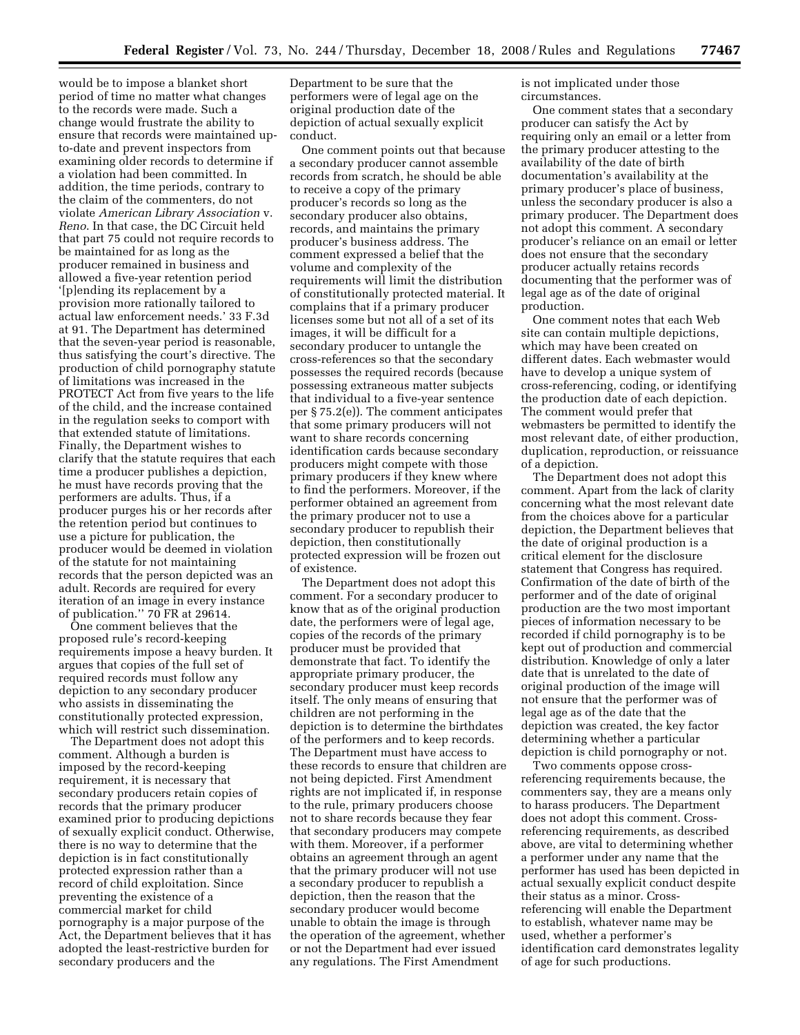would be to impose a blanket short period of time no matter what changes to the records were made. Such a change would frustrate the ability to ensure that records were maintained up-to-date and prevent inspectors from examining older records to determine if a violation had been committed. In addition, the time periods, contrary to the claim of the commenters, do not violate *American Library Association* v. *Reno*. In that case, the DC Circuit held that part 75 could not require records to be maintained for as long as the producer remained in business and allowed a five-year retention period '[p]ending its replacement by a provision more rationally tailored to actual law enforcement needs.' 33 F.3d at 91. The Department has determined that the seven-year period is reasonable, thus satisfying the court's directive. The production of child pornography statute of limitations was increased in the PROTECT Act from five years to the life of the child, and the increase contained in the regulation seeks to comport with that extended statute of limitations. Finally, the Department wishes to clarify that the statute requires that each time a producer publishes a depiction, he must have records proving that the performers are adults. Thus, if a producer purges his or her records after the retention period but continues to use a picture for publication, the producer would be deemed in violation of the statute for not maintaining records that the person depicted was an adult. Records are required for every iteration of an image in every instance of publication.'' 70 FR at 29614.

One comment believes that the proposed rule's record-keeping requirements impose a heavy burden. It argues that copies of the full set of required records must follow any depiction to any secondary producer who assists in disseminating the constitutionally protected expression, which will restrict such dissemination.

The Department does not adopt this comment. Although a burden is imposed by the record-keeping requirement, it is necessary that secondary producers retain copies of records that the primary producer examined prior to producing depictions of sexually explicit conduct. Otherwise, there is no way to determine that the depiction is in fact constitutionally protected expression rather than a record of child exploitation. Since preventing the existence of a commercial market for child pornography is a major purpose of the Act, the Department believes that it has adopted the least-restrictive burden for secondary producers and the Department to be sure that the performers were of legal age on the original production date of the depiction of actual sexually explicit conduct.

One comment points out that because a secondary producer cannot assemble records from scratch, he should be able to receive a copy of the primary producer's records so long as the secondary producer also obtains, records, and maintains the primary producer's business address. The comment expressed a belief that the volume and complexity of the requirements will limit the distribution of constitutionally protected material. It complains that if a primary producer licenses some but not all of a set of its images, it will be difficult for a secondary producer to untangle the cross-references so that the secondary possesses the required records (because possessing extraneous matter subjects that individual to a five-year sentence per § 75.2(e)). The comment anticipates that some primary producers will not want to share records concerning identification cards because secondary producers might compete with those primary producers if they knew where to find the performers. Moreover, if the performer obtained an agreement from the primary producer not to use a secondary producer to republish their depiction, then constitutionally protected expression will be frozen out of existence.

The Department does not adopt this comment. For a secondary producer to know that as of the original production date, the performers were of legal age, copies of the records of the primary producer must be provided that demonstrate that fact. To identify the appropriate primary producer, the secondary producer must keep records itself. The only means of ensuring that children are not performing in the depiction is to determine the birthdates of the performers and to keep records. The Department must have access to these records to ensure that children are not being depicted. First Amendment rights are not implicated if, in response to the rule, primary producers choose not to share records because they fear that secondary producers may compete with them. Moreover, if a performer obtains an agreement through an agent that the primary producer will not use a secondary producer to republish a depiction, then the reason that the secondary producer would become unable to obtain the image is through the operation of the agreement, whether or not the Department had ever issued any regulations. The First Amendment is not implicated under those circumstances.

One comment states that a secondary producer can satisfy the Act by requiring only an email or a letter from the primary producer attesting to the availability of the date of birth documentation's availability at the primary producer's place of business, unless the secondary producer is also a primary producer. The Department does not adopt this comment. A secondary producer's reliance on an email or letter does not ensure that the secondary producer actually retains records documenting that the performer was of legal age as of the date of original production.

One comment notes that each Web site can contain multiple depictions, which may have been created on different dates. Each webmaster would have to develop a unique system of cross-referencing, coding, or identifying the production date of each depiction. The comment would prefer that webmasters be permitted to identify the most relevant date, of either production, duplication, reproduction, or reissuance of a depiction.

The Department does not adopt this comment. Apart from the lack of clarity concerning what the most relevant date from the choices above for a particular depiction, the Department believes that the date of original production is a critical element for the disclosure statement that Congress has required. Confirmation of the date of birth of the performer and of the date of original production are the two most important pieces of information necessary to be recorded if child pornography is to be kept out of production and commercial distribution. Knowledge of only a later date that is unrelated to the date of original production of the image will not ensure that the performer was of legal age as of the date that the depiction was created, the key factor determining whether a particular depiction is child pornography or not.

Two comments oppose cross-referencing requirements because, the commenters say, they are a means only to harass producers. The Department does not adopt this comment. Cross-referencing requirements, as described above, are vital to determining whether a performer under any name that the performer has used has been depicted in actual sexually explicit conduct despite their status as a minor. Cross-referencing will enable the Department to establish, whatever name may be used, whether a performer's identification card demonstrates legality of age for such productions.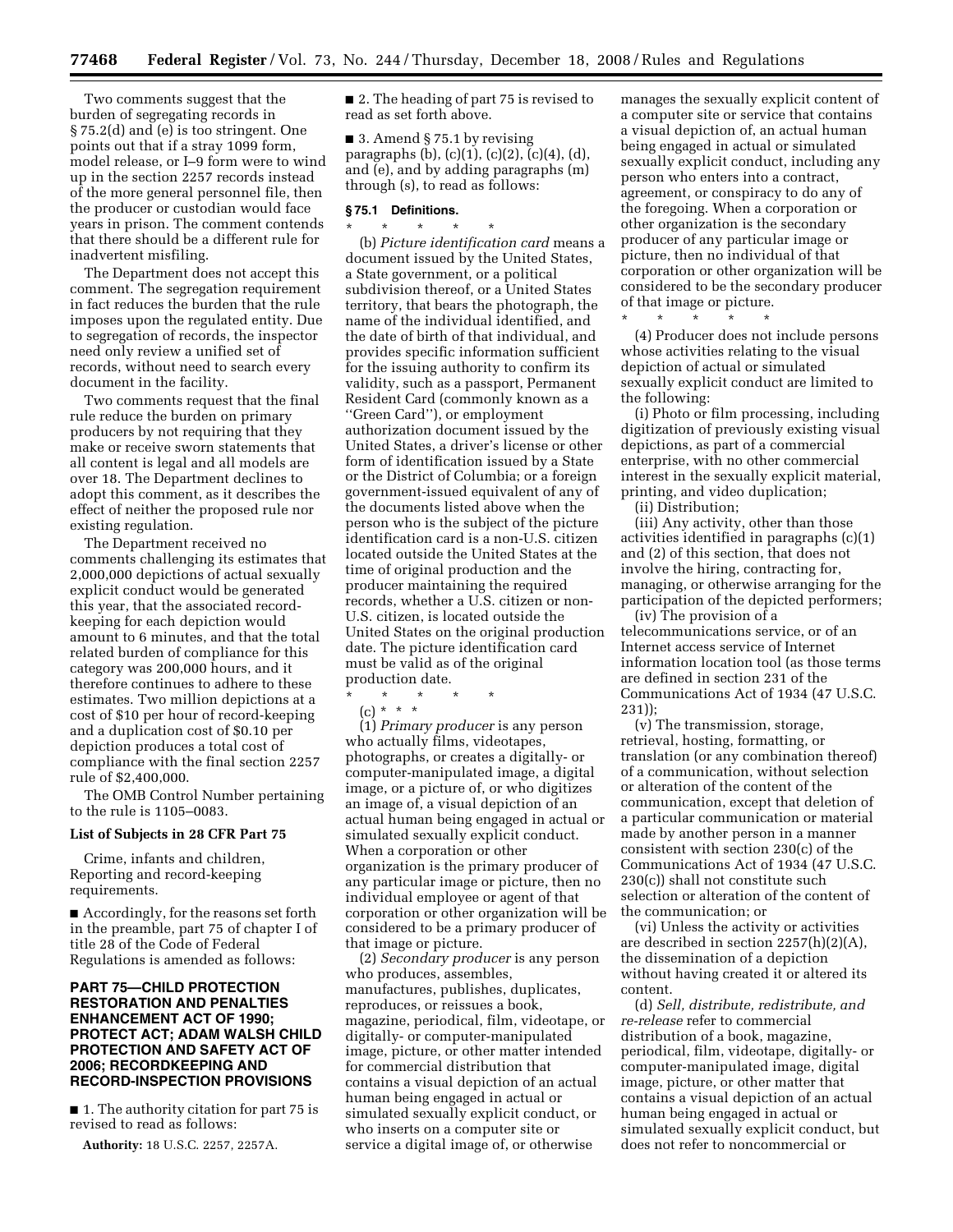Two comments suggest that the burden of segregating records in § 75.2(d) and (e) is too stringent. One points out that if a stray 1099 form, model release, or I–9 form were to wind up in the section 2257 records instead of the more general personnel file, then the producer or custodian would face years in prison. The comment contends that there should be a different rule for inadvertent misfiling.

The Department does not accept this comment. The segregation requirement in fact reduces the burden that the rule imposes upon the regulated entity. Due to segregation of records, the inspector need only review a unified set of records, without need to search every document in the facility.

Two comments request that the final rule reduce the burden on primary producers by not requiring that they make or receive sworn statements that all content is legal and all models are over 18. The Department declines to adopt this comment, as it describes the effect of neither the proposed rule nor existing regulation.

The Department received no comments challenging its estimates that 2,000,000 depictions of actual sexually explicit conduct would be generated this year, that the associated record-keeping for each depiction would amount to 6 minutes, and that the total related burden of compliance for this category was 200,000 hours, and it therefore continues to adhere to these estimates. Two million depictions at a cost of $10 per hour of record-keeping and a duplication cost of $0.10 per depiction produces a total cost of compliance with the final section 2257 rule of $2,400,000.

The OMB Control Number pertaining to the rule is 1105–0083.

### List of Subjects in 28 CFR Part 75

Crime, infants and children, Reporting and record-keeping requirements.

■ Accordingly, for the reasons set forth in the preamble, part 75 of chapter I of title 28 of the Code of Federal Regulations is amended as follows:

## PART 75—CHILD PROTECTION RESTORATION AND PENALTIES ENHANCEMENT ACT OF 1990; PROTECT ACT; ADAM WALSH CHILD PROTECTION AND SAFETY ACT OF 2006; RECORDKEEPING AND RECORD-INSPECTION PROVISIONS

■ 1. The authority citation for part 75 is revised to read as follows:

**Authority:** 18 U.S.C. 2257, 2257A.

■ 2. The heading of part 75 is revised to read as set forth above.

■ 3. Amend § 75.1 by revising paragraphs (b), (c)(1), (c)(2), (c)(4), (d), and (e), and by adding paragraphs (m) through (s), to read as follows:

### § 75.1 Definitions.

\* \* \* \* \*

(b) *Picture identification card* means a document issued by the United States, a State government, or a political subdivision thereof, or a United States territory, that bears the photograph, the name of the individual identified, and the date of birth of that individual, and provides specific information sufficient for the issuing authority to confirm its validity, such as a passport, Permanent Resident Card (commonly known as a "Green Card"), or employment authorization document issued by the United States, a driver's license or other form of identification issued by a State or the District of Columbia; or a foreign government-issued equivalent of any of the documents listed above when the person who is the subject of the picture identification card is a non-U.S. citizen located outside the United States at the time of original production and the producer maintaining the required records, whether a U.S. citizen or non-U.S. citizen, is located outside the United States on the original production date. The picture identification card must be valid as of the original production date.

\* \* \* \* \*

(c) \* \* \*

(1) *Primary producer* is any person who actually films, videotapes, photographs, or creates a digitally- or computer-manipulated image, a digital image, or a picture of, or who digitizes an image of, a visual depiction of an actual human being engaged in actual or simulated sexually explicit conduct. When a corporation or other organization is the primary producer of any particular image or picture, then no individual employee or agent of that corporation or other organization will be considered to be a primary producer of that image or picture.

(2) *Secondary producer* is any person who produces, assembles, manufactures, publishes, duplicates, reproduces, or reissues a book, magazine, periodical, film, videotape, or digitally- or computer-manipulated image, picture, or other matter intended for commercial distribution that contains a visual depiction of an actual human being engaged in actual or simulated sexually explicit conduct, or who inserts on a computer site or service a digital image of, or otherwise manages the sexually explicit content of a computer site or service that contains a visual depiction of, an actual human being engaged in actual or simulated sexually explicit conduct, including any person who enters into a contract, agreement, or conspiracy to do any of the foregoing. When a corporation or other organization is the secondary producer of any particular image or picture, then no individual of that corporation or other organization will be considered to be the secondary producer of that image or picture.

\* \* \* \* \*

(4) Producer does not include persons whose activities relating to the visual depiction of actual or simulated sexually explicit conduct are limited to the following:

(i) Photo or film processing, including digitization of previously existing visual depictions, as part of a commercial enterprise, with no other commercial interest in the sexually explicit material, printing, and video duplication;

(ii) Distribution;

(iii) Any activity, other than those activities identified in paragraphs (c)(1) and (2) of this section, that does not involve the hiring, contracting for, managing, or otherwise arranging for the participation of the depicted performers;

(iv) The provision of a telecommunications service, or of an Internet access service of Internet information location tool (as those terms are defined in section 231 of the Communications Act of 1934 (47 U.S.C. 231));

(v) The transmission, storage, retrieval, hosting, formatting, or translation (or any combination thereof) of a communication, without selection or alteration of the content of the communication, except that deletion of a particular communication or material made by another person in a manner consistent with section 230(c) of the Communications Act of 1934 (47 U.S.C. 230(c)) shall not constitute such selection or alteration of the content of the communication; or

(vi) Unless the activity or activities are described in section 2257(h)(2)(A), the dissemination of a depiction without having created it or altered its content.

(d) *Sell, distribute, redistribute, and re-release* refer to commercial distribution of a book, magazine, periodical, film, videotape, digitally- or computer-manipulated image, digital image, picture, or other matter that contains a visual depiction of an actual human being engaged in actual or simulated sexually explicit conduct, but does not refer to noncommercial or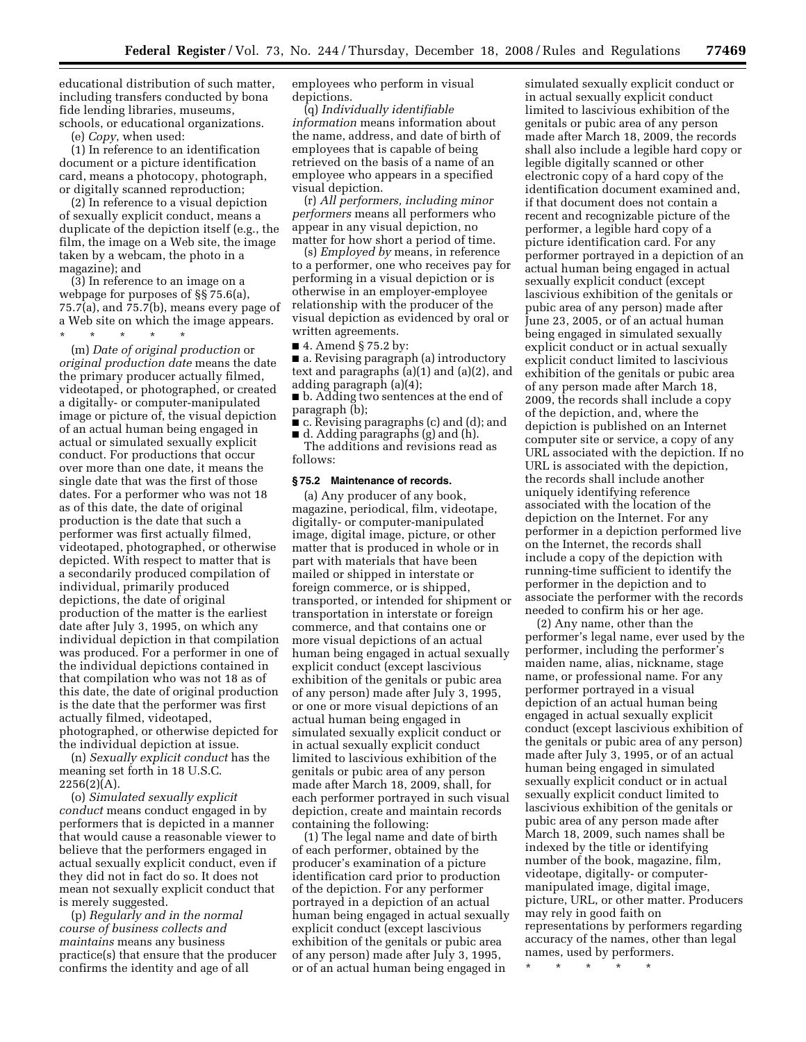educational distribution of such matter, including transfers conducted by bona fide lending libraries, museums, schools, or educational organizations.

(e) *Copy*, when used:

(1) In reference to an identification document or a picture identification card, means a photocopy, photograph, or digitally scanned reproduction;

(2) In reference to a visual depiction of sexually explicit conduct, means a duplicate of the depiction itself (e.g., the film, the image on a Web site, the image taken by a webcam, the photo in a magazine); and

(3) In reference to an image on a webpage for purposes of §§ 75.6(a), 75.7(a), and 75.7(b), means every page of a Web site on which the image appears.

\* \* \* \* \*

(m) *Date of original production* or *original production date* means the date the primary producer actually filmed, videotaped, or photographed, or created a digitally- or computer-manipulated image or picture of, the visual depiction of an actual human being engaged in actual or simulated sexually explicit conduct. For productions that occur over more than one date, it means the single date that was the first of those dates. For a performer who was not 18 as of this date, the date of original production is the date that such a performer was first actually filmed, videotaped, photographed, or otherwise depicted. With respect to matter that is a secondarily produced compilation of individual, primarily produced depictions, the date of original production of the matter is the earliest date after July 3, 1995, on which any individual depiction in that compilation was produced. For a performer in one of the individual depictions contained in that compilation who was not 18 as of this date, the date of original production is the date that the performer was first actually filmed, videotaped, photographed, or otherwise depicted for the individual depiction at issue.

(n) *Sexually explicit conduct* has the meaning set forth in 18 U.S.C. 2256(2)(A).

(o) *Simulated sexually explicit conduct* means conduct engaged in by performers that is depicted in a manner that would cause a reasonable viewer to believe that the performers engaged in actual sexually explicit conduct, even if they did not in fact do so. It does not mean not sexually explicit conduct that is merely suggested.

(p) *Regularly and in the normal course of business collects and maintains* means any business practice(s) that ensure that the producer confirms the identity and age of all employees who perform in visual depictions.

(q) *Individually identifiable information* means information about the name, address, and date of birth of employees that is capable of being retrieved on the basis of a name of an employee who appears in a specified visual depiction.

(r) *All performers, including minor performers* means all performers who appear in any visual depiction, no matter for how short a period of time.

(s) *Employed by* means, in reference to a performer, one who receives pay for performing in a visual depiction or is otherwise in an employer-employee relationship with the producer of the visual depiction as evidenced by oral or written agreements.

■ 4. Amend § 75.2 by:

■ a. Revising paragraph (a) introductory text and paragraphs (a)(1) and (a)(2), and adding paragraph (a)(4);

■ b. Adding two sentences at the end of paragraph (b);

■ c. Revising paragraphs (c) and (d); and

■ d. Adding paragraphs (g) and (h).

The additions and revisions read as follows:

#### § 75.2 Maintenance of records.

(a) Any producer of any book, magazine, periodical, film, videotape, digitally- or computer-manipulated image, digital image, picture, or other matter that is produced in whole or in part with materials that have been mailed or shipped in interstate or foreign commerce, or is shipped, transported, or intended for shipment or transportation in interstate or foreign commerce, and that contains one or more visual depictions of an actual human being engaged in actual sexually explicit conduct (except lascivious exhibition of the genitals or pubic area of any person) made after July 3, 1995, or one or more visual depictions of an actual human being engaged in simulated sexually explicit conduct or in actual sexually explicit conduct limited to lascivious exhibition of the genitals or pubic area of any person made after March 18, 2009, shall, for each performer portrayed in such visual depiction, create and maintain records containing the following:

(1) The legal name and date of birth of each performer, obtained by the producer's examination of a picture identification card prior to production of the depiction. For any performer portrayed in a depiction of an actual human being engaged in actual sexually explicit conduct (except lascivious exhibition of the genitals or pubic area of any person) made after July 3, 1995, or of an actual human being engaged in simulated sexually explicit conduct or in actual sexually explicit conduct limited to lascivious exhibition of the genitals or pubic area of any person made after March 18, 2009, the records shall also include a legible hard copy or legible digitally scanned or other electronic copy of a hard copy of the identification document examined and, if that document does not contain a recent and recognizable picture of the performer, a legible hard copy of a picture identification card. For any performer portrayed in a depiction of an actual human being engaged in actual sexually explicit conduct (except lascivious exhibition of the genitals or pubic area of any person) made after June 23, 2005, or of an actual human being engaged in simulated sexually explicit conduct or in actual sexually explicit conduct limited to lascivious exhibition of the genitals or pubic area of any person made after March 18, 2009, the records shall include a copy of the depiction, and, where the depiction is published on an Internet computer site or service, a copy of any URL associated with the depiction. If no URL is associated with the depiction, the records shall include another uniquely identifying reference associated with the location of the depiction on the Internet. For any performer in a depiction performed live on the Internet, the records shall include a copy of the depiction with running-time sufficient to identify the performer in the depiction and to associate the performer with the records needed to confirm his or her age.

(2) Any name, other than the performer's legal name, ever used by the performer, including the performer's maiden name, alias, nickname, stage name, or professional name. For any performer portrayed in a visual depiction of an actual human being engaged in actual sexually explicit conduct (except lascivious exhibition of the genitals or pubic area of any person) made after July 3, 1995, or of an actual human being engaged in simulated sexually explicit conduct or in actual sexually explicit conduct limited to lascivious exhibition of the genitals or pubic area of any person made after March 18, 2009, such names shall be indexed by the title or identifying number of the book, magazine, film, videotape, digitally- or computer-manipulated image, digital image, picture, URL, or other matter. Producers may rely in good faith on representations by performers regarding accuracy of the names, other than legal names, used by performers.

\* \* \* \* \*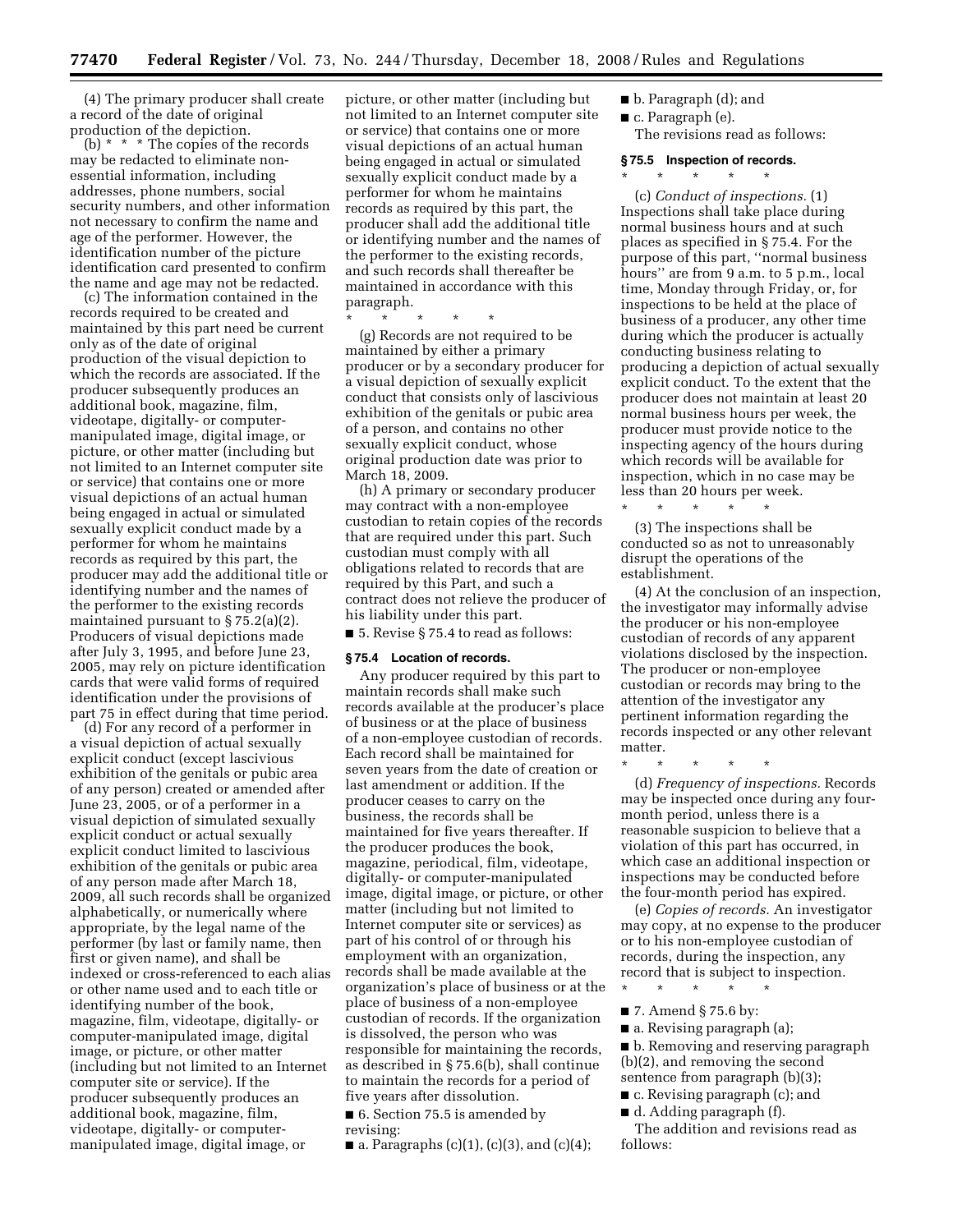(4) The primary producer shall create a record of the date of original production of the depiction.

(b) * * * The copies of the records may be redacted to eliminate non-essential information, including addresses, phone numbers, social security numbers, and other information not necessary to confirm the name and age of the performer. However, the identification number of the picture identification card presented to confirm the name and age may not be redacted.

(c) The information contained in the records required to be created and maintained by this part need be current only as of the date of original production of the visual depiction to which the records are associated. If the producer subsequently produces an additional book, magazine, film, videotape, digitally- or computer-manipulated image, digital image, or picture, or other matter (including but not limited to an Internet computer site or service) that contains one or more visual depictions of an actual human being engaged in actual or simulated sexually explicit conduct made by a performer for whom he maintains records as required by this part, the producer may add the additional title or identifying number and the names of the performer to the existing records maintained pursuant to § 75.2(a)(2). Producers of visual depictions made after July 3, 1995, and before June 23, 2005, may rely on picture identification cards that were valid forms of required identification under the provisions of part 75 in effect during that time period.

(d) For any record of a performer in a visual depiction of actual sexually explicit conduct (except lascivious exhibition of the genitals or pubic area of any person) created or amended after June 23, 2005, or of a performer in a visual depiction of simulated sexually explicit conduct or actual sexually explicit conduct limited to lascivious exhibition of the genitals or pubic area of any person made after March 18, 2009, all such records shall be organized alphabetically, or numerically where appropriate, by the legal name of the performer (by last or family name, then first or given name), and shall be indexed or cross-referenced to each alias or other name used and to each title or identifying number of the book, magazine, film, videotape, digitally- or computer-manipulated image, digital image, or picture, or other matter (including but not limited to an Internet computer site or service). If the producer subsequently produces an additional book, magazine, film, videotape, digitally- or computer-manipulated image, digital image, or picture, or other matter (including but not limited to an Internet computer site or service) that contains one or more visual depictions of an actual human being engaged in actual or simulated sexually explicit conduct made by a performer for whom he maintains records as required by this part, the producer shall add the additional title or identifying number and the names of the performer to the existing records, and such records shall thereafter be maintained in accordance with this paragraph.

\* \* \* \* \*

(g) Records are not required to be maintained by either a primary producer or by a secondary producer for a visual depiction of sexually explicit conduct that consists only of lascivious exhibition of the genitals or pubic area of a person, and contains no other sexually explicit conduct, whose original production date was prior to March 18, 2009.

(h) A primary or secondary producer may contract with a non-employee custodian to retain copies of the records that are required under this part. Such custodian must comply with all obligations related to records that are required by this Part, and such a contract does not relieve the producer of his liability under this part.

■ 5. Revise § 75.4 to read as follows:

### § 75.4 Location of records.

Any producer required by this part to maintain records shall make such records available at the producer's place of business or at the place of business of a non-employee custodian of records. Each record shall be maintained for seven years from the date of creation or last amendment or addition. If the producer ceases to carry on the business, the records shall be maintained for five years thereafter. If the producer produces the book, magazine, periodical, film, videotape, digitally- or computer-manipulated image, digital image, or picture, or other matter (including but not limited to Internet computer site or services) as part of his control of or through his employment with an organization, records shall be made available at the organization's place of business or at the place of business of a non-employee custodian of records. If the organization is dissolved, the person who was responsible for maintaining the records, as described in § 75.6(b), shall continue to maintain the records for a period of five years after dissolution.

■ 6. Section 75.5 is amended by revising:

■ a. Paragraphs (c)(1), (c)(3), and (c)(4);

■ b. Paragraph (d); and

■ c. Paragraph (e).

The revisions read as follows:

### § 75.5 Inspection of records.

\* \* \* \* \*

(c) *Conduct of inspections.* (1) Inspections shall take place during normal business hours and at such places as specified in § 75.4. For the purpose of this part, "normal business hours" are from 9 a.m. to 5 p.m., local time, Monday through Friday, or, for inspections to be held at the place of business of a producer, any other time during which the producer is actually conducting business relating to producing a depiction of actual sexually explicit conduct. To the extent that the producer does not maintain at least 20 normal business hours per week, the producer must provide notice to the inspecting agency of the hours during which records will be available for inspection, which in no case may be less than 20 hours per week.

\* \* \* \* \*

(3) The inspections shall be conducted so as not to unreasonably disrupt the operations of the establishment.

(4) At the conclusion of an inspection, the investigator may informally advise the producer or his non-employee custodian of records of any apparent violations disclosed by the inspection. The producer or non-employee custodian or records may bring to the attention of the investigator any pertinent information regarding the records inspected or any other relevant matter.

\* \* \* \* \*

(d) *Frequency of inspections.* Records may be inspected once during any four-month period, unless there is a reasonable suspicion to believe that a violation of this part has occurred, in which case an additional inspection or inspections may be conducted before the four-month period has expired.

(e) *Copies of records.* An investigator may copy, at no expense to the producer or to his non-employee custodian of records, during the inspection, any record that is subject to inspection.

\* \* \* \* \*

■ 7. Amend § 75.6 by:

■ a. Revising paragraph (a);

■ b. Removing and reserving paragraph (b)(2), and removing the second sentence from paragraph (b)(3);

■ c. Revising paragraph (c); and

■ d. Adding paragraph (f).

The addition and revisions read as follows: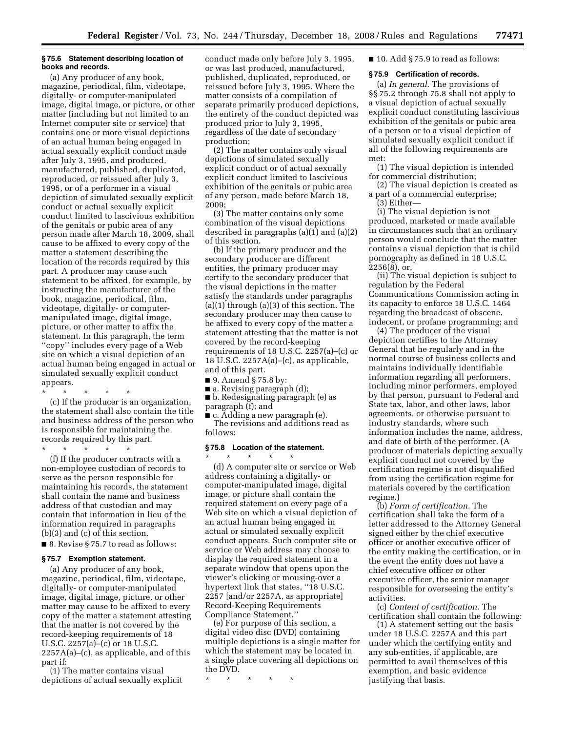**§ 75.6 Statement describing location of books and records.**

(a) Any producer of any book, magazine, periodical, film, videotape, digitally- or computer-manipulated image, digital image, or picture, or other matter (including but not limited to an Internet computer site or service) that contains one or more visual depictions of an actual human being engaged in actual sexually explicit conduct made after July 3, 1995, and produced, manufactured, published, duplicated, reproduced, or reissued after July 3, 1995, or of a performer in a visual depiction of simulated sexually explicit conduct or actual sexually explicit conduct limited to lascivious exhibition of the genitals or pubic area of any person made after March 18, 2009, shall cause to be affixed to every copy of the matter a statement describing the location of the records required by this part. A producer may cause such statement to be affixed, for example, by instructing the manufacturer of the book, magazine, periodical, film, videotape, digitally- or computer-manipulated image, digital image, picture, or other matter to affix the statement. In this paragraph, the term ''copy'' includes every page of a Web site on which a visual depiction of an actual human being engaged in actual or simulated sexually explicit conduct appears.

\* \* \* \* \*

(c) If the producer is an organization, the statement shall also contain the title and business address of the person who is responsible for maintaining the records required by this part.

\* \* \* \* \*

(f) If the producer contracts with a non-employee custodian of records to serve as the person responsible for maintaining his records, the statement shall contain the name and business address of that custodian and may contain that information in lieu of the information required in paragraphs (b)(3) and (c) of this section.

■ 8. Revise § 75.7 to read as follows:

**§ 75.7 Exemption statement.**

(a) Any producer of any book, magazine, periodical, film, videotape, digitally- or computer-manipulated image, digital image, picture, or other matter may cause to be affixed to every copy of the matter a statement attesting that the matter is not covered by the record-keeping requirements of 18 U.S.C. 2257(a)–(c) or 18 U.S.C. 2257A(a)–(c), as applicable, and of this part if:

(1) The matter contains visual depictions of actual sexually explicit conduct made only before July 3, 1995, or was last produced, manufactured, published, duplicated, reproduced, or reissued before July 3, 1995. Where the matter consists of a compilation of separate primarily produced depictions, the entirety of the conduct depicted was produced prior to July 3, 1995, regardless of the date of secondary production;

(2) The matter contains only visual depictions of simulated sexually explicit conduct or of actual sexually explicit conduct limited to lascivious exhibition of the genitals or pubic area of any person, made before March 18, 2009;

(3) The matter contains only some combination of the visual depictions described in paragraphs (a)(1) and (a)(2) of this section.

(b) If the primary producer and the secondary producer are different entities, the primary producer may certify to the secondary producer that the visual depictions in the matter satisfy the standards under paragraphs (a)(1) through (a)(3) of this section. The secondary producer may then cause to be affixed to every copy of the matter a statement attesting that the matter is not covered by the record-keeping requirements of 18 U.S.C. 2257(a)–(c) or 18 U.S.C. 2257A(a)–(c), as applicable, and of this part.

■ 9. Amend § 75.8 by:

■ a. Revising paragraph (d);

■ b. Redesignating paragraph (e) as paragraph (f); and

■ c. Adding a new paragraph (e).

The revisions and additions read as follows:

**§ 75.8 Location of the statement.**

\* \* \* \* \*

(d) A computer site or service or Web address containing a digitally- or computer-manipulated image, digital image, or picture shall contain the required statement on every page of a Web site on which a visual depiction of an actual human being engaged in actual or simulated sexually explicit conduct appears. Such computer site or service or Web address may choose to display the required statement in a separate window that opens upon the viewer's clicking or mousing-over a hypertext link that states, ''18 U.S.C. 2257 [and/or 2257A, as appropriate] Record-Keeping Requirements Compliance Statement.''

(e) For purpose of this section, a digital video disc (DVD) containing multiple depictions is a single matter for which the statement may be located in a single place covering all depictions on the DVD.

\* \* \* \* \*

■ 10. Add § 75.9 to read as follows:

**§ 75.9 Certification of records.**

(a) *In general.* The provisions of §§ 75.2 through 75.8 shall not apply to a visual depiction of actual sexually explicit conduct constituting lascivious exhibition of the genitals or pubic area of a person or to a visual depiction of simulated sexually explicit conduct if all of the following requirements are met:

(1) The visual depiction is intended for commercial distribution;

(2) The visual depiction is created as a part of a commercial enterprise;

(3) Either—

(i) The visual depiction is not produced, marketed or made available in circumstances such that an ordinary person would conclude that the matter contains a visual depiction that is child pornography as defined in 18 U.S.C. 2256(8), or,

(ii) The visual depiction is subject to regulation by the Federal Communications Commission acting in its capacity to enforce 18 U.S.C. 1464 regarding the broadcast of obscene, indecent, or profane programming; and

(4) The producer of the visual depiction certifies to the Attorney General that he regularly and in the normal course of business collects and maintains individually identifiable information regarding all performers, including minor performers, employed by that person, pursuant to Federal and State tax, labor, and other laws, labor agreements, or otherwise pursuant to industry standards, where such information includes the name, address, and date of birth of the performer. (A producer of materials depicting sexually explicit conduct not covered by the certification regime is not disqualified from using the certification regime for materials covered by the certification regime.)

(b) *Form of certification.* The certification shall take the form of a letter addressed to the Attorney General signed either by the chief executive officer or another executive officer of the entity making the certification, or in the event the entity does not have a chief executive officer or other executive officer, the senior manager responsible for overseeing the entity's activities.

(c) *Content of certification.* The certification shall contain the following:

(1) A statement setting out the basis under 18 U.S.C. 2257A and this part under which the certifying entity and any sub-entities, if applicable, are permitted to avail themselves of this exemption, and basic evidence justifying that basis.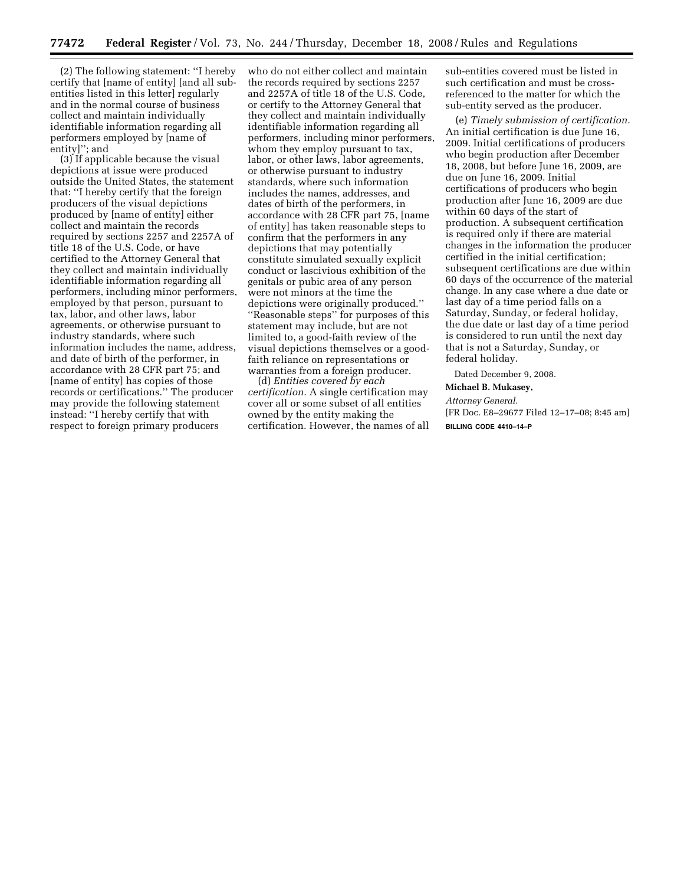(2) The following statement: "I hereby certify that [name of entity] [and all sub-entities listed in this letter] regularly and in the normal course of business collect and maintain individually identifiable information regarding all performers employed by [name of entity]"; and

(3) If applicable because the visual depictions at issue were produced outside the United States, the statement that: "I hereby certify that the foreign producers of the visual depictions produced by [name of entity] either collect and maintain the records required by sections 2257 and 2257A of title 18 of the U.S. Code, or have certified to the Attorney General that they collect and maintain individually identifiable information regarding all performers, including minor performers, employed by that person, pursuant to tax, labor, and other laws, labor agreements, or otherwise pursuant to industry standards, where such information includes the name, address, and date of birth of the performer, in accordance with 28 CFR part 75; and [name of entity] has copies of those records or certifications." The producer may provide the following statement instead: "I hereby certify that with respect to foreign primary producers who do not either collect and maintain the records required by sections 2257 and 2257A of title 18 of the U.S. Code, or certify to the Attorney General that they collect and maintain individually identifiable information regarding all performers, including minor performers, whom they employ pursuant to tax, labor, or other laws, labor agreements, or otherwise pursuant to industry standards, where such information includes the names, addresses, and dates of birth of the performers, in accordance with 28 CFR part 75, [name of entity] has taken reasonable steps to confirm that the performers in any depictions that may potentially constitute simulated sexually explicit conduct or lascivious exhibition of the genitals or pubic area of any person were not minors at the time the depictions were originally produced." "Reasonable steps" for purposes of this statement may include, but are not limited to, a good-faith review of the visual depictions themselves or a good-faith reliance on representations or warranties from a foreign producer.

(d) *Entities covered by each certification.* A single certification may cover all or some subset of all entities owned by the entity making the certification. However, the names of all sub-entities covered must be listed in such certification and must be cross-referenced to the matter for which the sub-entity served as the producer.

(e) *Timely submission of certification.* An initial certification is due June 16, 2009. Initial certifications of producers who begin production after December 18, 2008, but before June 16, 2009, are due on June 16, 2009. Initial certifications of producers who begin production after June 16, 2009 are due within 60 days of the start of production. A subsequent certification is required only if there are material changes in the information the producer certified in the initial certification; subsequent certifications are due within 60 days of the occurrence of the material change. In any case where a due date or last day of a time period falls on a Saturday, Sunday, or federal holiday, the due date or last day of a time period is considered to run until the next day that is not a Saturday, Sunday, or federal holiday.

Dated December 9, 2008.

**Michael B. Mukasey,**

*Attorney General.*

[FR Doc. E8–29677 Filed 12–17–08; 8:45 am]

**BILLING CODE 4410–14–P**